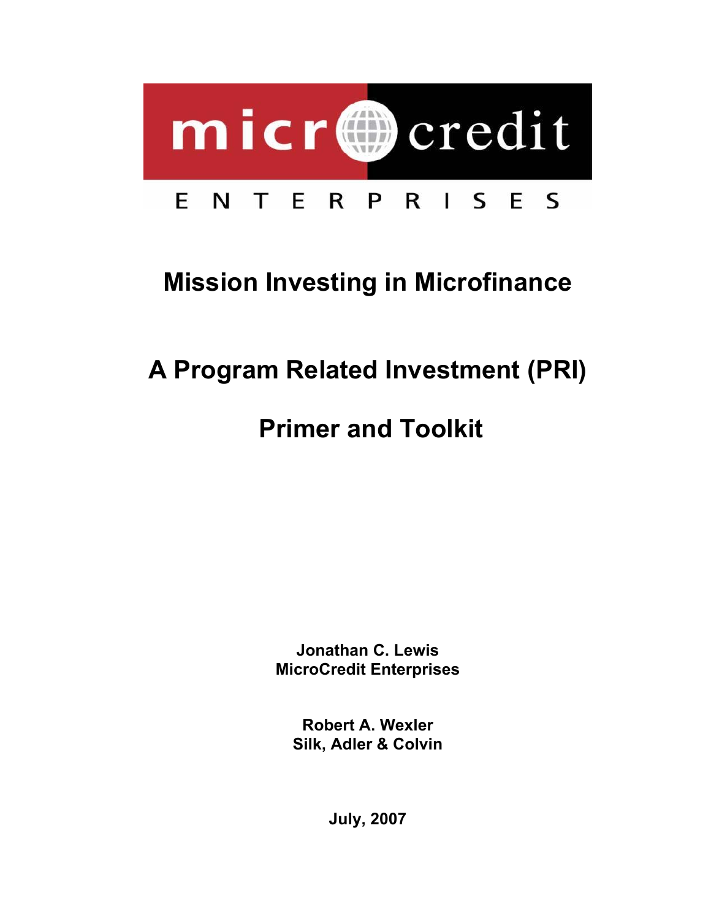micr credit

ENTERPRISES

# Mission Investing in Microfinance

# A Program Related Investment (PRI)

# Primer and Toolkit

**Jonathan C. Lewis**
**MicroCredit Enterprises**

**Robert A. Wexler**
**Silk, Adler & Colvin**

**July, 2007**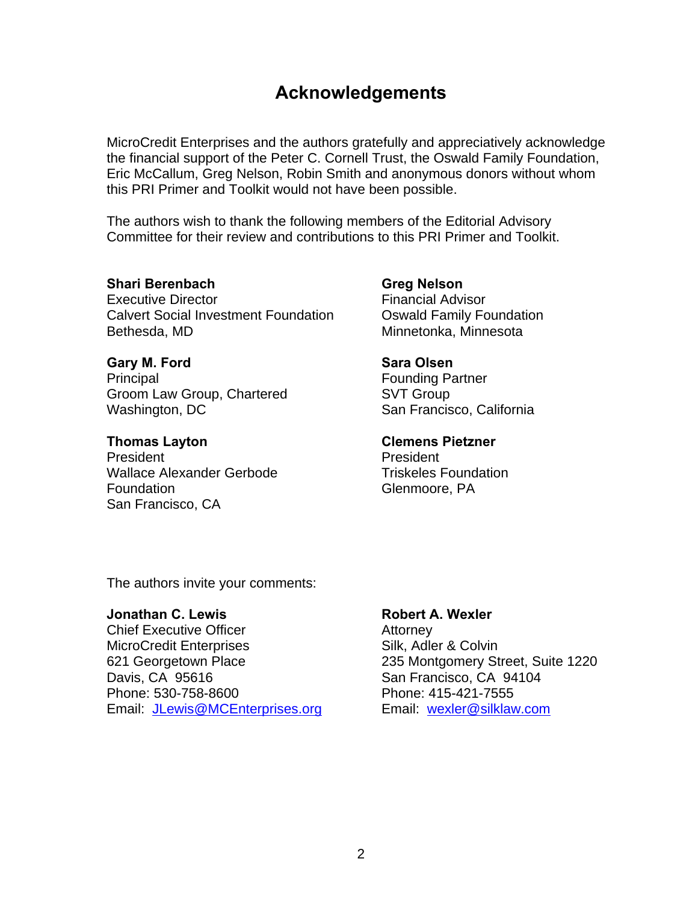# Acknowledgements

MicroCredit Enterprises and the authors gratefully and appreciatively acknowledge the financial support of the Peter C. Cornell Trust, the Oswald Family Foundation, Eric McCallum, Greg Nelson, Robin Smith and anonymous donors without whom this PRI Primer and Toolkit would not have been possible.

The authors wish to thank the following members of the Editorial Advisory Committee for their review and contributions to this PRI Primer and Toolkit.

**Shari Berenbach**
Executive Director
Calvert Social Investment Foundation
Bethesda, MD

**Gary M. Ford**
Principal
Groom Law Group, Chartered
Washington, DC

**Thomas Layton**
President
Wallace Alexander Gerbode Foundation
San Francisco, CA

**Greg Nelson**
Financial Advisor
Oswald Family Foundation
Minnetonka, Minnesota

**Sara Olsen**
Founding Partner
SVT Group
San Francisco, California

**Clemens Pietzner**
President
Triskeles Foundation
Glenmoore, PA

The authors invite your comments:

**Jonathan C. Lewis**
Chief Executive Officer
MicroCredit Enterprises
621 Georgetown Place
Davis, CA 95616
Phone: 530-758-8600
Email: JLewis@MCEnterprises.org

**Robert A. Wexler**
Attorney
Silk, Adler & Colvin
235 Montgomery Street, Suite 1220
San Francisco, CA 94104
Phone: 415-421-7555
Email: wexler@silklaw.com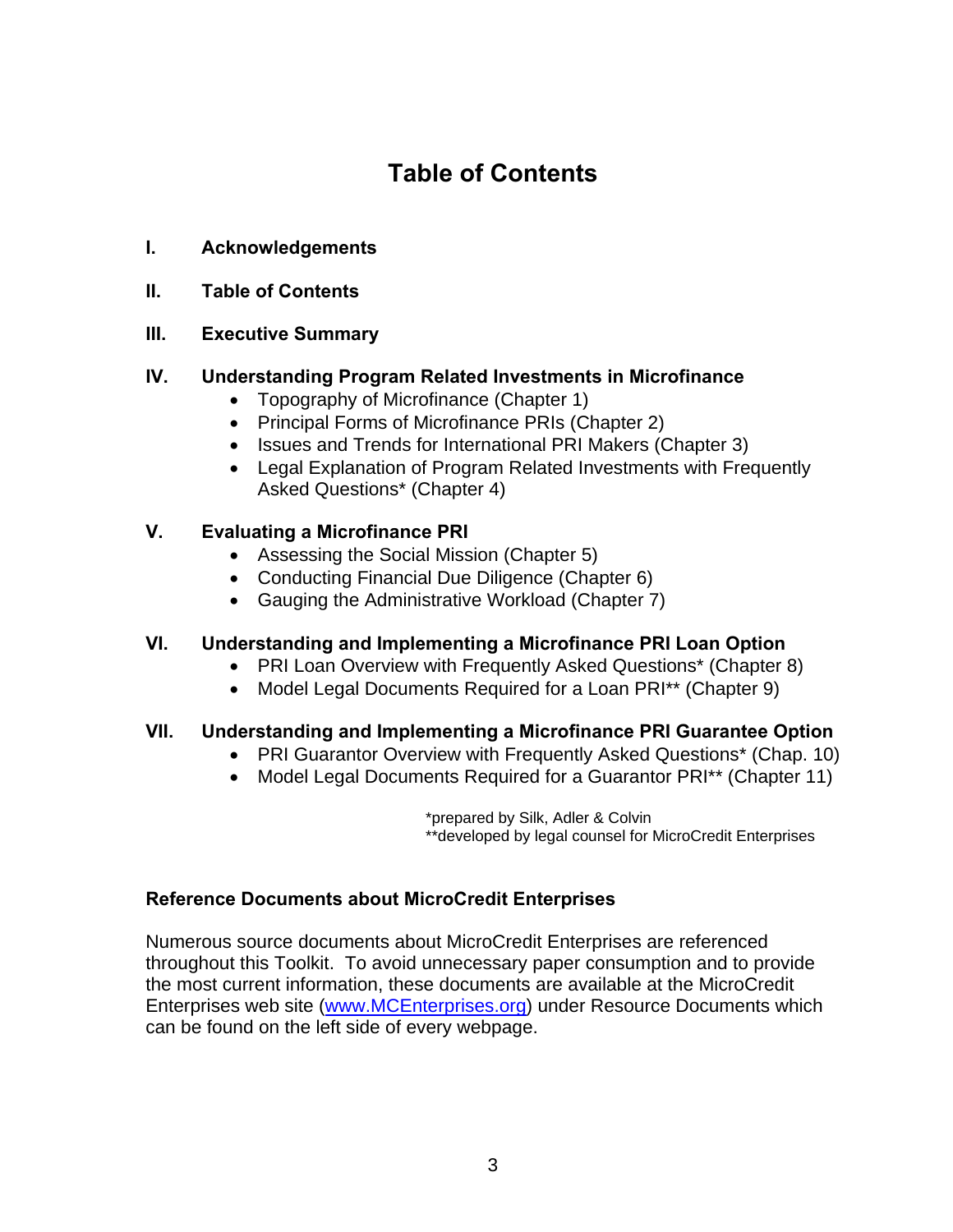# Table of Contents

**I. Acknowledgements**

**II. Table of Contents**

**III. Executive Summary**

**IV. Understanding Program Related Investments in Microfinance**

- Topography of Microfinance (Chapter 1)
- Principal Forms of Microfinance PRIs (Chapter 2)
- Issues and Trends for International PRI Makers (Chapter 3)
- Legal Explanation of Program Related Investments with Frequently Asked Questions* (Chapter 4)

**V. Evaluating a Microfinance PRI**

- Assessing the Social Mission (Chapter 5)
- Conducting Financial Due Diligence (Chapter 6)
- Gauging the Administrative Workload (Chapter 7)

**VI. Understanding and Implementing a Microfinance PRI Loan Option**

- PRI Loan Overview with Frequently Asked Questions* (Chapter 8)
- Model Legal Documents Required for a Loan PRI** (Chapter 9)

**VII. Understanding and Implementing a Microfinance PRI Guarantee Option**

- PRI Guarantor Overview with Frequently Asked Questions* (Chap. 10)
- Model Legal Documents Required for a Guarantor PRI** (Chapter 11)

*prepared by Silk, Adler & Colvin
**developed by legal counsel for MicroCredit Enterprises

**Reference Documents about MicroCredit Enterprises**

Numerous source documents about MicroCredit Enterprises are referenced throughout this Toolkit. To avoid unnecessary paper consumption and to provide the most current information, these documents are available at the MicroCredit Enterprises web site (www.MCEnterprises.org) under Resource Documents which can be found on the left side of every webpage.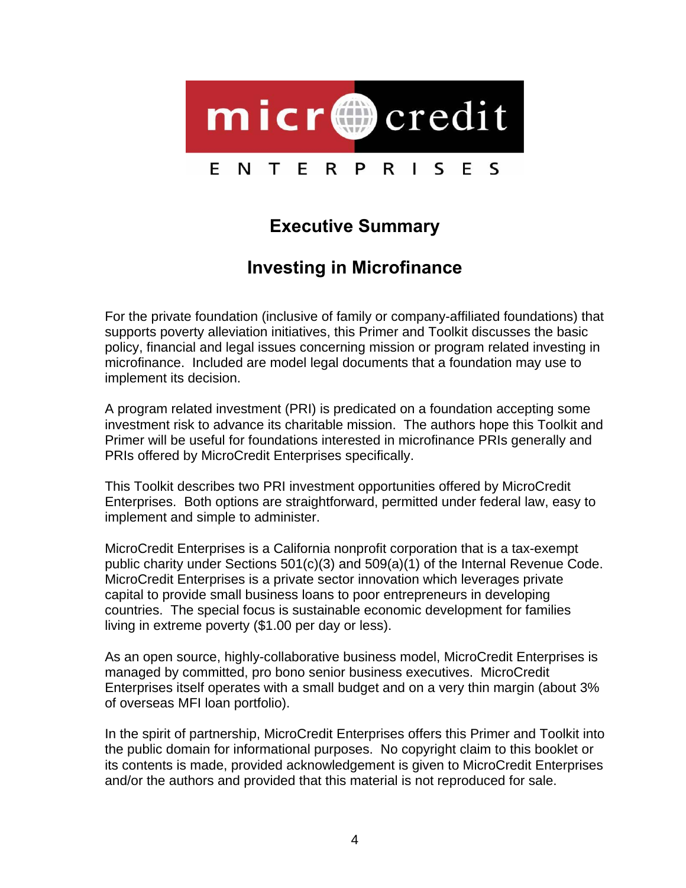micr credit

ENTERPRISES

## Executive Summary

## Investing in Microfinance

For the private foundation (inclusive of family or company-affiliated foundations) that supports poverty alleviation initiatives, this Primer and Toolkit discusses the basic policy, financial and legal issues concerning mission or program related investing in microfinance. Included are model legal documents that a foundation may use to implement its decision.

A program related investment (PRI) is predicated on a foundation accepting some investment risk to advance its charitable mission. The authors hope this Toolkit and Primer will be useful for foundations interested in microfinance PRIs generally and PRIs offered by MicroCredit Enterprises specifically.

This Toolkit describes two PRI investment opportunities offered by MicroCredit Enterprises. Both options are straightforward, permitted under federal law, easy to implement and simple to administer.

MicroCredit Enterprises is a California nonprofit corporation that is a tax-exempt public charity under Sections 501(c)(3) and 509(a)(1) of the Internal Revenue Code. MicroCredit Enterprises is a private sector innovation which leverages private capital to provide small business loans to poor entrepreneurs in developing countries. The special focus is sustainable economic development for families living in extreme poverty ($1.00 per day or less).

As an open source, highly-collaborative business model, MicroCredit Enterprises is managed by committed, pro bono senior business executives. MicroCredit Enterprises itself operates with a small budget and on a very thin margin (about 3% of overseas MFI loan portfolio).

In the spirit of partnership, MicroCredit Enterprises offers this Primer and Toolkit into the public domain for informational purposes. No copyright claim to this booklet or its contents is made, provided acknowledgement is given to MicroCredit Enterprises and/or the authors and provided that this material is not reproduced for sale.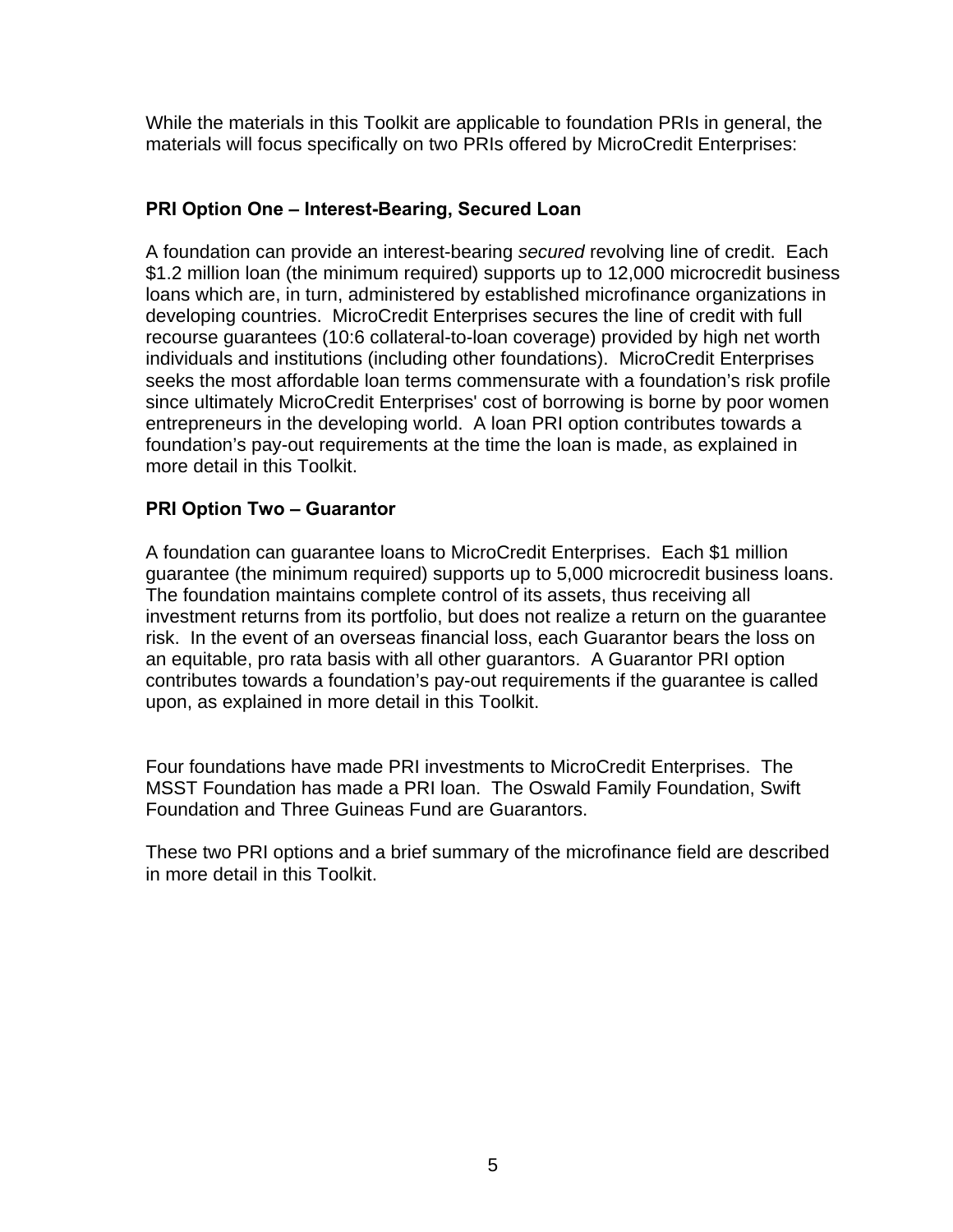While the materials in this Toolkit are applicable to foundation PRIs in general, the materials will focus specifically on two PRIs offered by MicroCredit Enterprises:

### PRI Option One – Interest-Bearing, Secured Loan

A foundation can provide an interest-bearing *secured* revolving line of credit. Each $1.2 million loan (the minimum required) supports up to 12,000 microcredit business loans which are, in turn, administered by established microfinance organizations in developing countries. MicroCredit Enterprises secures the line of credit with full recourse guarantees (10:6 collateral-to-loan coverage) provided by high net worth individuals and institutions (including other foundations). MicroCredit Enterprises seeks the most affordable loan terms commensurate with a foundation's risk profile since ultimately MicroCredit Enterprises' cost of borrowing is borne by poor women entrepreneurs in the developing world. A loan PRI option contributes towards a foundation's pay-out requirements at the time the loan is made, as explained in more detail in this Toolkit.

### PRI Option Two – Guarantor

A foundation can guarantee loans to MicroCredit Enterprises. Each $1 million guarantee (the minimum required) supports up to 5,000 microcredit business loans. The foundation maintains complete control of its assets, thus receiving all investment returns from its portfolio, but does not realize a return on the guarantee risk. In the event of an overseas financial loss, each Guarantor bears the loss on an equitable, pro rata basis with all other guarantors. A Guarantor PRI option contributes towards a foundation's pay-out requirements if the guarantee is called upon, as explained in more detail in this Toolkit.

Four foundations have made PRI investments to MicroCredit Enterprises. The MSST Foundation has made a PRI loan. The Oswald Family Foundation, Swift Foundation and Three Guineas Fund are Guarantors.

These two PRI options and a brief summary of the microfinance field are described in more detail in this Toolkit.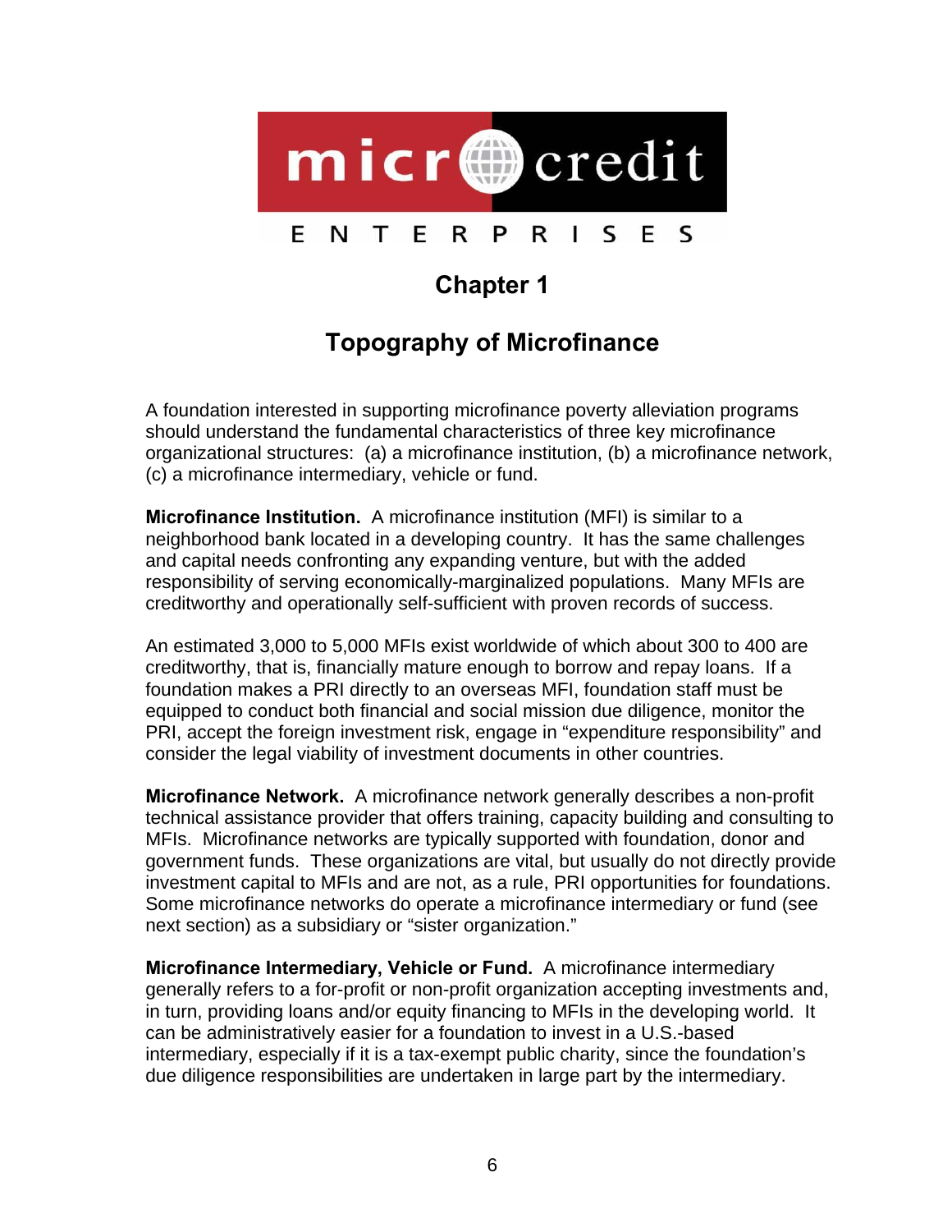# Chapter 1

## Topography of Microfinance

A foundation interested in supporting microfinance poverty alleviation programs should understand the fundamental characteristics of three key microfinance organizational structures: (a) a microfinance institution, (b) a microfinance network, (c) a microfinance intermediary, vehicle or fund.

**Microfinance Institution.** A microfinance institution (MFI) is similar to a neighborhood bank located in a developing country. It has the same challenges and capital needs confronting any expanding venture, but with the added responsibility of serving economically-marginalized populations. Many MFIs are creditworthy and operationally self-sufficient with proven records of success.

An estimated 3,000 to 5,000 MFIs exist worldwide of which about 300 to 400 are creditworthy, that is, financially mature enough to borrow and repay loans. If a foundation makes a PRI directly to an overseas MFI, foundation staff must be equipped to conduct both financial and social mission due diligence, monitor the PRI, accept the foreign investment risk, engage in "expenditure responsibility" and consider the legal viability of investment documents in other countries.

**Microfinance Network.** A microfinance network generally describes a non-profit technical assistance provider that offers training, capacity building and consulting to MFIs. Microfinance networks are typically supported with foundation, donor and government funds. These organizations are vital, but usually do not directly provide investment capital to MFIs and are not, as a rule, PRI opportunities for foundations. Some microfinance networks do operate a microfinance intermediary or fund (see next section) as a subsidiary or "sister organization."

**Microfinance Intermediary, Vehicle or Fund.** A microfinance intermediary generally refers to a for-profit or non-profit organization accepting investments and, in turn, providing loans and/or equity financing to MFIs in the developing world. It can be administratively easier for a foundation to invest in a U.S.-based intermediary, especially if it is a tax-exempt public charity, since the foundation's due diligence responsibilities are undertaken in large part by the intermediary.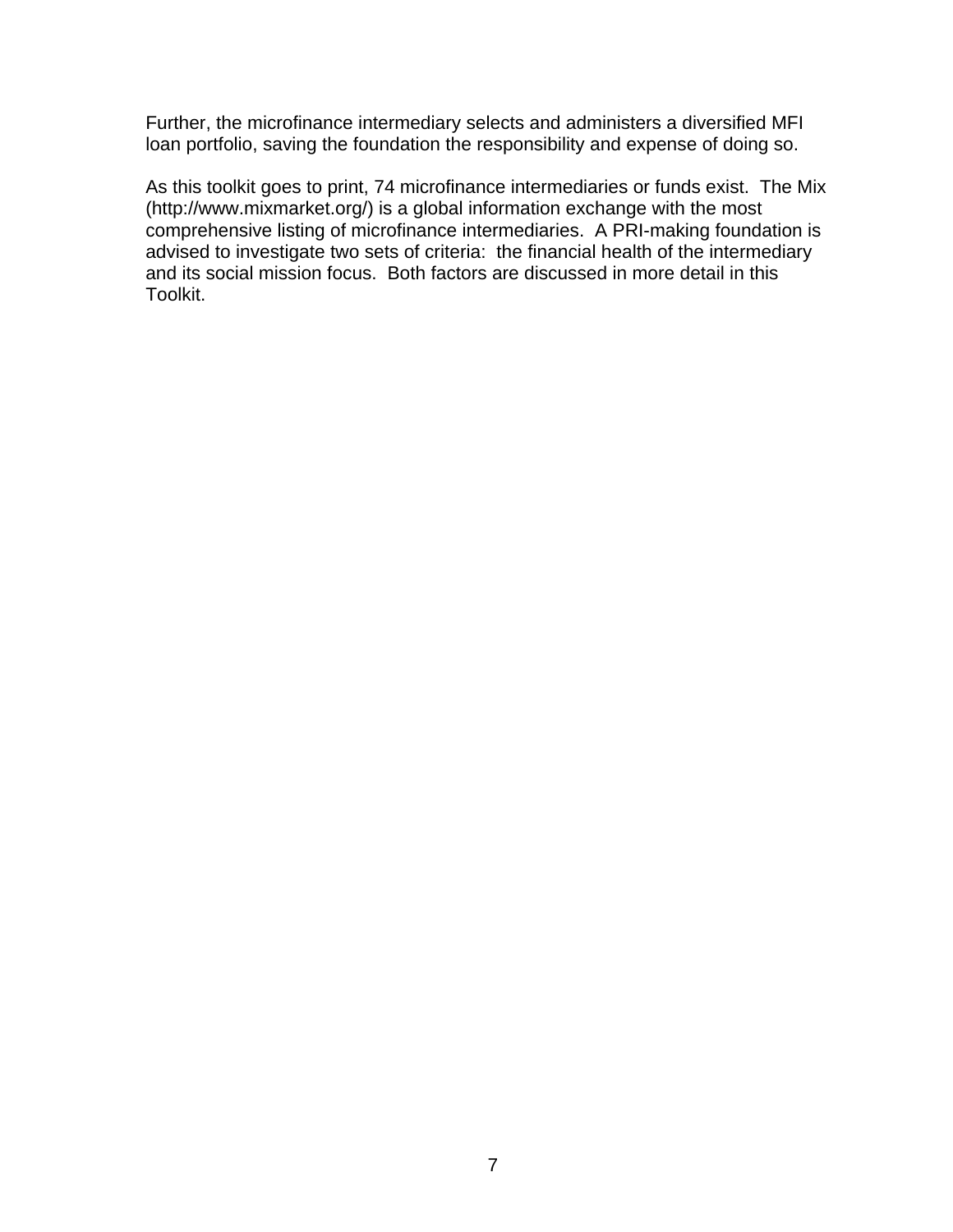Further, the microfinance intermediary selects and administers a diversified MFI loan portfolio, saving the foundation the responsibility and expense of doing so.

As this toolkit goes to print, 74 microfinance intermediaries or funds exist. The Mix (http://www.mixmarket.org/) is a global information exchange with the most comprehensive listing of microfinance intermediaries. A PRI-making foundation is advised to investigate two sets of criteria: the financial health of the intermediary and its social mission focus. Both factors are discussed in more detail in this Toolkit.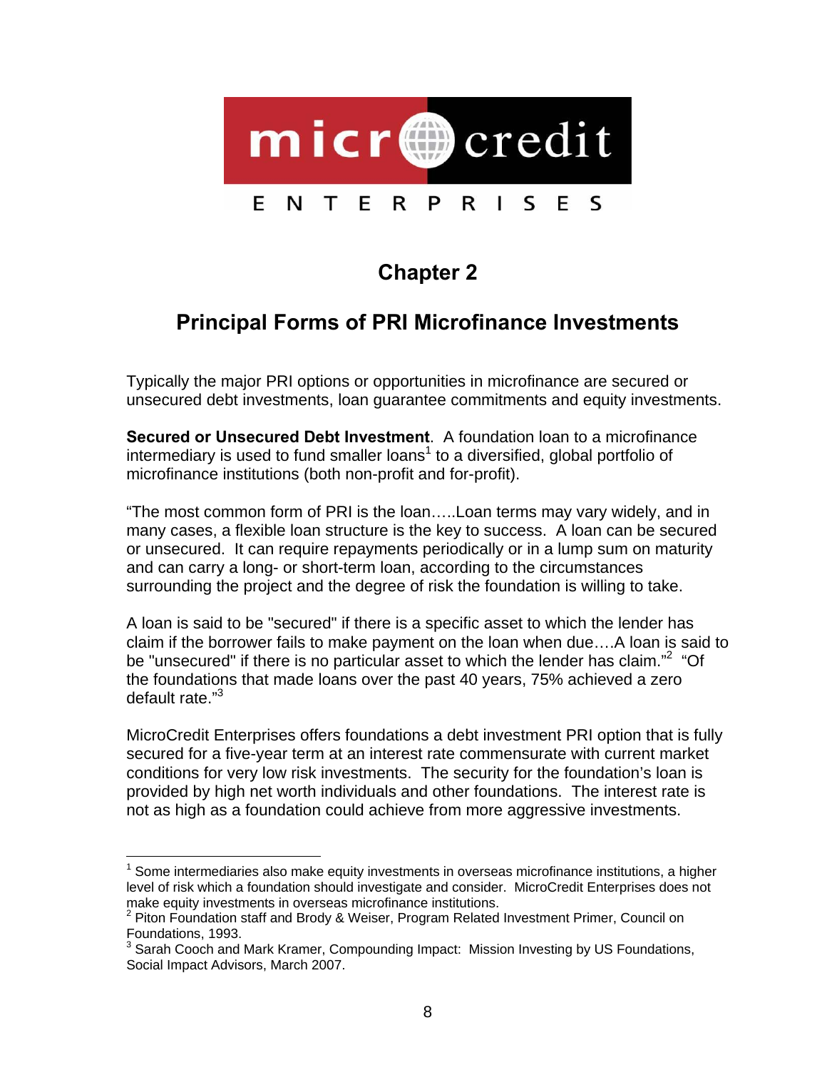micr credit

ENTERPRISES

# Chapter 2

## Principal Forms of PRI Microfinance Investments

Typically the major PRI options or opportunities in microfinance are secured or unsecured debt investments, loan guarantee commitments and equity investments.

**Secured or Unsecured Debt Investment**. A foundation loan to a microfinance intermediary is used to fund smaller loans[1] to a diversified, global portfolio of microfinance institutions (both non-profit and for-profit).

"The most common form of PRI is the loan…..Loan terms may vary widely, and in many cases, a flexible loan structure is the key to success. A loan can be secured or unsecured. It can require repayments periodically or in a lump sum on maturity and can carry a long- or short-term loan, according to the circumstances surrounding the project and the degree of risk the foundation is willing to take.

A loan is said to be "secured" if there is a specific asset to which the lender has claim if the borrower fails to make payment on the loan when due….A loan is said to be "unsecured" if there is no particular asset to which the lender has claim."[2] "Of the foundations that made loans over the past 40 years, 75% achieved a zero default rate."[3]

MicroCredit Enterprises offers foundations a debt investment PRI option that is fully secured for a five-year term at an interest rate commensurate with current market conditions for very low risk investments. The security for the foundation's loan is provided by high net worth individuals and other foundations. The interest rate is not as high as a foundation could achieve from more aggressive investments.

---

[1] Some intermediaries also make equity investments in overseas microfinance institutions, a higher level of risk which a foundation should investigate and consider. MicroCredit Enterprises does not make equity investments in overseas microfinance institutions.

[2] Piton Foundation staff and Brody & Weiser, Program Related Investment Primer, Council on Foundations, 1993.

[3] Sarah Cooch and Mark Kramer, Compounding Impact: Mission Investing by US Foundations, Social Impact Advisors, March 2007.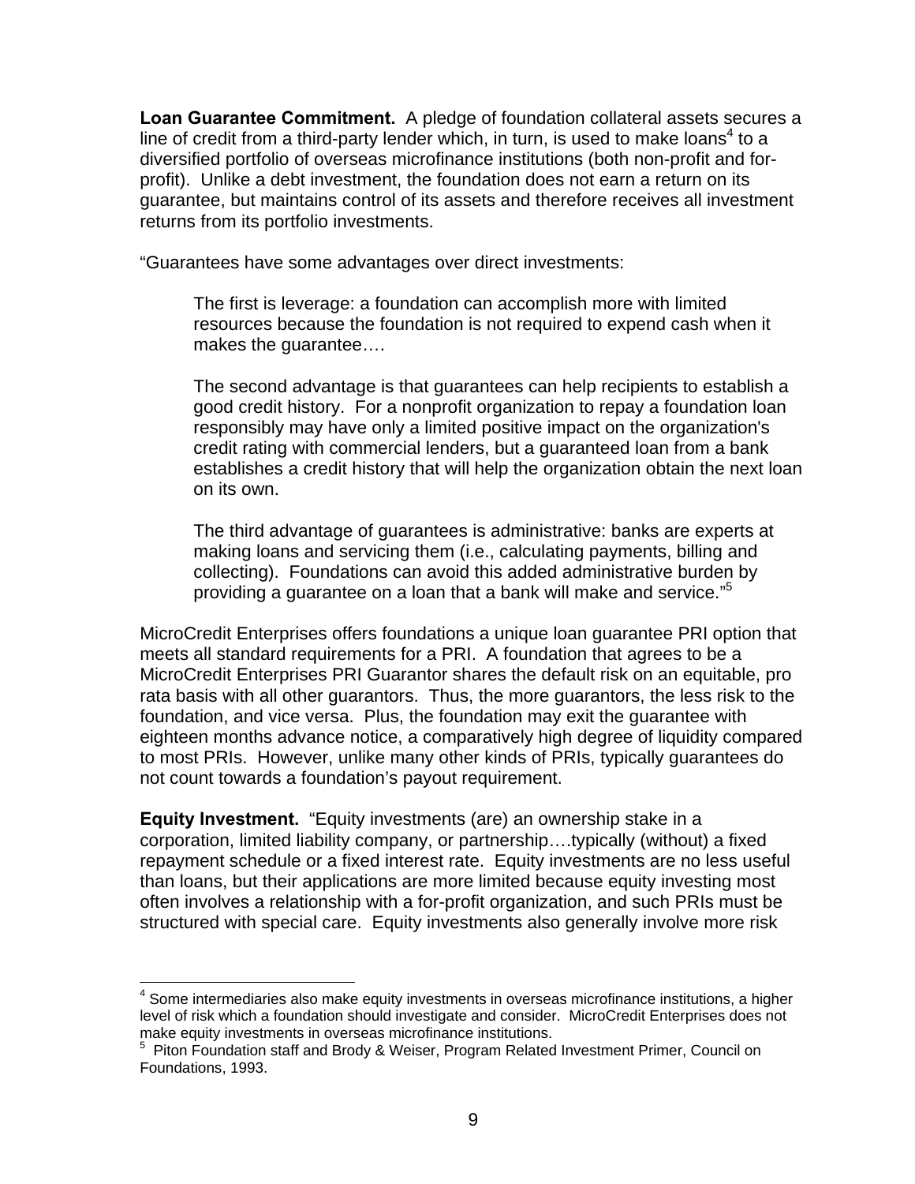**Loan Guarantee Commitment.** A pledge of foundation collateral assets secures a line of credit from a third-party lender which, in turn, is used to make loans[4] to a diversified portfolio of overseas microfinance institutions (both non-profit and for-profit). Unlike a debt investment, the foundation does not earn a return on its guarantee, but maintains control of its assets and therefore receives all investment returns from its portfolio investments.

"Guarantees have some advantages over direct investments:

> The first is leverage: a foundation can accomplish more with limited resources because the foundation is not required to expend cash when it makes the guarantee….
>
> The second advantage is that guarantees can help recipients to establish a good credit history. For a nonprofit organization to repay a foundation loan responsibly may have only a limited positive impact on the organization's credit rating with commercial lenders, but a guaranteed loan from a bank establishes a credit history that will help the organization obtain the next loan on its own.
>
> The third advantage of guarantees is administrative: banks are experts at making loans and servicing them (i.e., calculating payments, billing and collecting). Foundations can avoid this added administrative burden by providing a guarantee on a loan that a bank will make and service."[5]

MicroCredit Enterprises offers foundations a unique loan guarantee PRI option that meets all standard requirements for a PRI. A foundation that agrees to be a MicroCredit Enterprises PRI Guarantor shares the default risk on an equitable, pro rata basis with all other guarantors. Thus, the more guarantors, the less risk to the foundation, and vice versa. Plus, the foundation may exit the guarantee with eighteen months advance notice, a comparatively high degree of liquidity compared to most PRIs. However, unlike many other kinds of PRIs, typically guarantees do not count towards a foundation's payout requirement.

**Equity Investment.** "Equity investments (are) an ownership stake in a corporation, limited liability company, or partnership….typically (without) a fixed repayment schedule or a fixed interest rate. Equity investments are no less useful than loans, but their applications are more limited because equity investing most often involves a relationship with a for-profit organization, and such PRIs must be structured with special care. Equity investments also generally involve more risk

---

[4] Some intermediaries also make equity investments in overseas microfinance institutions, a higher level of risk which a foundation should investigate and consider. MicroCredit Enterprises does not make equity investments in overseas microfinance institutions.

[5] Piton Foundation staff and Brody & Weiser, Program Related Investment Primer, Council on Foundations, 1993.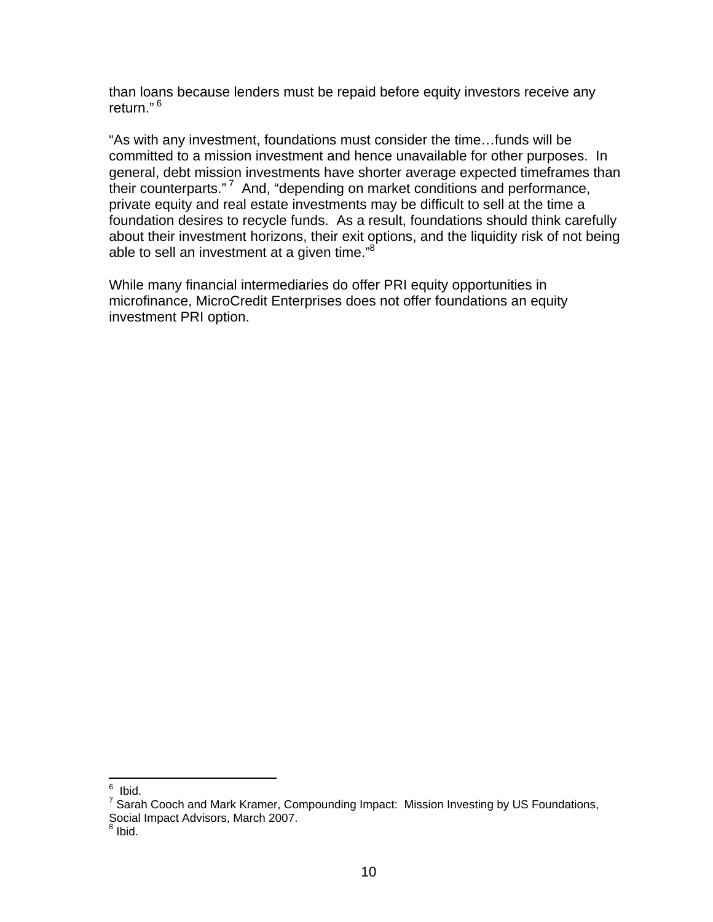than loans because lenders must be repaid before equity investors receive any return." [6]

"As with any investment, foundations must consider the time…funds will be committed to a mission investment and hence unavailable for other purposes. In general, debt mission investments have shorter average expected timeframes than their counterparts." [7] And, "depending on market conditions and performance, private equity and real estate investments may be difficult to sell at the time a foundation desires to recycle funds. As a result, foundations should think carefully about their investment horizons, their exit options, and the liquidity risk of not being able to sell an investment at a given time."[8]

While many financial intermediaries do offer PRI equity opportunities in microfinance, MicroCredit Enterprises does not offer foundations an equity investment PRI option.

---

[6] Ibid.

[7] Sarah Cooch and Mark Kramer, Compounding Impact: Mission Investing by US Foundations, Social Impact Advisors, March 2007.

[8] Ibid.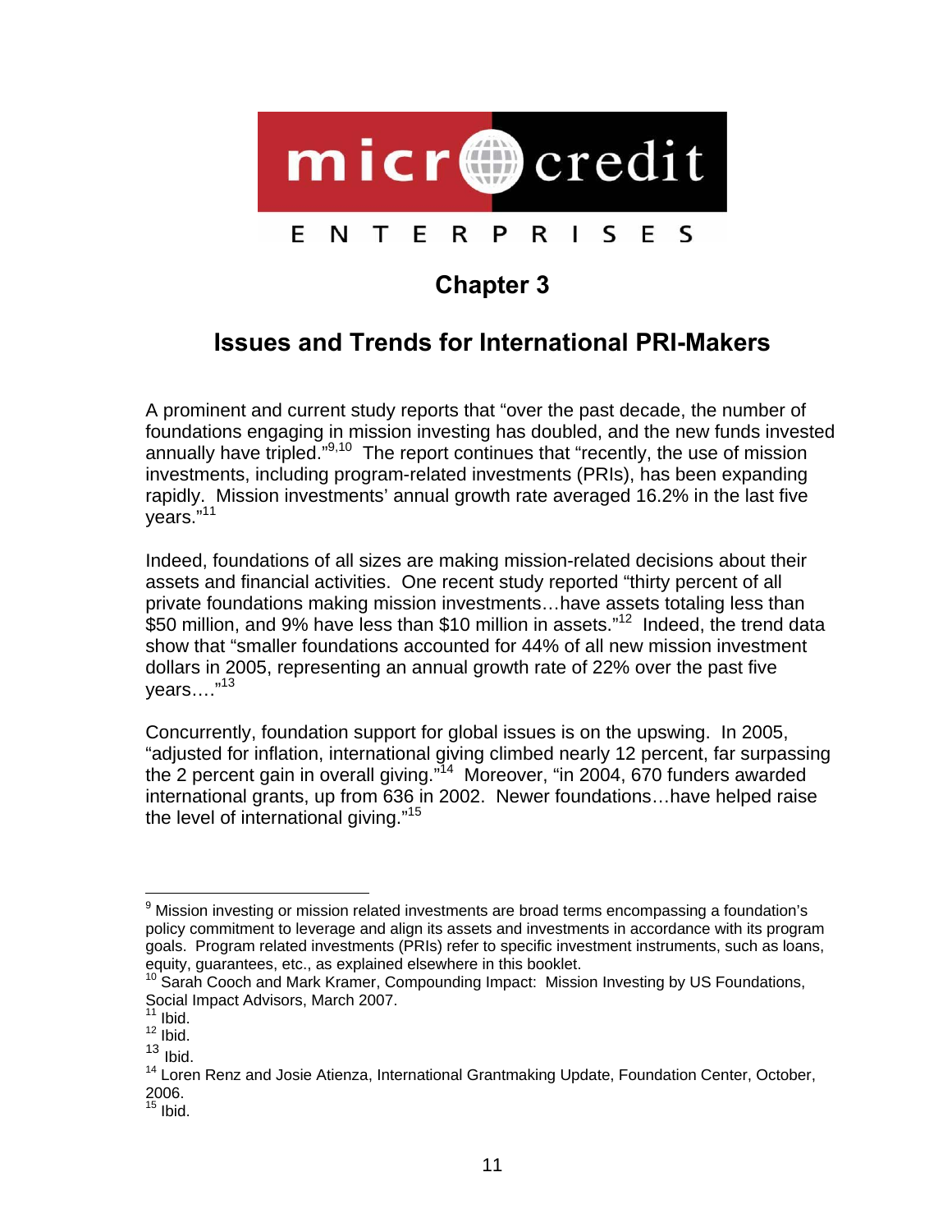# Chapter 3

## Issues and Trends for International PRI-Makers

A prominent and current study reports that "over the past decade, the number of foundations engaging in mission investing has doubled, and the new funds invested annually have tripled."[9,10] The report continues that "recently, the use of mission investments, including program-related investments (PRIs), has been expanding rapidly. Mission investments' annual growth rate averaged 16.2% in the last five years."[11]

Indeed, foundations of all sizes are making mission-related decisions about their assets and financial activities. One recent study reported "thirty percent of all private foundations making mission investments…have assets totaling less than $50 million, and 9% have less than $10 million in assets."[12] Indeed, the trend data show that "smaller foundations accounted for 44% of all new mission investment dollars in 2005, representing an annual growth rate of 22% over the past five years…."[13]

Concurrently, foundation support for global issues is on the upswing. In 2005, "adjusted for inflation, international giving climbed nearly 12 percent, far surpassing the 2 percent gain in overall giving."[14] Moreover, "in 2004, 670 funders awarded international grants, up from 636 in 2002. Newer foundations…have helped raise the level of international giving."[15]

---

[9] Mission investing or mission related investments are broad terms encompassing a foundation's policy commitment to leverage and align its assets and investments in accordance with its program goals. Program related investments (PRIs) refer to specific investment instruments, such as loans, equity, guarantees, etc., as explained elsewhere in this booklet.

[10] Sarah Cooch and Mark Kramer, Compounding Impact: Mission Investing by US Foundations, Social Impact Advisors, March 2007.

[11] Ibid.

[12] Ibid.

[13] Ibid.

[14] Loren Renz and Josie Atienza, International Grantmaking Update, Foundation Center, October, 2006.

[15] Ibid.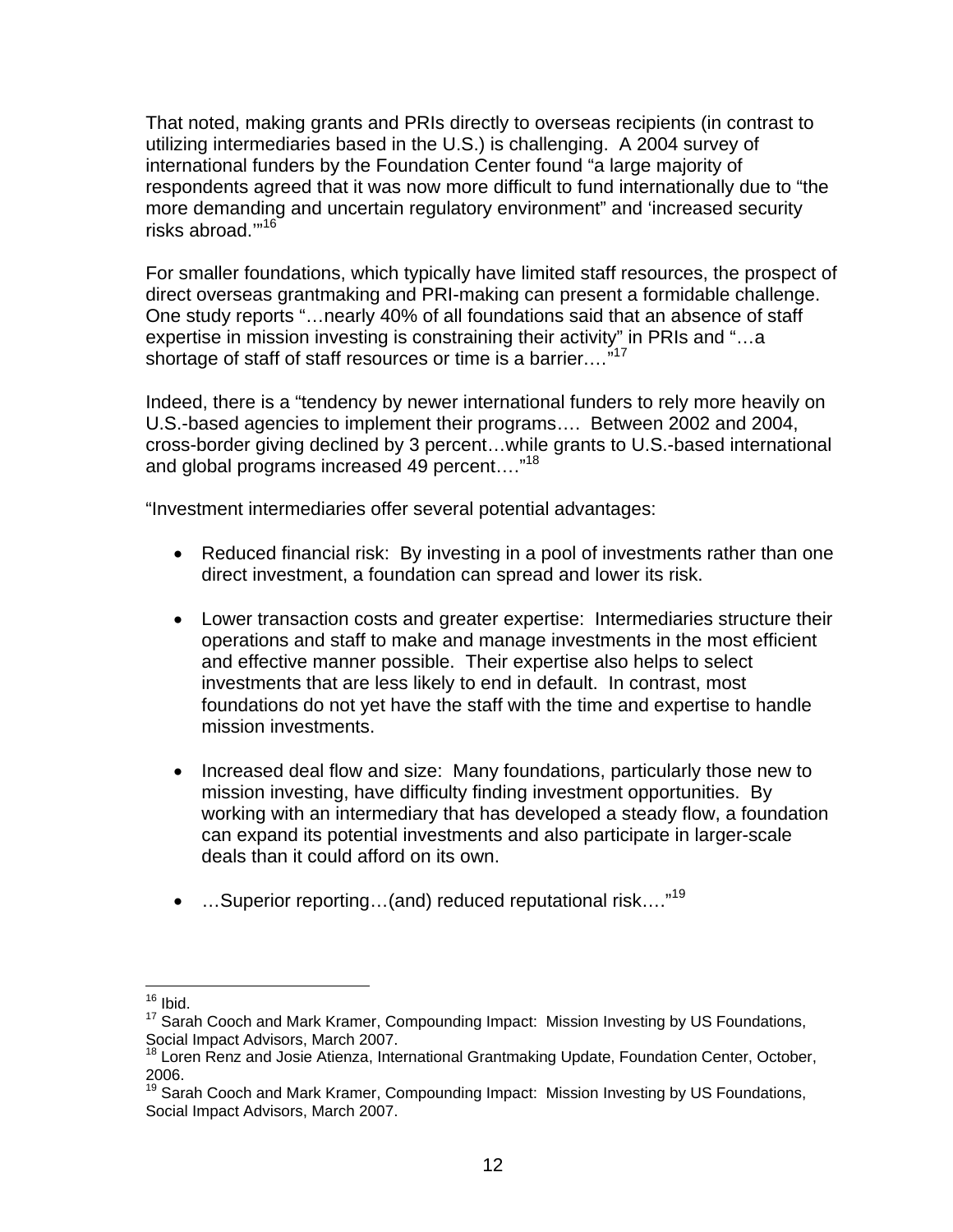That noted, making grants and PRIs directly to overseas recipients (in contrast to utilizing intermediaries based in the U.S.) is challenging. A 2004 survey of international funders by the Foundation Center found "a large majority of respondents agreed that it was now more difficult to fund internationally due to "the more demanding and uncertain regulatory environment" and 'increased security risks abroad.'"[16]

For smaller foundations, which typically have limited staff resources, the prospect of direct overseas grantmaking and PRI-making can present a formidable challenge. One study reports "…nearly 40% of all foundations said that an absence of staff expertise in mission investing is constraining their activity" in PRIs and "…a shortage of staff of staff resources or time is a barrier…."[17]

Indeed, there is a "tendency by newer international funders to rely more heavily on U.S.-based agencies to implement their programs…. Between 2002 and 2004, cross-border giving declined by 3 percent…while grants to U.S.-based international and global programs increased 49 percent…."[18]

"Investment intermediaries offer several potential advantages:

- Reduced financial risk: By investing in a pool of investments rather than one direct investment, a foundation can spread and lower its risk.

- Lower transaction costs and greater expertise: Intermediaries structure their operations and staff to make and manage investments in the most efficient and effective manner possible. Their expertise also helps to select investments that are less likely to end in default. In contrast, most foundations do not yet have the staff with the time and expertise to handle mission investments.

- Increased deal flow and size: Many foundations, particularly those new to mission investing, have difficulty finding investment opportunities. By working with an intermediary that has developed a steady flow, a foundation can expand its potential investments and also participate in larger-scale deals than it could afford on its own.

- …Superior reporting…(and) reduced reputational risk…."[19]

---

[16] Ibid.

[17] Sarah Cooch and Mark Kramer, Compounding Impact: Mission Investing by US Foundations, Social Impact Advisors, March 2007.

[18] Loren Renz and Josie Atienza, International Grantmaking Update, Foundation Center, October, 2006.

[19] Sarah Cooch and Mark Kramer, Compounding Impact: Mission Investing by US Foundations, Social Impact Advisors, March 2007.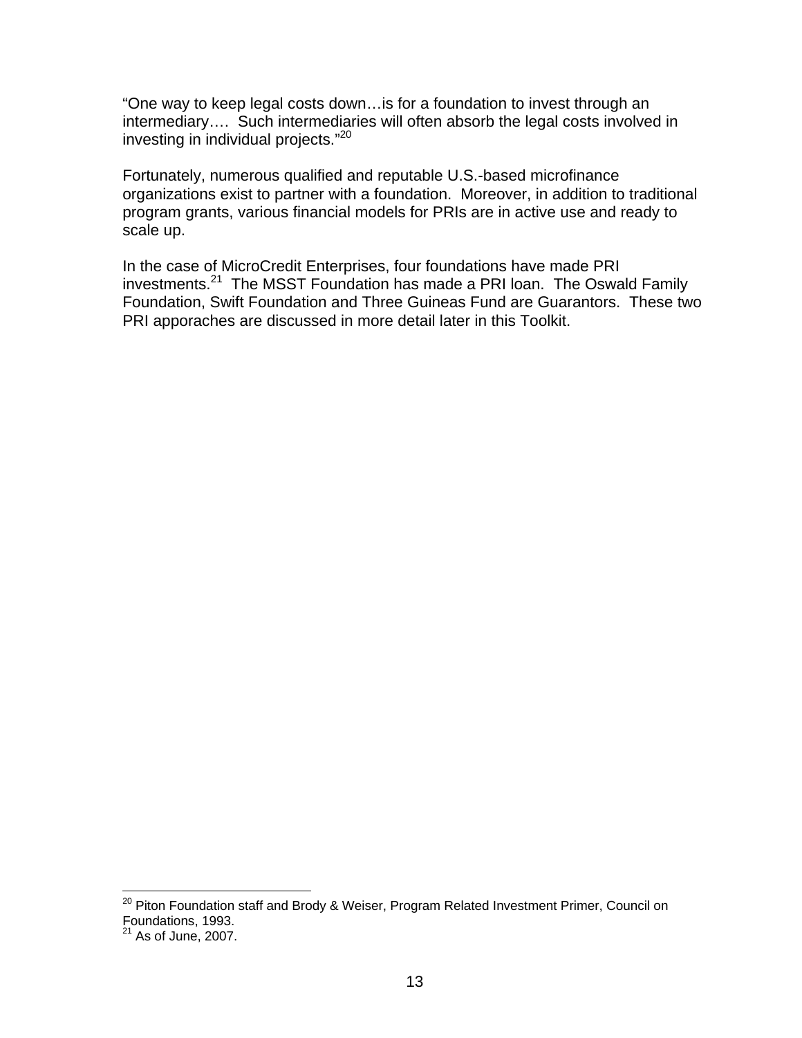"One way to keep legal costs down…is for a foundation to invest through an intermediary…. Such intermediaries will often absorb the legal costs involved in investing in individual projects."[20]

Fortunately, numerous qualified and reputable U.S.-based microfinance organizations exist to partner with a foundation. Moreover, in addition to traditional program grants, various financial models for PRIs are in active use and ready to scale up.

In the case of MicroCredit Enterprises, four foundations have made PRI investments.[21] The MSST Foundation has made a PRI loan. The Oswald Family Foundation, Swift Foundation and Three Guineas Fund are Guarantors. These two PRI apporaches are discussed in more detail later in this Toolkit.

---

[20] Piton Foundation staff and Brody & Weiser, Program Related Investment Primer, Council on Foundations, 1993.

[21] As of June, 2007.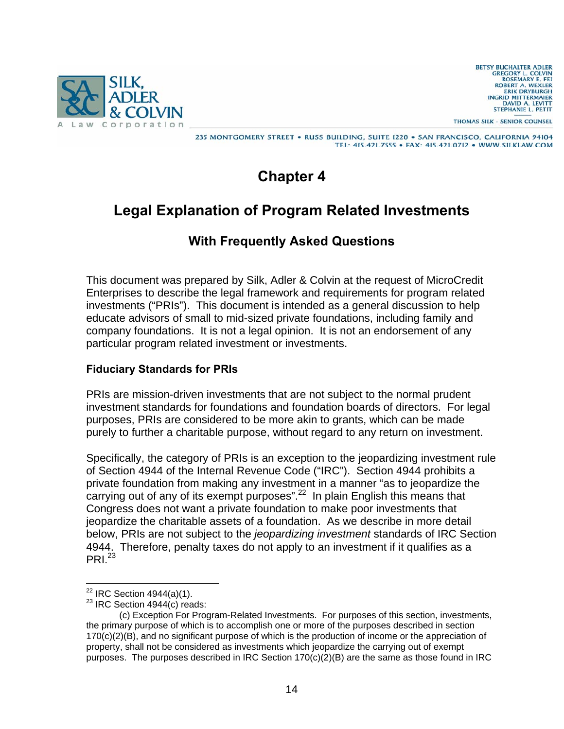# Chapter 4

## Legal Explanation of Program Related Investments

### With Frequently Asked Questions

This document was prepared by Silk, Adler & Colvin at the request of MicroCredit Enterprises to describe the legal framework and requirements for program related investments ("PRIs"). This document is intended as a general discussion to help educate advisors of small to mid-sized private foundations, including family and company foundations. It is not a legal opinion. It is not an endorsement of any particular program related investment or investments.

**Fiduciary Standards for PRIs**

PRIs are mission-driven investments that are not subject to the normal prudent investment standards for foundations and foundation boards of directors. For legal purposes, PRIs are considered to be more akin to grants, which can be made purely to further a charitable purpose, without regard to any return on investment.

Specifically, the category of PRIs is an exception to the jeopardizing investment rule of Section 4944 of the Internal Revenue Code ("IRC"). Section 4944 prohibits a private foundation from making any investment in a manner "as to jeopardize the carrying out of any of its exempt purposes".[22] In plain English this means that Congress does not want a private foundation to make poor investments that jeopardize the charitable assets of a foundation. As we describe in more detail below, PRIs are not subject to the *jeopardizing investment* standards of IRC Section 4944. Therefore, penalty taxes do not apply to an investment if it qualifies as a PRI.[23]

---

[22] IRC Section 4944(a)(1).

[23] IRC Section 4944(c) reads:

(c) Exception For Program-Related Investments. For purposes of this section, investments, the primary purpose of which is to accomplish one or more of the purposes described in section 170(c)(2)(B), and no significant purpose of which is the production of income or the appreciation of property, shall not be considered as investments which jeopardize the carrying out of exempt purposes. The purposes described in IRC Section 170(c)(2)(B) are the same as those found in IRC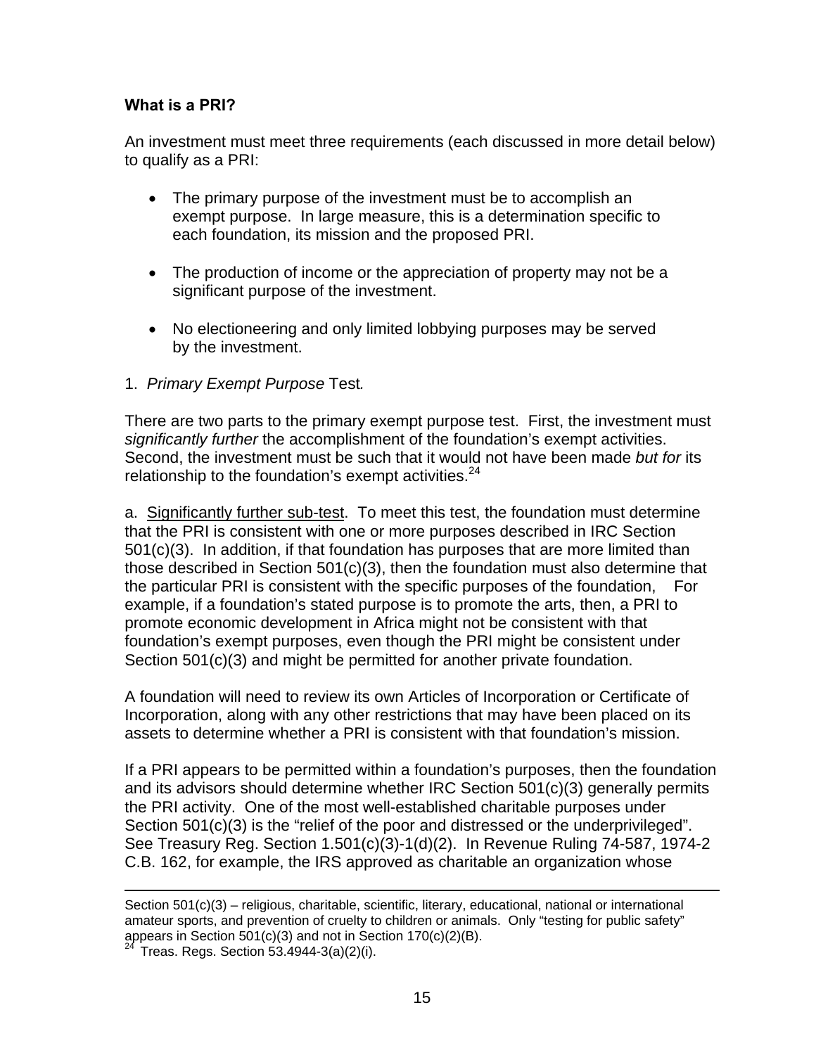**What is a PRI?**

An investment must meet three requirements (each discussed in more detail below) to qualify as a PRI:

- The primary purpose of the investment must be to accomplish an exempt purpose. In large measure, this is a determination specific to each foundation, its mission and the proposed PRI.

- The production of income or the appreciation of property may not be a significant purpose of the investment.

- No electioneering and only limited lobbying purposes may be served by the investment.

1. *Primary Exempt Purpose* Test*.*

There are two parts to the primary exempt purpose test. First, the investment must *significantly further* the accomplishment of the foundation's exempt activities. Second, the investment must be such that it would not have been made *but for* its relationship to the foundation's exempt activities.[24]

a. <u>Significantly further sub-test</u>. To meet this test, the foundation must determine that the PRI is consistent with one or more purposes described in IRC Section 501(c)(3). In addition, if that foundation has purposes that are more limited than those described in Section 501(c)(3), then the foundation must also determine that the particular PRI is consistent with the specific purposes of the foundation, For example, if a foundation's stated purpose is to promote the arts, then, a PRI to promote economic development in Africa might not be consistent with that foundation's exempt purposes, even though the PRI might be consistent under Section 501(c)(3) and might be permitted for another private foundation.

A foundation will need to review its own Articles of Incorporation or Certificate of Incorporation, along with any other restrictions that may have been placed on its assets to determine whether a PRI is consistent with that foundation's mission.

If a PRI appears to be permitted within a foundation's purposes, then the foundation and its advisors should determine whether IRC Section 501(c)(3) generally permits the PRI activity. One of the most well-established charitable purposes under Section 501(c)(3) is the "relief of the poor and distressed or the underprivileged". See Treasury Reg. Section 1.501(c)(3)-1(d)(2). In Revenue Ruling 74-587, 1974-2 C.B. 162, for example, the IRS approved as charitable an organization whose

---

Section 501(c)(3) – religious, charitable, scientific, literary, educational, national or international amateur sports, and prevention of cruelty to children or animals. Only "testing for public safety" appears in Section 501(c)(3) and not in Section 170(c)(2)(B).

[24] Treas. Regs. Section 53.4944-3(a)(2)(i).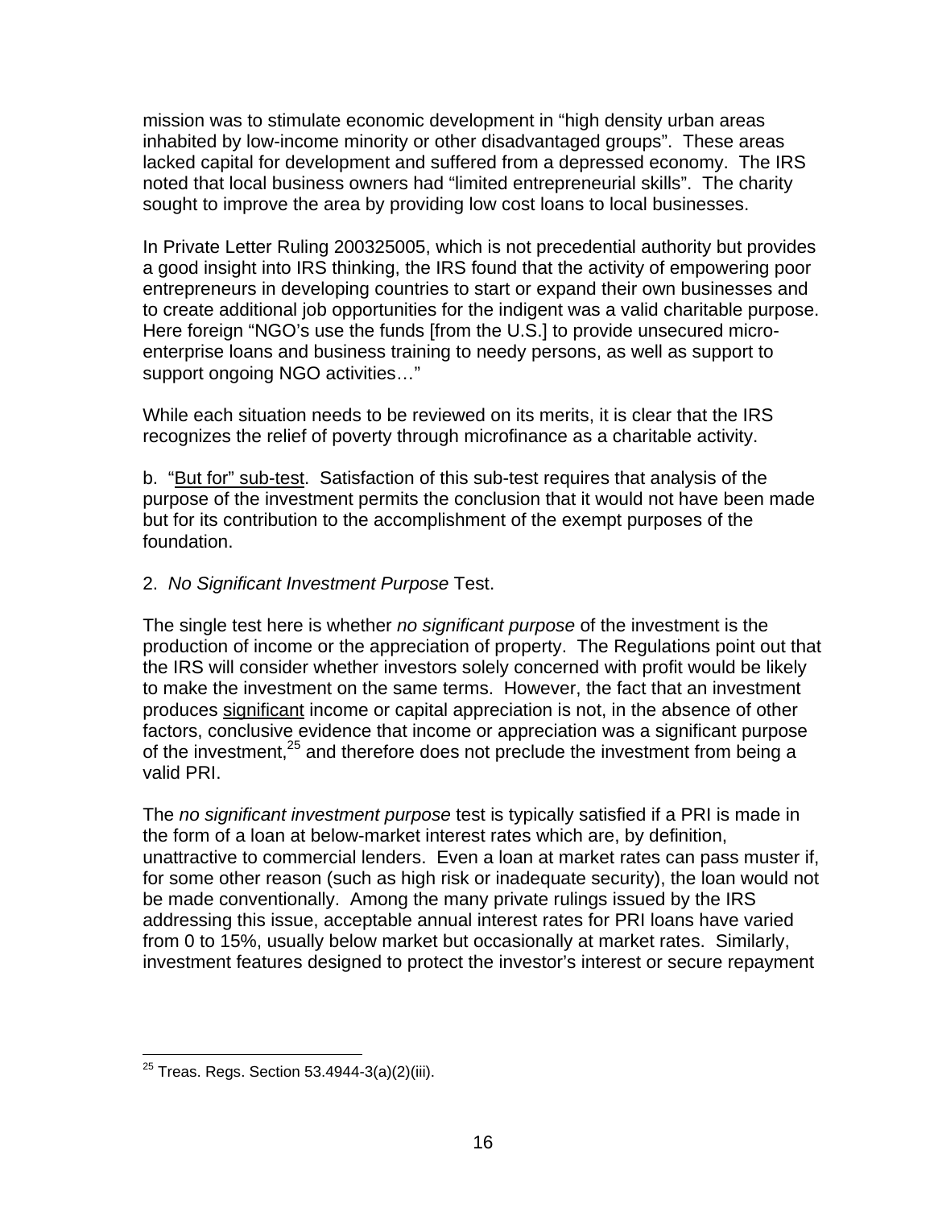mission was to stimulate economic development in “high density urban areas inhabited by low-income minority or other disadvantaged groups”. These areas lacked capital for development and suffered from a depressed economy. The IRS noted that local business owners had “limited entrepreneurial skills”. The charity sought to improve the area by providing low cost loans to local businesses.

In Private Letter Ruling 200325005, which is not precedential authority but provides a good insight into IRS thinking, the IRS found that the activity of empowering poor entrepreneurs in developing countries to start or expand their own businesses and to create additional job opportunities for the indigent was a valid charitable purpose. Here foreign “NGO’s use the funds [from the U.S.] to provide unsecured micro-enterprise loans and business training to needy persons, as well as support to support ongoing NGO activities…”

While each situation needs to be reviewed on its merits, it is clear that the IRS recognizes the relief of poverty through microfinance as a charitable activity.

b. “But for” sub-test. Satisfaction of this sub-test requires that analysis of the purpose of the investment permits the conclusion that it would not have been made but for its contribution to the accomplishment of the exempt purposes of the foundation.

2. *No Significant Investment Purpose* Test.

The single test here is whether *no significant purpose* of the investment is the production of income or the appreciation of property. The Regulations point out that the IRS will consider whether investors solely concerned with profit would be likely to make the investment on the same terms. However, the fact that an investment produces significant income or capital appreciation is not, in the absence of other factors, conclusive evidence that income or appreciation was a significant purpose of the investment,[25] and therefore does not preclude the investment from being a valid PRI.

The *no significant investment purpose* test is typically satisfied if a PRI is made in the form of a loan at below-market interest rates which are, by definition, unattractive to commercial lenders. Even a loan at market rates can pass muster if, for some other reason (such as high risk or inadequate security), the loan would not be made conventionally. Among the many private rulings issued by the IRS addressing this issue, acceptable annual interest rates for PRI loans have varied from 0 to 15%, usually below market but occasionally at market rates. Similarly, investment features designed to protect the investor’s interest or secure repayment

[25] Treas. Regs. Section 53.4944-3(a)(2)(iii).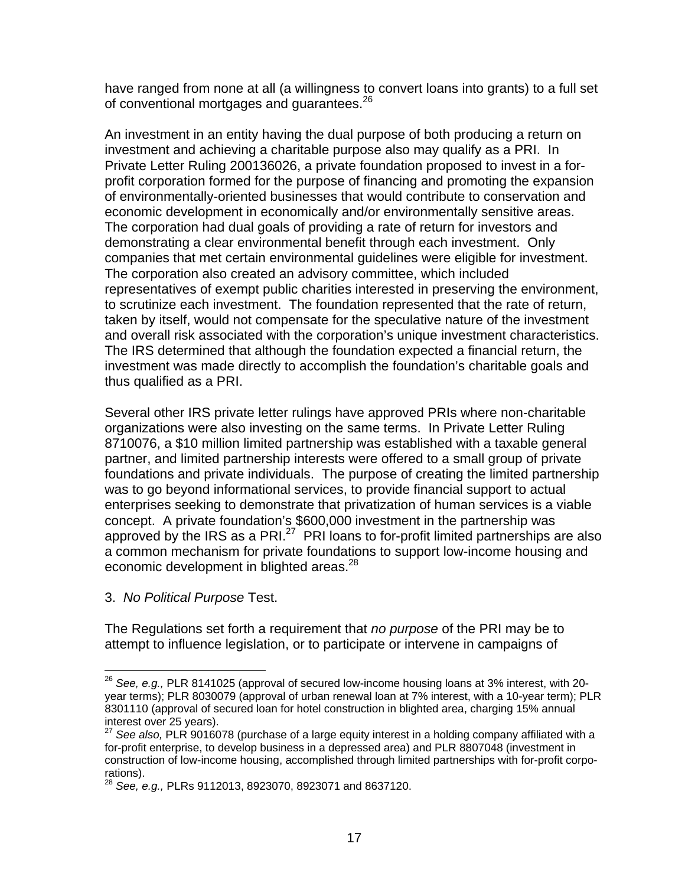have ranged from none at all (a willingness to convert loans into grants) to a full set of conventional mortgages and guarantees.[26]

An investment in an entity having the dual purpose of both producing a return on investment and achieving a charitable purpose also may qualify as a PRI. In Private Letter Ruling 200136026, a private foundation proposed to invest in a for-profit corporation formed for the purpose of financing and promoting the expansion of environmentally-oriented businesses that would contribute to conservation and economic development in economically and/or environmentally sensitive areas. The corporation had dual goals of providing a rate of return for investors and demonstrating a clear environmental benefit through each investment. Only companies that met certain environmental guidelines were eligible for investment. The corporation also created an advisory committee, which included representatives of exempt public charities interested in preserving the environment, to scrutinize each investment. The foundation represented that the rate of return, taken by itself, would not compensate for the speculative nature of the investment and overall risk associated with the corporation's unique investment characteristics. The IRS determined that although the foundation expected a financial return, the investment was made directly to accomplish the foundation's charitable goals and thus qualified as a PRI.

Several other IRS private letter rulings have approved PRIs where non-charitable organizations were also investing on the same terms. In Private Letter Ruling 8710076, a $10 million limited partnership was established with a taxable general partner, and limited partnership interests were offered to a small group of private foundations and private individuals. The purpose of creating the limited partnership was to go beyond informational services, to provide financial support to actual enterprises seeking to demonstrate that privatization of human services is a viable concept. A private foundation's $600,000 investment in the partnership was approved by the IRS as a PRI.[27] PRI loans to for-profit limited partnerships are also a common mechanism for private foundations to support low-income housing and economic development in blighted areas.[28]

3. *No Political Purpose* Test.

The Regulations set forth a requirement that *no purpose* of the PRI may be to attempt to influence legislation, or to participate or intervene in campaigns of

---

[26] *See, e.g.,* PLR 8141025 (approval of secured low-income housing loans at 3% interest, with 20-year terms); PLR 8030079 (approval of urban renewal loan at 7% interest, with a 10-year term); PLR 8301110 (approval of secured loan for hotel construction in blighted area, charging 15% annual interest over 25 years).

[27] *See also,* PLR 9016078 (purchase of a large equity interest in a holding company affiliated with a for-profit enterprise, to develop business in a depressed area) and PLR 8807048 (investment in construction of low-income housing, accomplished through limited partnerships with for-profit corporations).

[28] *See, e.g.,* PLRs 9112013, 8923070, 8923071 and 8637120.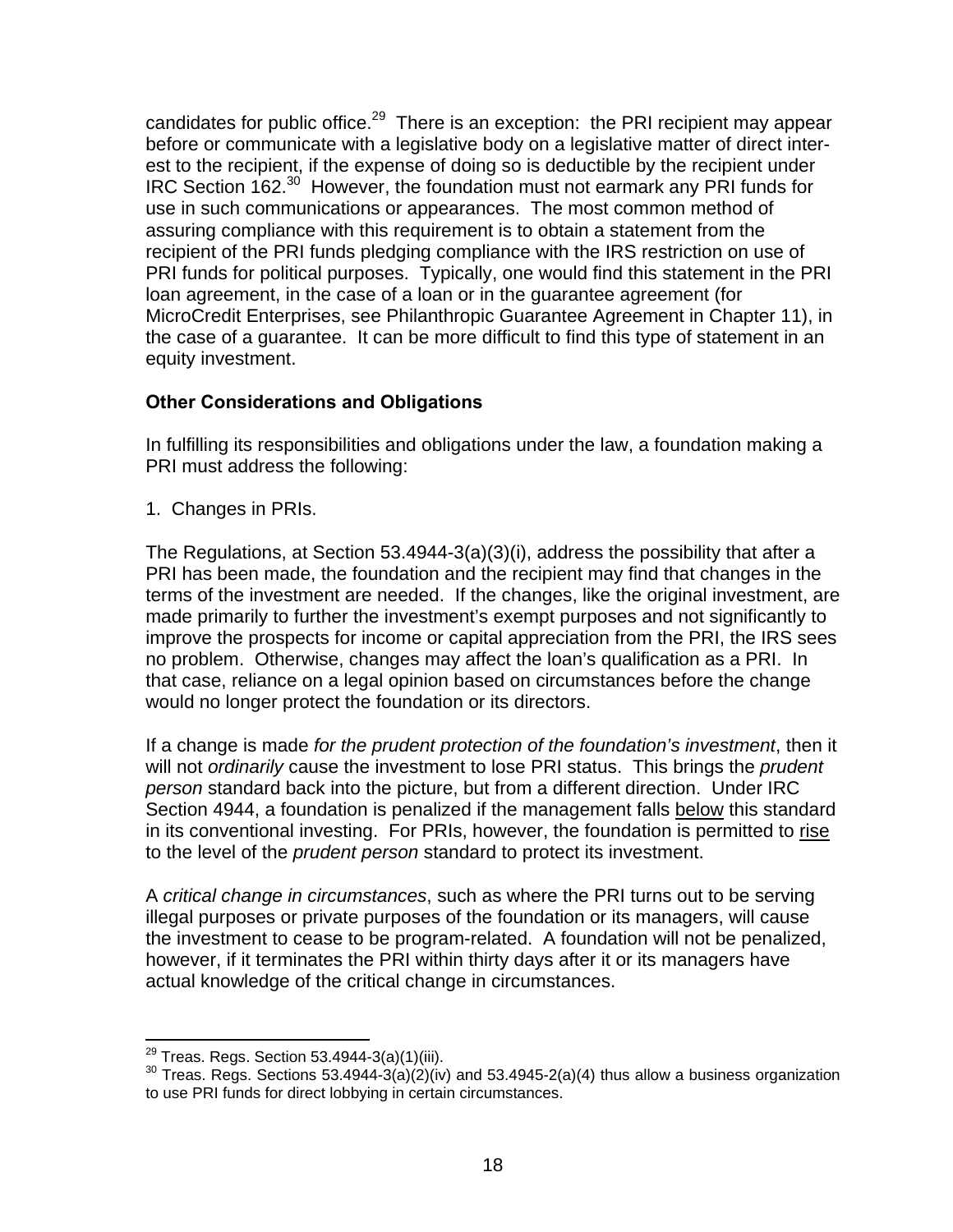candidates for public office.[29] There is an exception: the PRI recipient may appear before or communicate with a legislative body on a legislative matter of direct interest to the recipient, if the expense of doing so is deductible by the recipient under IRC Section 162.[30] However, the foundation must not earmark any PRI funds for use in such communications or appearances. The most common method of assuring compliance with this requirement is to obtain a statement from the recipient of the PRI funds pledging compliance with the IRS restriction on use of PRI funds for political purposes. Typically, one would find this statement in the PRI loan agreement, in the case of a loan or in the guarantee agreement (for MicroCredit Enterprises, see Philanthropic Guarantee Agreement in Chapter 11), in the case of a guarantee. It can be more difficult to find this type of statement in an equity investment.

### Other Considerations and Obligations

In fulfilling its responsibilities and obligations under the law, a foundation making a PRI must address the following:

1. Changes in PRIs.

The Regulations, at Section 53.4944-3(a)(3)(i), address the possibility that after a PRI has been made, the foundation and the recipient may find that changes in the terms of the investment are needed. If the changes, like the original investment, are made primarily to further the investment's exempt purposes and not significantly to improve the prospects for income or capital appreciation from the PRI, the IRS sees no problem. Otherwise, changes may affect the loan's qualification as a PRI. In that case, reliance on a legal opinion based on circumstances before the change would no longer protect the foundation or its directors.

If a change is made *for the prudent protection of the foundation's investment*, then it will not *ordinarily* cause the investment to lose PRI status. This brings the *prudent person* standard back into the picture, but from a different direction. Under IRC Section 4944, a foundation is penalized if the management falls below this standard in its conventional investing. For PRIs, however, the foundation is permitted to rise to the level of the *prudent person* standard to protect its investment.

A *critical change in circumstances*, such as where the PRI turns out to be serving illegal purposes or private purposes of the foundation or its managers, will cause the investment to cease to be program-related. A foundation will not be penalized, however, if it terminates the PRI within thirty days after it or its managers have actual knowledge of the critical change in circumstances.

---

[29] Treas. Regs. Section 53.4944-3(a)(1)(iii).

[30] Treas. Regs. Sections 53.4944-3(a)(2)(iv) and 53.4945-2(a)(4) thus allow a business organization to use PRI funds for direct lobbying in certain circumstances.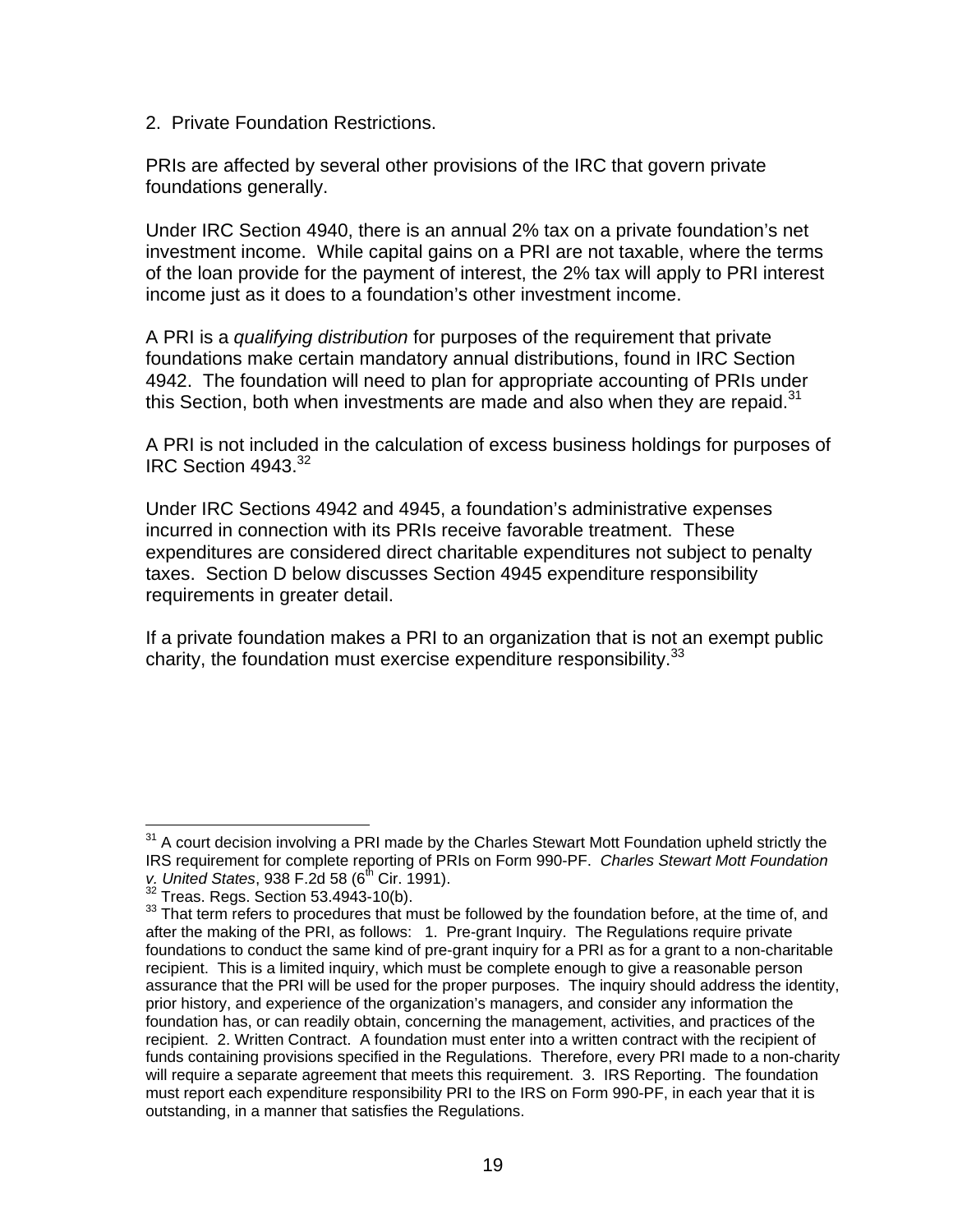2. Private Foundation Restrictions.

PRIs are affected by several other provisions of the IRC that govern private foundations generally.

Under IRC Section 4940, there is an annual 2% tax on a private foundation's net investment income. While capital gains on a PRI are not taxable, where the terms of the loan provide for the payment of interest, the 2% tax will apply to PRI interest income just as it does to a foundation's other investment income.

A PRI is a *qualifying distribution* for purposes of the requirement that private foundations make certain mandatory annual distributions, found in IRC Section 4942. The foundation will need to plan for appropriate accounting of PRIs under this Section, both when investments are made and also when they are repaid.[31]

A PRI is not included in the calculation of excess business holdings for purposes of IRC Section 4943.[32]

Under IRC Sections 4942 and 4945, a foundation's administrative expenses incurred in connection with its PRIs receive favorable treatment. These expenditures are considered direct charitable expenditures not subject to penalty taxes. Section D below discusses Section 4945 expenditure responsibility requirements in greater detail.

If a private foundation makes a PRI to an organization that is not an exempt public charity, the foundation must exercise expenditure responsibility.[33]

---

[31] A court decision involving a PRI made by the Charles Stewart Mott Foundation upheld strictly the IRS requirement for complete reporting of PRIs on Form 990-PF. *Charles Stewart Mott Foundation v. United States*, 938 F.2d 58 (6th Cir. 1991).

[32] Treas. Regs. Section 53.4943-10(b).

[33] That term refers to procedures that must be followed by the foundation before, at the time of, and after the making of the PRI, as follows: 1. Pre-grant Inquiry. The Regulations require private foundations to conduct the same kind of pre-grant inquiry for a PRI as for a grant to a non-charitable recipient. This is a limited inquiry, which must be complete enough to give a reasonable person assurance that the PRI will be used for the proper purposes. The inquiry should address the identity, prior history, and experience of the organization's managers, and consider any information the foundation has, or can readily obtain, concerning the management, activities, and practices of the recipient. 2. Written Contract. A foundation must enter into a written contract with the recipient of funds containing provisions specified in the Regulations. Therefore, every PRI made to a non-charity will require a separate agreement that meets this requirement. 3. IRS Reporting. The foundation must report each expenditure responsibility PRI to the IRS on Form 990-PF, in each year that it is outstanding, in a manner that satisfies the Regulations.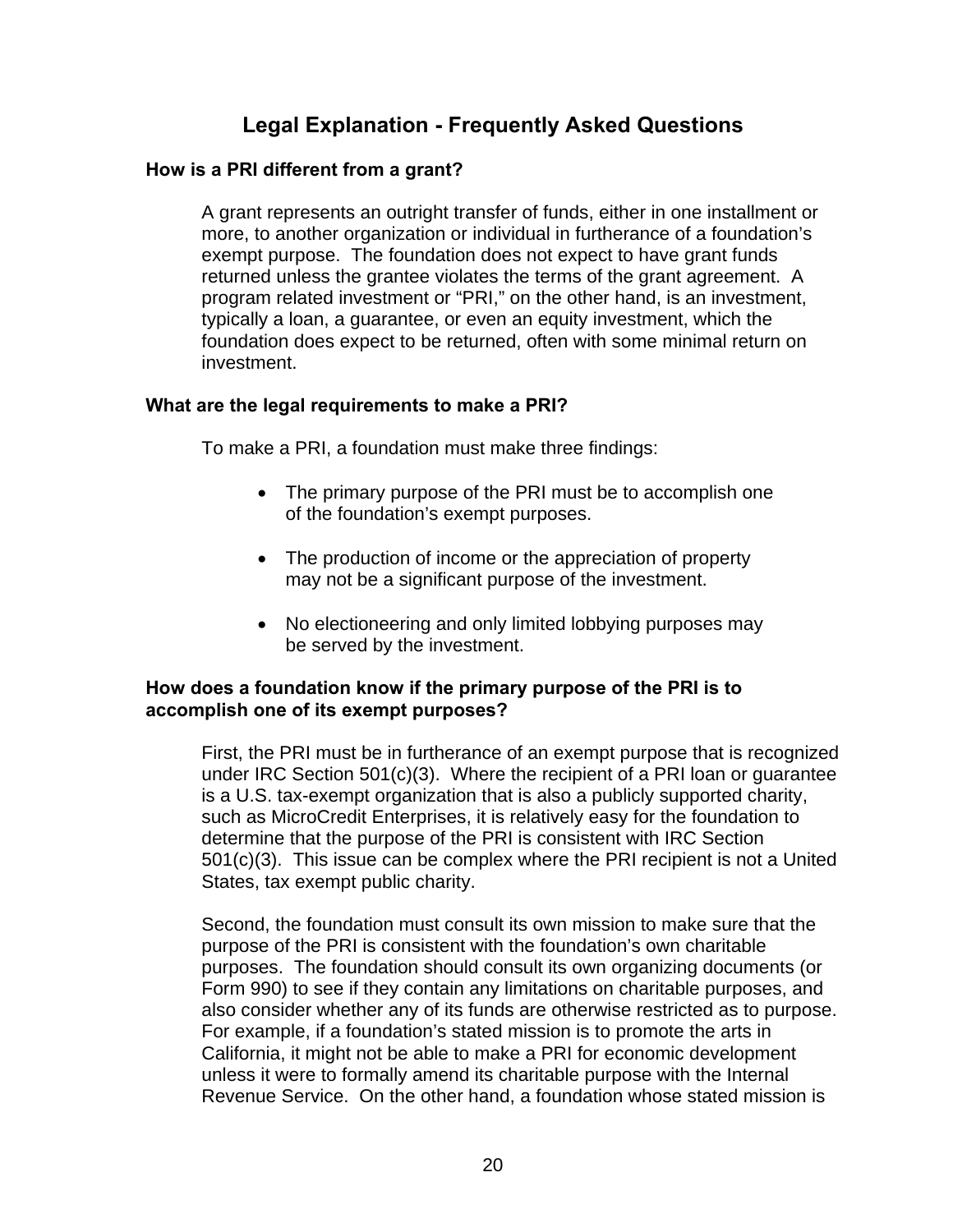# Legal Explanation - Frequently Asked Questions

### How is a PRI different from a grant?

A grant represents an outright transfer of funds, either in one installment or more, to another organization or individual in furtherance of a foundation's exempt purpose. The foundation does not expect to have grant funds returned unless the grantee violates the terms of the grant agreement. A program related investment or "PRI," on the other hand, is an investment, typically a loan, a guarantee, or even an equity investment, which the foundation does expect to be returned, often with some minimal return on investment.

### What are the legal requirements to make a PRI?

To make a PRI, a foundation must make three findings:

- The primary purpose of the PRI must be to accomplish one of the foundation's exempt purposes.
- The production of income or the appreciation of property may not be a significant purpose of the investment.
- No electioneering and only limited lobbying purposes may be served by the investment.

### How does a foundation know if the primary purpose of the PRI is to accomplish one of its exempt purposes?

First, the PRI must be in furtherance of an exempt purpose that is recognized under IRC Section 501(c)(3). Where the recipient of a PRI loan or guarantee is a U.S. tax-exempt organization that is also a publicly supported charity, such as MicroCredit Enterprises, it is relatively easy for the foundation to determine that the purpose of the PRI is consistent with IRC Section 501(c)(3). This issue can be complex where the PRI recipient is not a United States, tax exempt public charity.

Second, the foundation must consult its own mission to make sure that the purpose of the PRI is consistent with the foundation's own charitable purposes. The foundation should consult its own organizing documents (or Form 990) to see if they contain any limitations on charitable purposes, and also consider whether any of its funds are otherwise restricted as to purpose. For example, if a foundation's stated mission is to promote the arts in California, it might not be able to make a PRI for economic development unless it were to formally amend its charitable purpose with the Internal Revenue Service. On the other hand, a foundation whose stated mission is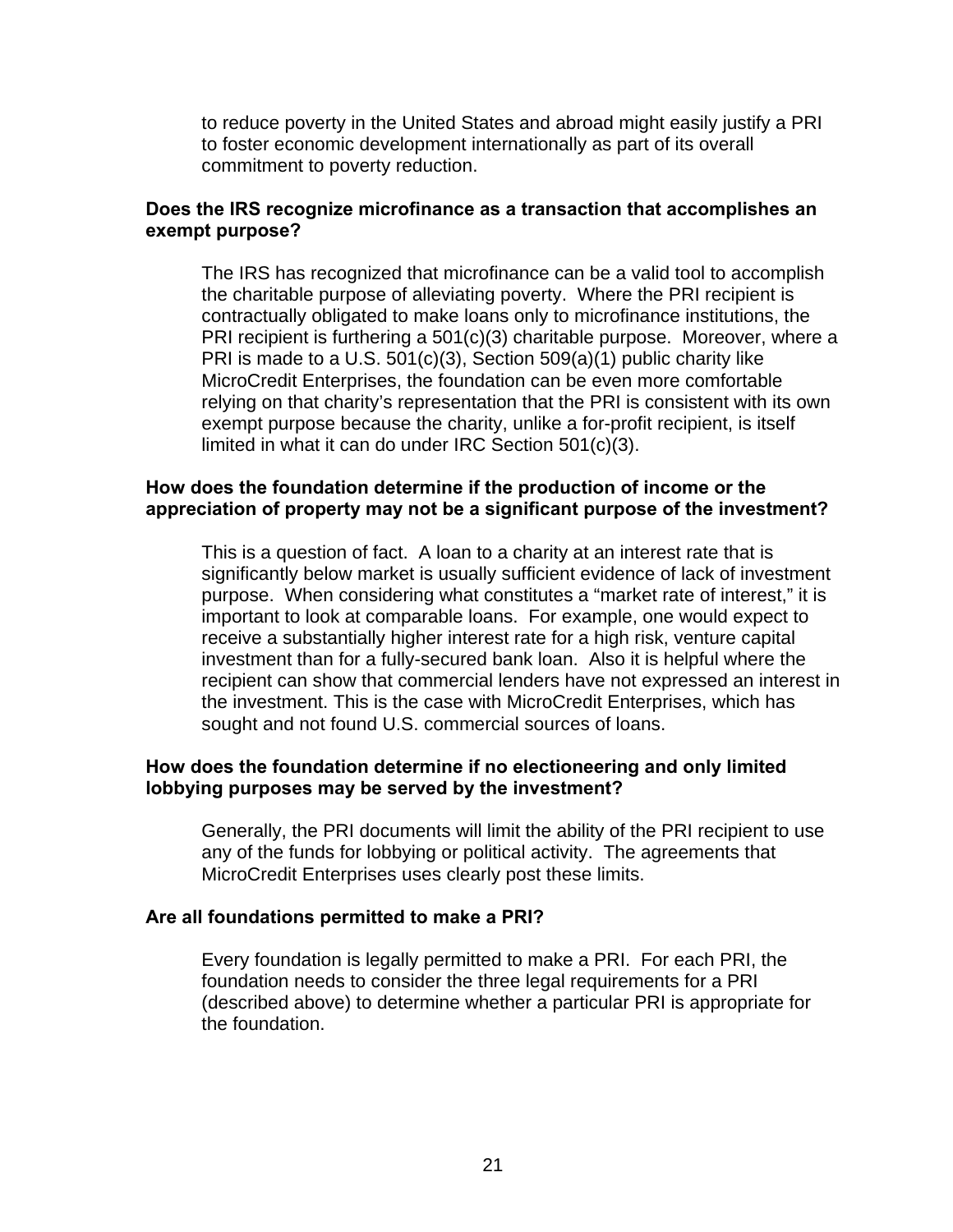to reduce poverty in the United States and abroad might easily justify a PRI to foster economic development internationally as part of its overall commitment to poverty reduction.

**Does the IRS recognize microfinance as a transaction that accomplishes an exempt purpose?**

The IRS has recognized that microfinance can be a valid tool to accomplish the charitable purpose of alleviating poverty. Where the PRI recipient is contractually obligated to make loans only to microfinance institutions, the PRI recipient is furthering a 501(c)(3) charitable purpose. Moreover, where a PRI is made to a U.S. 501(c)(3), Section 509(a)(1) public charity like MicroCredit Enterprises, the foundation can be even more comfortable relying on that charity's representation that the PRI is consistent with its own exempt purpose because the charity, unlike a for-profit recipient, is itself limited in what it can do under IRC Section 501(c)(3).

**How does the foundation determine if the production of income or the appreciation of property may not be a significant purpose of the investment?**

This is a question of fact. A loan to a charity at an interest rate that is significantly below market is usually sufficient evidence of lack of investment purpose. When considering what constitutes a "market rate of interest," it is important to look at comparable loans. For example, one would expect to receive a substantially higher interest rate for a high risk, venture capital investment than for a fully-secured bank loan. Also it is helpful where the recipient can show that commercial lenders have not expressed an interest in the investment. This is the case with MicroCredit Enterprises, which has sought and not found U.S. commercial sources of loans.

**How does the foundation determine if no electioneering and only limited lobbying purposes may be served by the investment?**

Generally, the PRI documents will limit the ability of the PRI recipient to use any of the funds for lobbying or political activity. The agreements that MicroCredit Enterprises uses clearly post these limits.

**Are all foundations permitted to make a PRI?**

Every foundation is legally permitted to make a PRI. For each PRI, the foundation needs to consider the three legal requirements for a PRI (described above) to determine whether a particular PRI is appropriate for the foundation.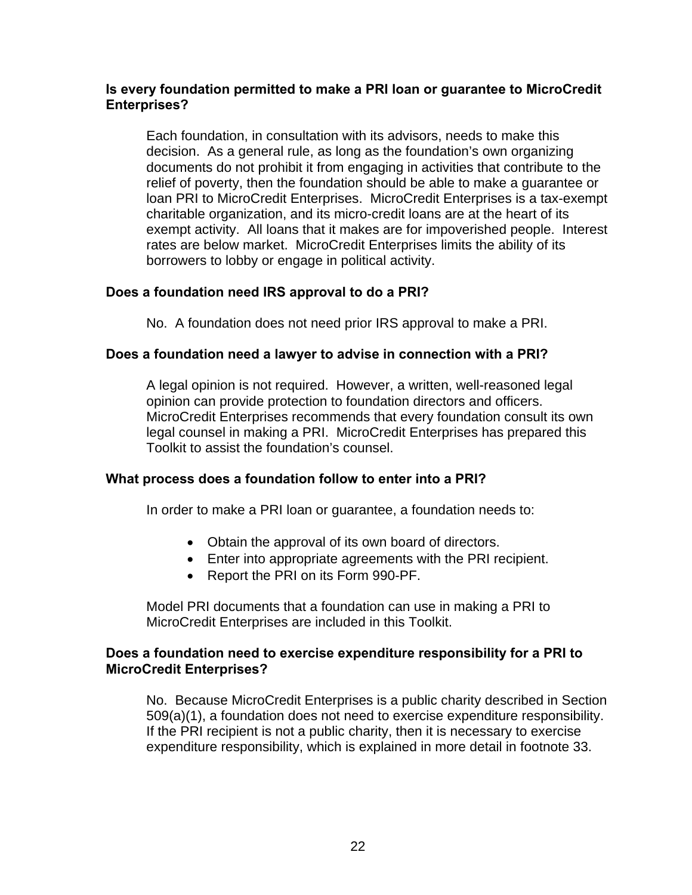**Is every foundation permitted to make a PRI loan or guarantee to MicroCredit Enterprises?**

Each foundation, in consultation with its advisors, needs to make this decision. As a general rule, as long as the foundation's own organizing documents do not prohibit it from engaging in activities that contribute to the relief of poverty, then the foundation should be able to make a guarantee or loan PRI to MicroCredit Enterprises. MicroCredit Enterprises is a tax-exempt charitable organization, and its micro-credit loans are at the heart of its exempt activity. All loans that it makes are for impoverished people. Interest rates are below market. MicroCredit Enterprises limits the ability of its borrowers to lobby or engage in political activity.

**Does a foundation need IRS approval to do a PRI?**

No. A foundation does not need prior IRS approval to make a PRI.

**Does a foundation need a lawyer to advise in connection with a PRI?**

A legal opinion is not required. However, a written, well-reasoned legal opinion can provide protection to foundation directors and officers. MicroCredit Enterprises recommends that every foundation consult its own legal counsel in making a PRI. MicroCredit Enterprises has prepared this Toolkit to assist the foundation's counsel.

**What process does a foundation follow to enter into a PRI?**

In order to make a PRI loan or guarantee, a foundation needs to:

- Obtain the approval of its own board of directors.
- Enter into appropriate agreements with the PRI recipient.
- Report the PRI on its Form 990-PF.

Model PRI documents that a foundation can use in making a PRI to MicroCredit Enterprises are included in this Toolkit.

**Does a foundation need to exercise expenditure responsibility for a PRI to MicroCredit Enterprises?**

No. Because MicroCredit Enterprises is a public charity described in Section 509(a)(1), a foundation does not need to exercise expenditure responsibility. If the PRI recipient is not a public charity, then it is necessary to exercise expenditure responsibility, which is explained in more detail in footnote 33.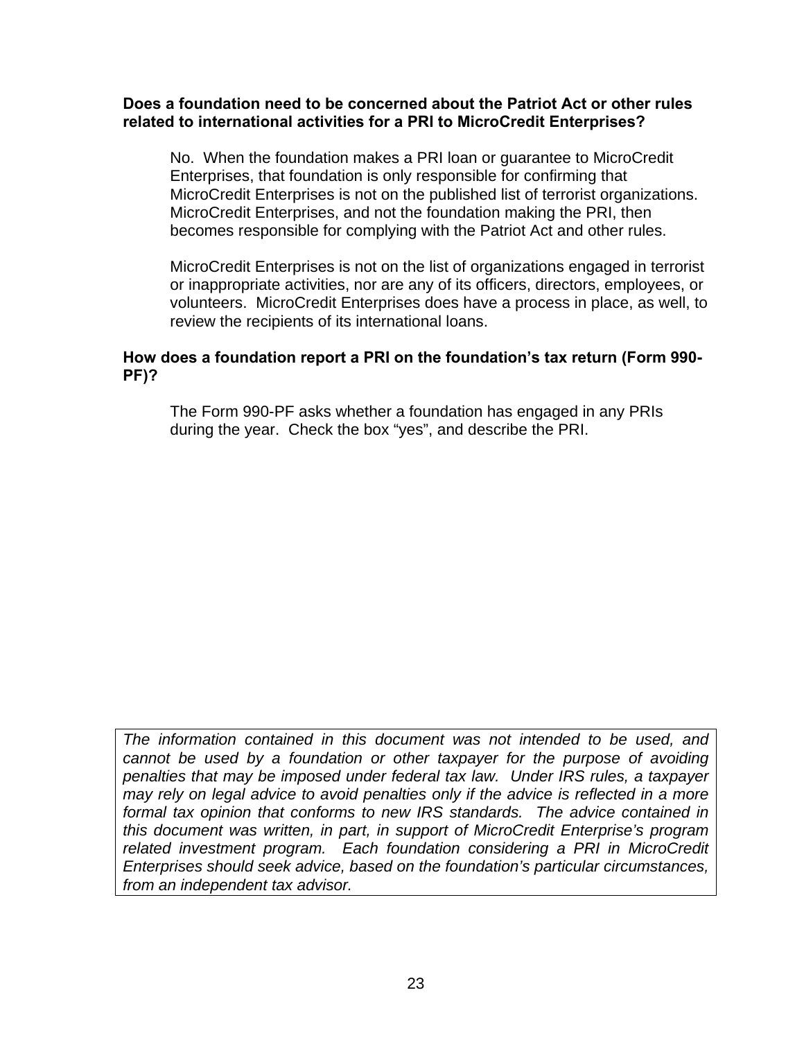**Does a foundation need to be concerned about the Patriot Act or other rules related to international activities for a PRI to MicroCredit Enterprises?**

No. When the foundation makes a PRI loan or guarantee to MicroCredit Enterprises, that foundation is only responsible for confirming that MicroCredit Enterprises is not on the published list of terrorist organizations. MicroCredit Enterprises, and not the foundation making the PRI, then becomes responsible for complying with the Patriot Act and other rules.

MicroCredit Enterprises is not on the list of organizations engaged in terrorist or inappropriate activities, nor are any of its officers, directors, employees, or volunteers. MicroCredit Enterprises does have a process in place, as well, to review the recipients of its international loans.

**How does a foundation report a PRI on the foundation's tax return (Form 990-PF)?**

The Form 990-PF asks whether a foundation has engaged in any PRIs during the year. Check the box "yes", and describe the PRI.

*The information contained in this document was not intended to be used, and cannot be used by a foundation or other taxpayer for the purpose of avoiding penalties that may be imposed under federal tax law. Under IRS rules, a taxpayer may rely on legal advice to avoid penalties only if the advice is reflected in a more formal tax opinion that conforms to new IRS standards. The advice contained in this document was written, in part, in support of MicroCredit Enterprise's program related investment program. Each foundation considering a PRI in MicroCredit Enterprises should seek advice, based on the foundation's particular circumstances, from an independent tax advisor.*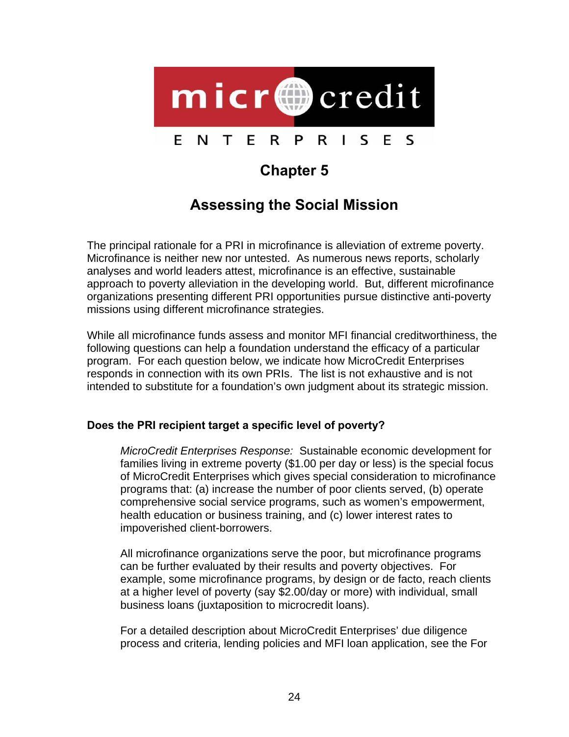micr credit

E N T E R P R I S E S

# Chapter 5

## Assessing the Social Mission

The principal rationale for a PRI in microfinance is alleviation of extreme poverty. Microfinance is neither new nor untested. As numerous news reports, scholarly analyses and world leaders attest, microfinance is an effective, sustainable approach to poverty alleviation in the developing world. But, different microfinance organizations presenting different PRI opportunities pursue distinctive anti-poverty missions using different microfinance strategies.

While all microfinance funds assess and monitor MFI financial creditworthiness, the following questions can help a foundation understand the efficacy of a particular program. For each question below, we indicate how MicroCredit Enterprises responds in connection with its own PRIs. The list is not exhaustive and is not intended to substitute for a foundation's own judgment about its strategic mission.

### Does the PRI recipient target a specific level of poverty?

*MicroCredit Enterprises Response:* Sustainable economic development for families living in extreme poverty ($1.00 per day or less) is the special focus of MicroCredit Enterprises which gives special consideration to microfinance programs that: (a) increase the number of poor clients served, (b) operate comprehensive social service programs, such as women's empowerment, health education or business training, and (c) lower interest rates to impoverished client-borrowers.

All microfinance organizations serve the poor, but microfinance programs can be further evaluated by their results and poverty objectives. For example, some microfinance programs, by design or de facto, reach clients at a higher level of poverty (say $2.00/day or more) with individual, small business loans (juxtaposition to microcredit loans).

For a detailed description about MicroCredit Enterprises' due diligence process and criteria, lending policies and MFI loan application, see the For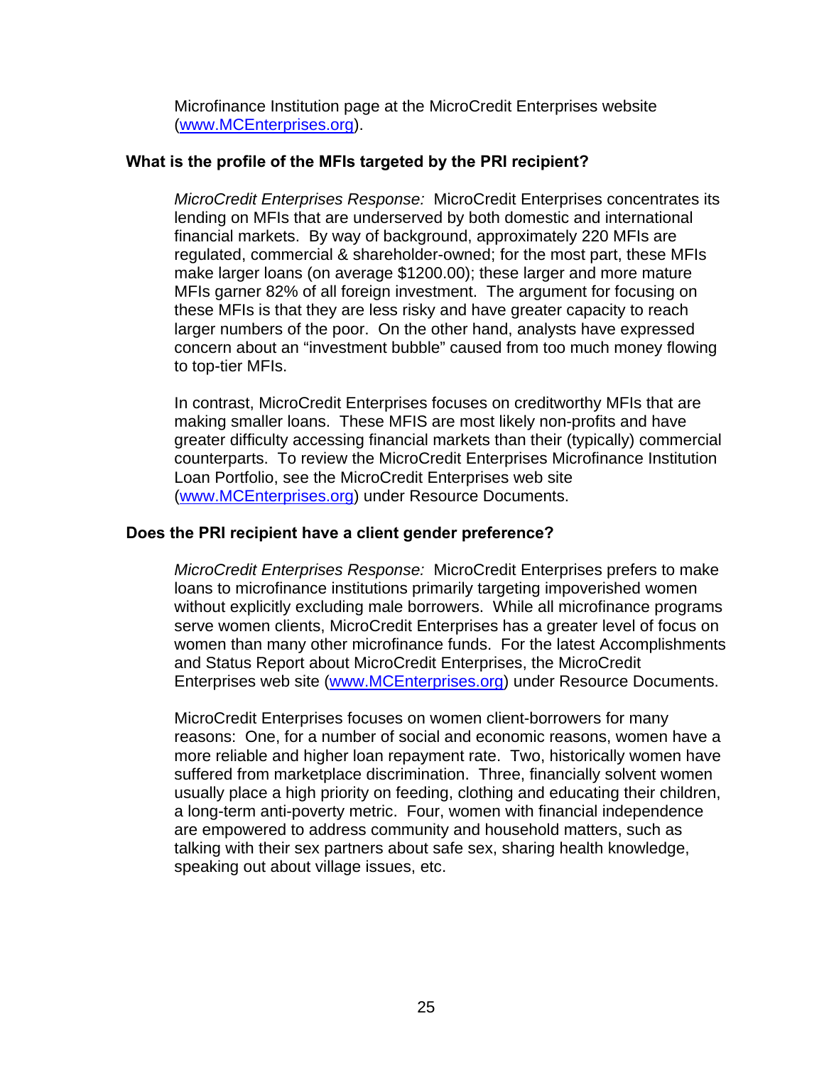Microfinance Institution page at the MicroCredit Enterprises website (www.MCEnterprises.org).

**What is the profile of the MFIs targeted by the PRI recipient?**

*MicroCredit Enterprises Response:* MicroCredit Enterprises concentrates its lending on MFIs that are underserved by both domestic and international financial markets. By way of background, approximately 220 MFIs are regulated, commercial & shareholder-owned; for the most part, these MFIs make larger loans (on average $1200.00); these larger and more mature MFIs garner 82% of all foreign investment. The argument for focusing on these MFIs is that they are less risky and have greater capacity to reach larger numbers of the poor. On the other hand, analysts have expressed concern about an "investment bubble" caused from too much money flowing to top-tier MFIs.

In contrast, MicroCredit Enterprises focuses on creditworthy MFIs that are making smaller loans. These MFIS are most likely non-profits and have greater difficulty accessing financial markets than their (typically) commercial counterparts. To review the MicroCredit Enterprises Microfinance Institution Loan Portfolio, see the MicroCredit Enterprises web site (www.MCEnterprises.org) under Resource Documents.

**Does the PRI recipient have a client gender preference?**

*MicroCredit Enterprises Response:* MicroCredit Enterprises prefers to make loans to microfinance institutions primarily targeting impoverished women without explicitly excluding male borrowers. While all microfinance programs serve women clients, MicroCredit Enterprises has a greater level of focus on women than many other microfinance funds. For the latest Accomplishments and Status Report about MicroCredit Enterprises, the MicroCredit Enterprises web site (www.MCEnterprises.org) under Resource Documents.

MicroCredit Enterprises focuses on women client-borrowers for many reasons: One, for a number of social and economic reasons, women have a more reliable and higher loan repayment rate. Two, historically women have suffered from marketplace discrimination. Three, financially solvent women usually place a high priority on feeding, clothing and educating their children, a long-term anti-poverty metric. Four, women with financial independence are empowered to address community and household matters, such as talking with their sex partners about safe sex, sharing health knowledge, speaking out about village issues, etc.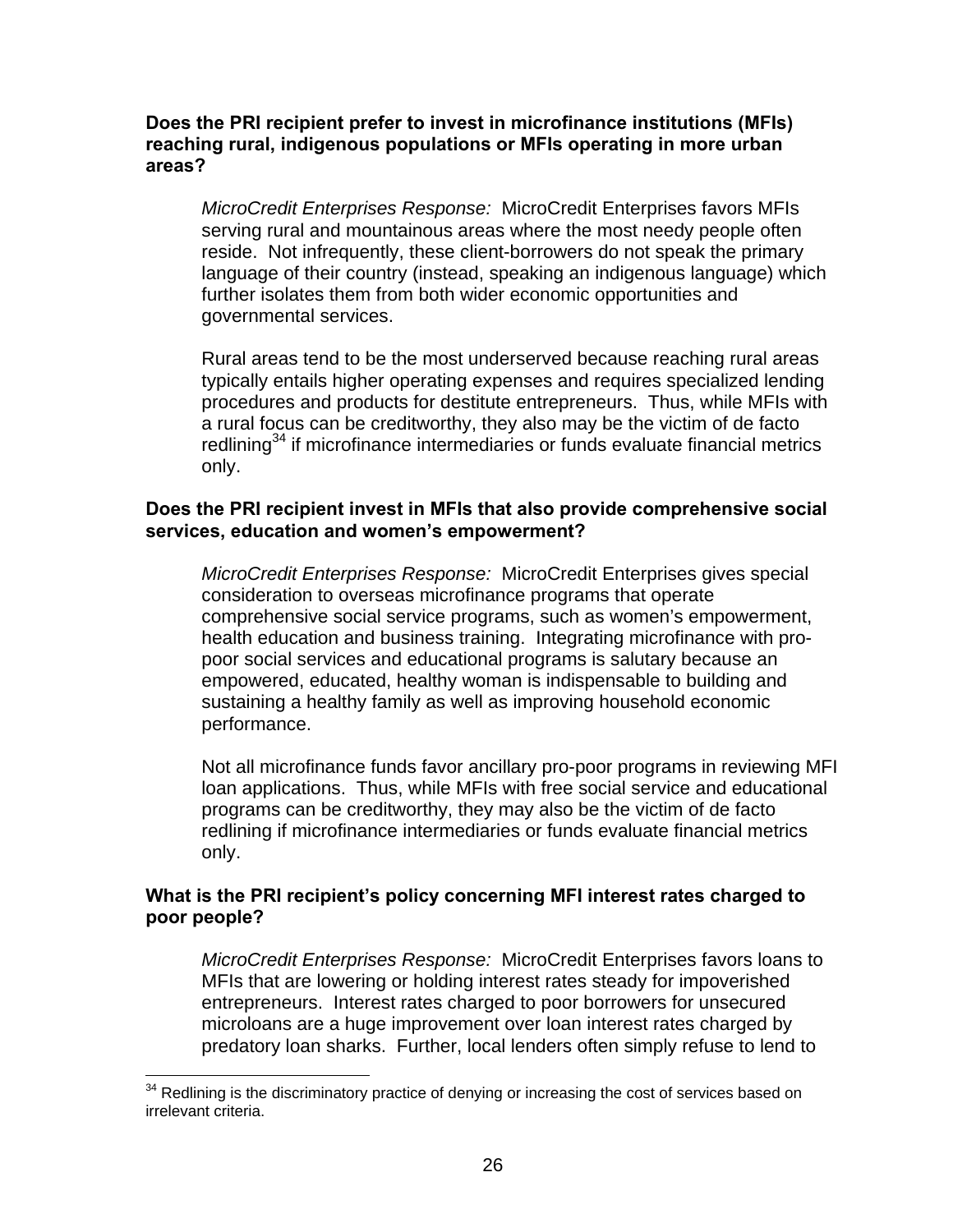**Does the PRI recipient prefer to invest in microfinance institutions (MFIs) reaching rural, indigenous populations or MFIs operating in more urban areas?**

> *MicroCredit Enterprises Response:* MicroCredit Enterprises favors MFIs serving rural and mountainous areas where the most needy people often reside. Not infrequently, these client-borrowers do not speak the primary language of their country (instead, speaking an indigenous language) which further isolates them from both wider economic opportunities and governmental services.
>
> Rural areas tend to be the most underserved because reaching rural areas typically entails higher operating expenses and requires specialized lending procedures and products for destitute entrepreneurs. Thus, while MFIs with a rural focus can be creditworthy, they also may be the victim of de facto redlining[34] if microfinance intermediaries or funds evaluate financial metrics only.

**Does the PRI recipient invest in MFIs that also provide comprehensive social services, education and women's empowerment?**

> *MicroCredit Enterprises Response:* MicroCredit Enterprises gives special consideration to overseas microfinance programs that operate comprehensive social service programs, such as women's empowerment, health education and business training. Integrating microfinance with pro-poor social services and educational programs is salutary because an empowered, educated, healthy woman is indispensable to building and sustaining a healthy family as well as improving household economic performance.
>
> Not all microfinance funds favor ancillary pro-poor programs in reviewing MFI loan applications. Thus, while MFIs with free social service and educational programs can be creditworthy, they may also be the victim of de facto redlining if microfinance intermediaries or funds evaluate financial metrics only.

**What is the PRI recipient's policy concerning MFI interest rates charged to poor people?**

> *MicroCredit Enterprises Response:* MicroCredit Enterprises favors loans to MFIs that are lowering or holding interest rates steady for impoverished entrepreneurs. Interest rates charged to poor borrowers for unsecured microloans are a huge improvement over loan interest rates charged by predatory loan sharks. Further, local lenders often simply refuse to lend to

---

[34] Redlining is the discriminatory practice of denying or increasing the cost of services based on irrelevant criteria.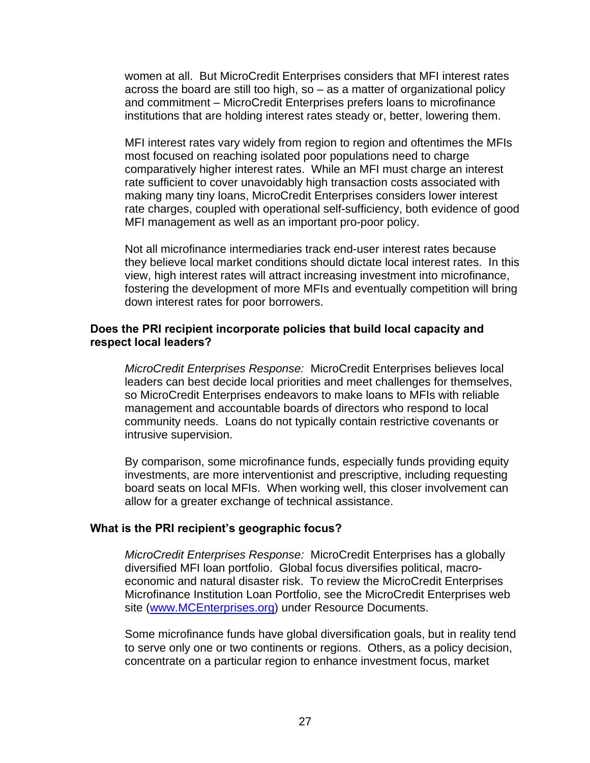women at all. But MicroCredit Enterprises considers that MFI interest rates across the board are still too high, so – as a matter of organizational policy and commitment – MicroCredit Enterprises prefers loans to microfinance institutions that are holding interest rates steady or, better, lowering them.

MFI interest rates vary widely from region to region and oftentimes the MFIs most focused on reaching isolated poor populations need to charge comparatively higher interest rates. While an MFI must charge an interest rate sufficient to cover unavoidably high transaction costs associated with making many tiny loans, MicroCredit Enterprises considers lower interest rate charges, coupled with operational self-sufficiency, both evidence of good MFI management as well as an important pro-poor policy.

Not all microfinance intermediaries track end-user interest rates because they believe local market conditions should dictate local interest rates. In this view, high interest rates will attract increasing investment into microfinance, fostering the development of more MFIs and eventually competition will bring down interest rates for poor borrowers.

**Does the PRI recipient incorporate policies that build local capacity and respect local leaders?**

*MicroCredit Enterprises Response:* MicroCredit Enterprises believes local leaders can best decide local priorities and meet challenges for themselves, so MicroCredit Enterprises endeavors to make loans to MFIs with reliable management and accountable boards of directors who respond to local community needs. Loans do not typically contain restrictive covenants or intrusive supervision.

By comparison, some microfinance funds, especially funds providing equity investments, are more interventionist and prescriptive, including requesting board seats on local MFIs. When working well, this closer involvement can allow for a greater exchange of technical assistance.

**What is the PRI recipient's geographic focus?**

*MicroCredit Enterprises Response:* MicroCredit Enterprises has a globally diversified MFI loan portfolio. Global focus diversifies political, macro-economic and natural disaster risk. To review the MicroCredit Enterprises Microfinance Institution Loan Portfolio, see the MicroCredit Enterprises web site ([www.MCEnterprises.org](http://www.MCEnterprises.org)) under Resource Documents.

Some microfinance funds have global diversification goals, but in reality tend to serve only one or two continents or regions. Others, as a policy decision, concentrate on a particular region to enhance investment focus, market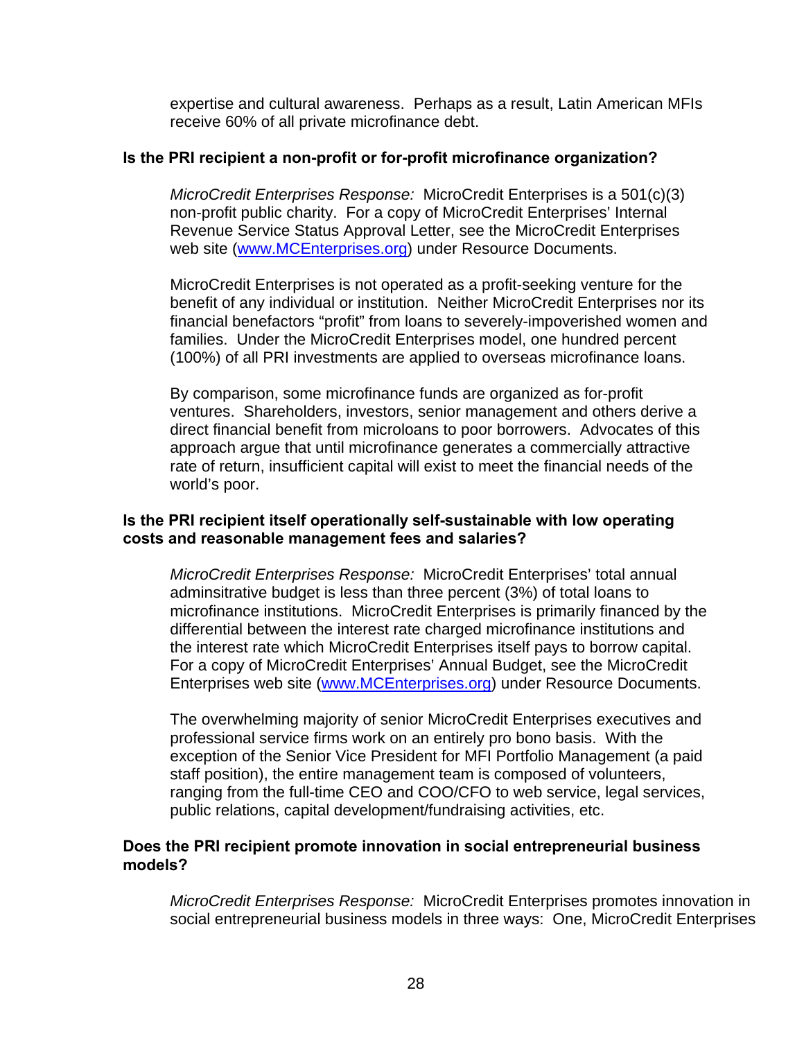expertise and cultural awareness. Perhaps as a result, Latin American MFIs receive 60% of all private microfinance debt.

**Is the PRI recipient a non-profit or for-profit microfinance organization?**

*MicroCredit Enterprises Response:* MicroCredit Enterprises is a 501(c)(3) non-profit public charity. For a copy of MicroCredit Enterprises' Internal Revenue Service Status Approval Letter, see the MicroCredit Enterprises web site ([www.MCEnterprises.org](http://www.MCEnterprises.org)) under Resource Documents.

MicroCredit Enterprises is not operated as a profit-seeking venture for the benefit of any individual or institution. Neither MicroCredit Enterprises nor its financial benefactors "profit" from loans to severely-impoverished women and families. Under the MicroCredit Enterprises model, one hundred percent (100%) of all PRI investments are applied to overseas microfinance loans.

By comparison, some microfinance funds are organized as for-profit ventures. Shareholders, investors, senior management and others derive a direct financial benefit from microloans to poor borrowers. Advocates of this approach argue that until microfinance generates a commercially attractive rate of return, insufficient capital will exist to meet the financial needs of the world's poor.

**Is the PRI recipient itself operationally self-sustainable with low operating costs and reasonable management fees and salaries?**

*MicroCredit Enterprises Response:* MicroCredit Enterprises' total annual adminsitrative budget is less than three percent (3%) of total loans to microfinance institutions. MicroCredit Enterprises is primarily financed by the differential between the interest rate charged microfinance institutions and the interest rate which MicroCredit Enterprises itself pays to borrow capital. For a copy of MicroCredit Enterprises' Annual Budget, see the MicroCredit Enterprises web site ([www.MCEnterprises.org](http://www.MCEnterprises.org)) under Resource Documents.

The overwhelming majority of senior MicroCredit Enterprises executives and professional service firms work on an entirely pro bono basis. With the exception of the Senior Vice President for MFI Portfolio Management (a paid staff position), the entire management team is composed of volunteers, ranging from the full-time CEO and COO/CFO to web service, legal services, public relations, capital development/fundraising activities, etc.

**Does the PRI recipient promote innovation in social entrepreneurial business models?**

*MicroCredit Enterprises Response:* MicroCredit Enterprises promotes innovation in social entrepreneurial business models in three ways: One, MicroCredit Enterprises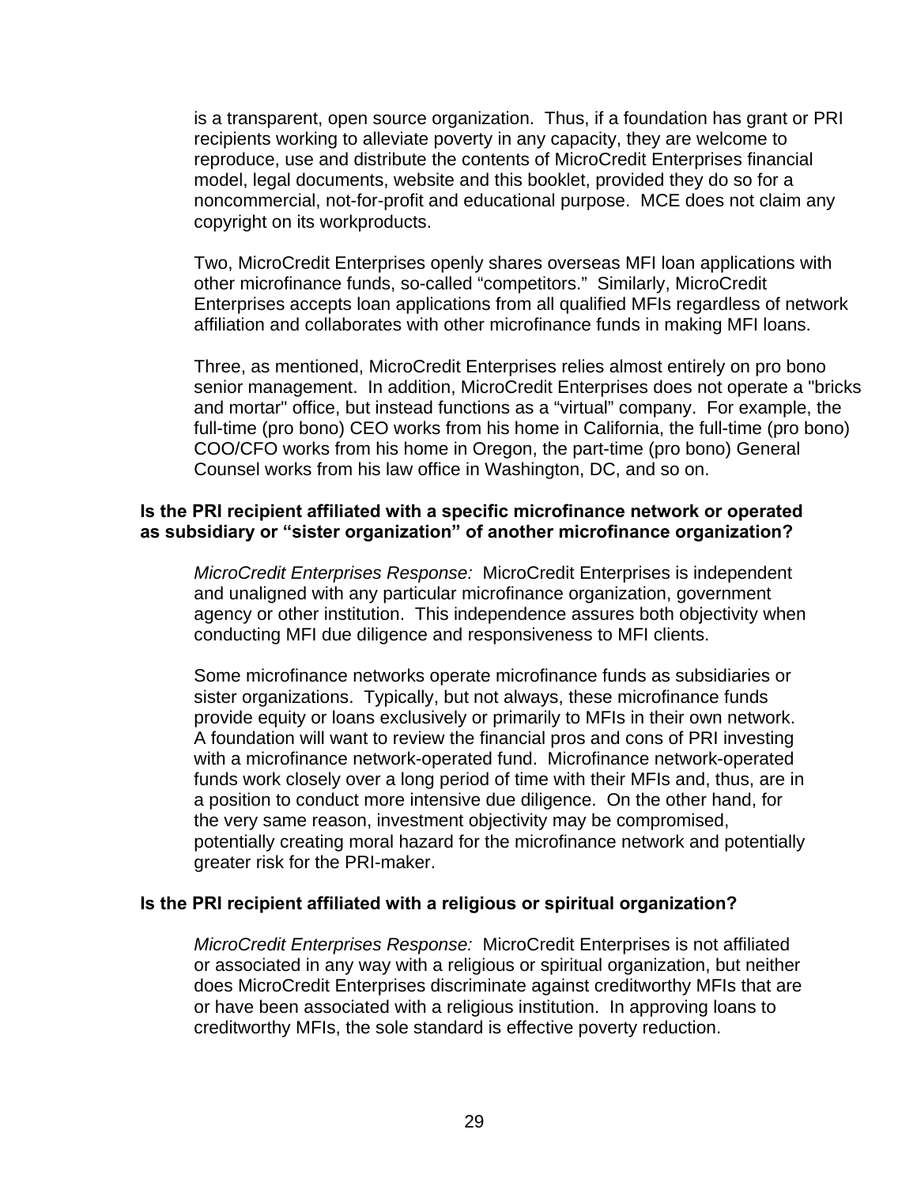is a transparent, open source organization. Thus, if a foundation has grant or PRI recipients working to alleviate poverty in any capacity, they are welcome to reproduce, use and distribute the contents of MicroCredit Enterprises financial model, legal documents, website and this booklet, provided they do so for a noncommercial, not-for-profit and educational purpose. MCE does not claim any copyright on its workproducts.

Two, MicroCredit Enterprises openly shares overseas MFI loan applications with other microfinance funds, so-called "competitors." Similarly, MicroCredit Enterprises accepts loan applications from all qualified MFIs regardless of network affiliation and collaborates with other microfinance funds in making MFI loans.

Three, as mentioned, MicroCredit Enterprises relies almost entirely on pro bono senior management. In addition, MicroCredit Enterprises does not operate a "bricks and mortar" office, but instead functions as a "virtual" company. For example, the full-time (pro bono) CEO works from his home in California, the full-time (pro bono) COO/CFO works from his home in Oregon, the part-time (pro bono) General Counsel works from his law office in Washington, DC, and so on.

**Is the PRI recipient affiliated with a specific microfinance network or operated as subsidiary or "sister organization" of another microfinance organization?**

*MicroCredit Enterprises Response:* MicroCredit Enterprises is independent and unaligned with any particular microfinance organization, government agency or other institution. This independence assures both objectivity when conducting MFI due diligence and responsiveness to MFI clients.

Some microfinance networks operate microfinance funds as subsidiaries or sister organizations. Typically, but not always, these microfinance funds provide equity or loans exclusively or primarily to MFIs in their own network. A foundation will want to review the financial pros and cons of PRI investing with a microfinance network-operated fund. Microfinance network-operated funds work closely over a long period of time with their MFIs and, thus, are in a position to conduct more intensive due diligence. On the other hand, for the very same reason, investment objectivity may be compromised, potentially creating moral hazard for the microfinance network and potentially greater risk for the PRI-maker.

**Is the PRI recipient affiliated with a religious or spiritual organization?**

*MicroCredit Enterprises Response:* MicroCredit Enterprises is not affiliated or associated in any way with a religious or spiritual organization, but neither does MicroCredit Enterprises discriminate against creditworthy MFIs that are or have been associated with a religious institution. In approving loans to creditworthy MFIs, the sole standard is effective poverty reduction.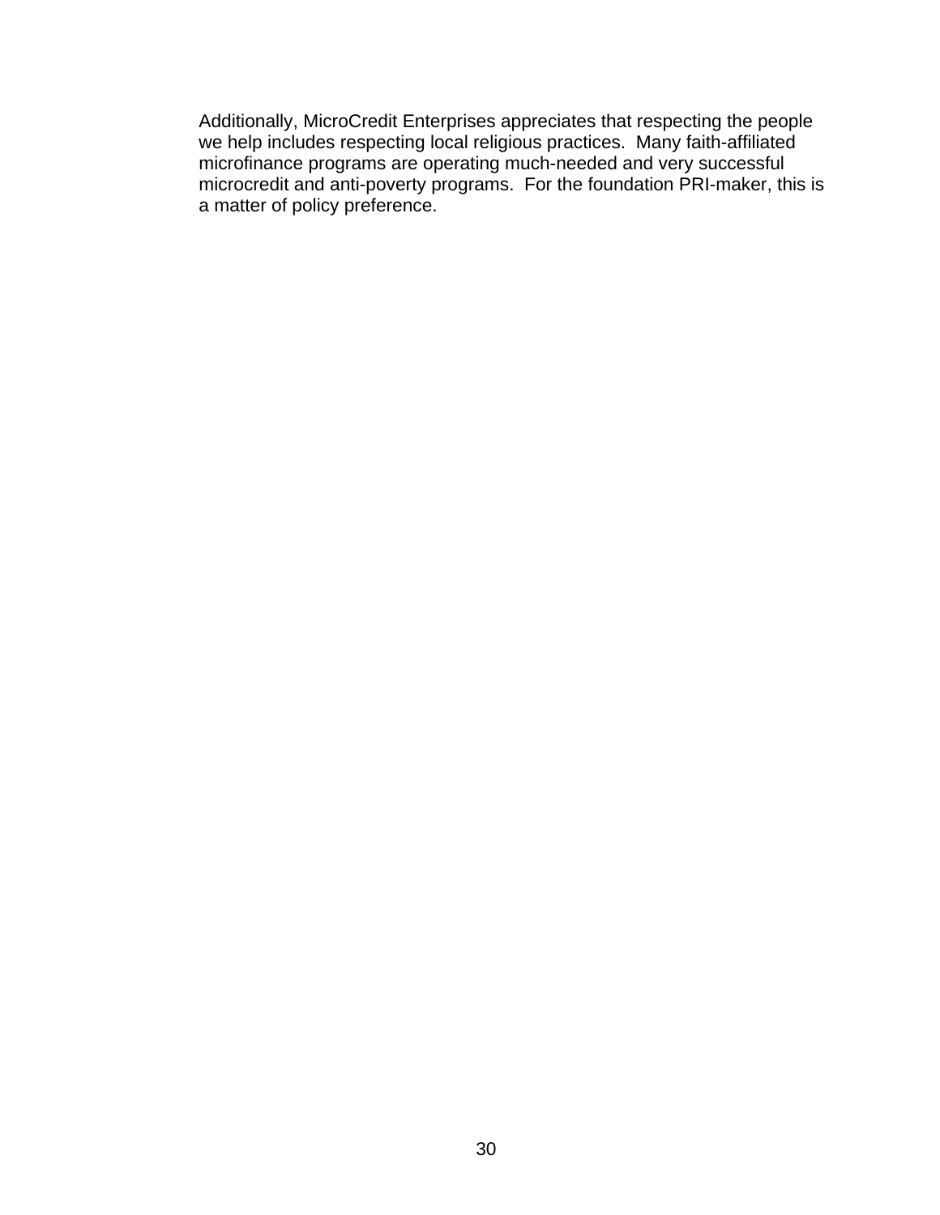Additionally, MicroCredit Enterprises appreciates that respecting the people we help includes respecting local religious practices.  Many faith-affiliated microfinance programs are operating much-needed and very successful microcredit and anti-poverty programs.  For the foundation PRI-maker, this is a matter of policy preference.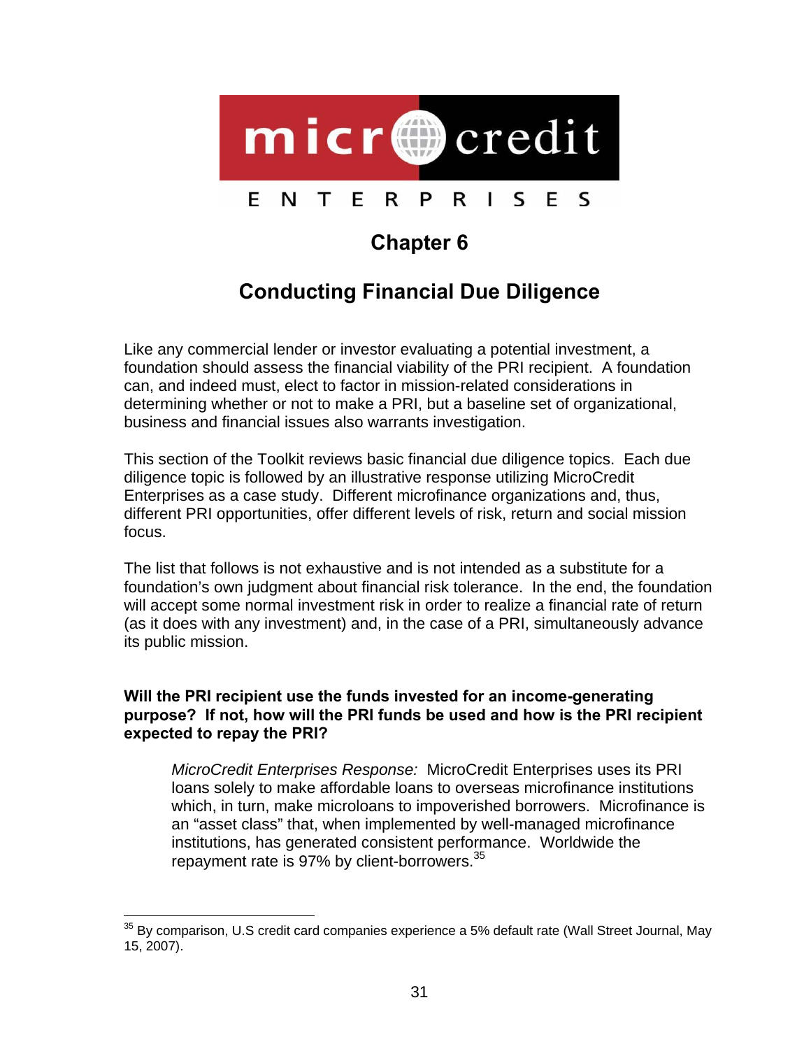# Chapter 6

## Conducting Financial Due Diligence

Like any commercial lender or investor evaluating a potential investment, a foundation should assess the financial viability of the PRI recipient. A foundation can, and indeed must, elect to factor in mission-related considerations in determining whether or not to make a PRI, but a baseline set of organizational, business and financial issues also warrants investigation.

This section of the Toolkit reviews basic financial due diligence topics. Each due diligence topic is followed by an illustrative response utilizing MicroCredit Enterprises as a case study. Different microfinance organizations and, thus, different PRI opportunities, offer different levels of risk, return and social mission focus.

The list that follows is not exhaustive and is not intended as a substitute for a foundation's own judgment about financial risk tolerance. In the end, the foundation will accept some normal investment risk in order to realize a financial rate of return (as it does with any investment) and, in the case of a PRI, simultaneously advance its public mission.

**Will the PRI recipient use the funds invested for an income-generating purpose? If not, how will the PRI funds be used and how is the PRI recipient expected to repay the PRI?**

> *MicroCredit Enterprises Response:* MicroCredit Enterprises uses its PRI loans solely to make affordable loans to overseas microfinance institutions which, in turn, make microloans to impoverished borrowers. Microfinance is an "asset class" that, when implemented by well-managed microfinance institutions, has generated consistent performance. Worldwide the repayment rate is 97% by client-borrowers.[35]

[35] By comparison, U.S credit card companies experience a 5% default rate (Wall Street Journal, May 15, 2007).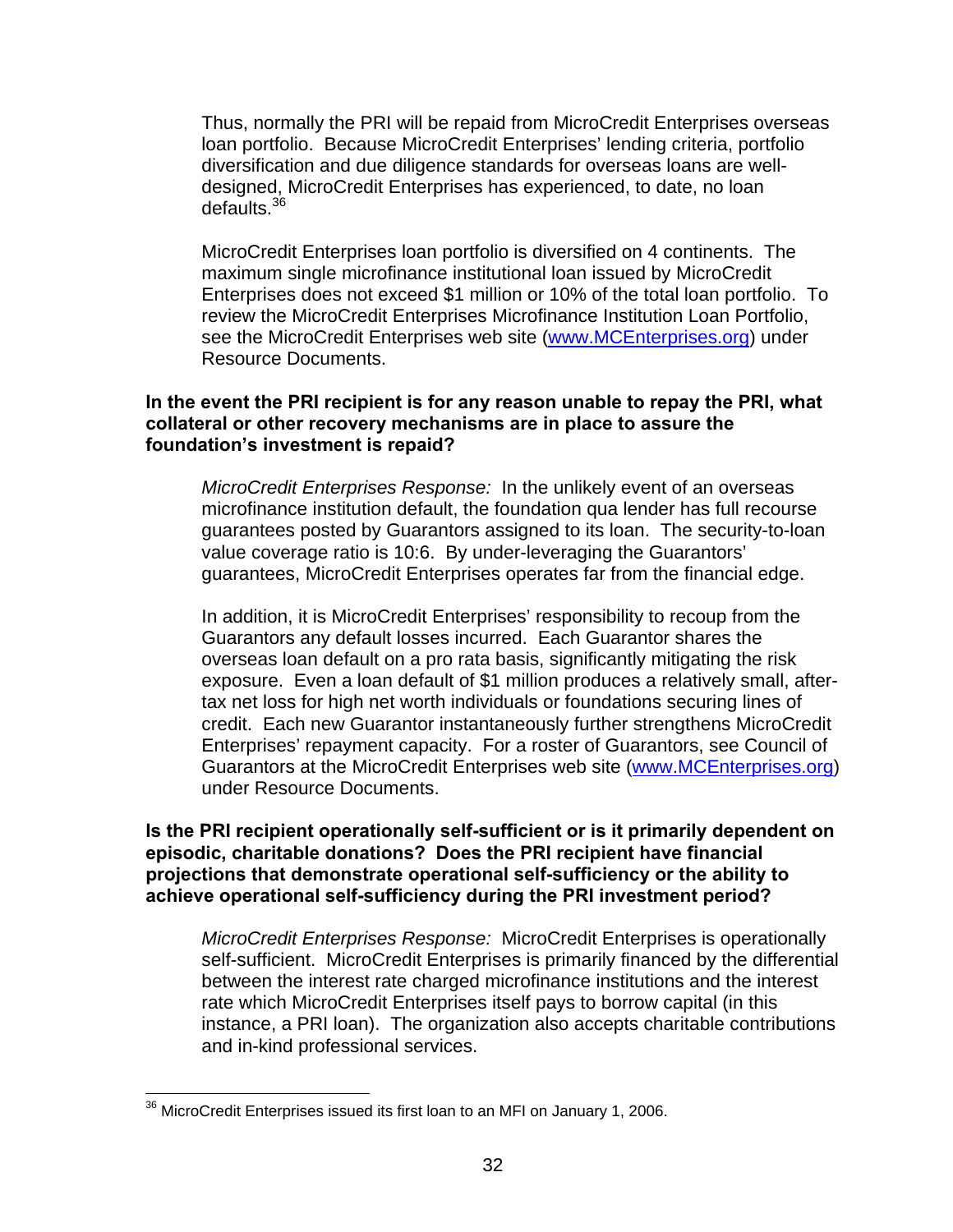Thus, normally the PRI will be repaid from MicroCredit Enterprises overseas loan portfolio. Because MicroCredit Enterprises' lending criteria, portfolio diversification and due diligence standards for overseas loans are well-designed, MicroCredit Enterprises has experienced, to date, no loan defaults.[36]

MicroCredit Enterprises loan portfolio is diversified on 4 continents. The maximum single microfinance institutional loan issued by MicroCredit Enterprises does not exceed $1 million or 10% of the total loan portfolio. To review the MicroCredit Enterprises Microfinance Institution Loan Portfolio, see the MicroCredit Enterprises web site (www.MCEnterprises.org) under Resource Documents.

**In the event the PRI recipient is for any reason unable to repay the PRI, what collateral or other recovery mechanisms are in place to assure the foundation's investment is repaid?**

*MicroCredit Enterprises Response:* In the unlikely event of an overseas microfinance institution default, the foundation qua lender has full recourse guarantees posted by Guarantors assigned to its loan. The security-to-loan value coverage ratio is 10:6. By under-leveraging the Guarantors' guarantees, MicroCredit Enterprises operates far from the financial edge.

In addition, it is MicroCredit Enterprises' responsibility to recoup from the Guarantors any default losses incurred. Each Guarantor shares the overseas loan default on a pro rata basis, significantly mitigating the risk exposure. Even a loan default of $1 million produces a relatively small, after-tax net loss for high net worth individuals or foundations securing lines of credit. Each new Guarantor instantaneously further strengthens MicroCredit Enterprises' repayment capacity. For a roster of Guarantors, see Council of Guarantors at the MicroCredit Enterprises web site (www.MCEnterprises.org) under Resource Documents.

**Is the PRI recipient operationally self-sufficient or is it primarily dependent on episodic, charitable donations? Does the PRI recipient have financial projections that demonstrate operational self-sufficiency or the ability to achieve operational self-sufficiency during the PRI investment period?**

*MicroCredit Enterprises Response:* MicroCredit Enterprises is operationally self-sufficient. MicroCredit Enterprises is primarily financed by the differential between the interest rate charged microfinance institutions and the interest rate which MicroCredit Enterprises itself pays to borrow capital (in this instance, a PRI loan). The organization also accepts charitable contributions and in-kind professional services.

[36] MicroCredit Enterprises issued its first loan to an MFI on January 1, 2006.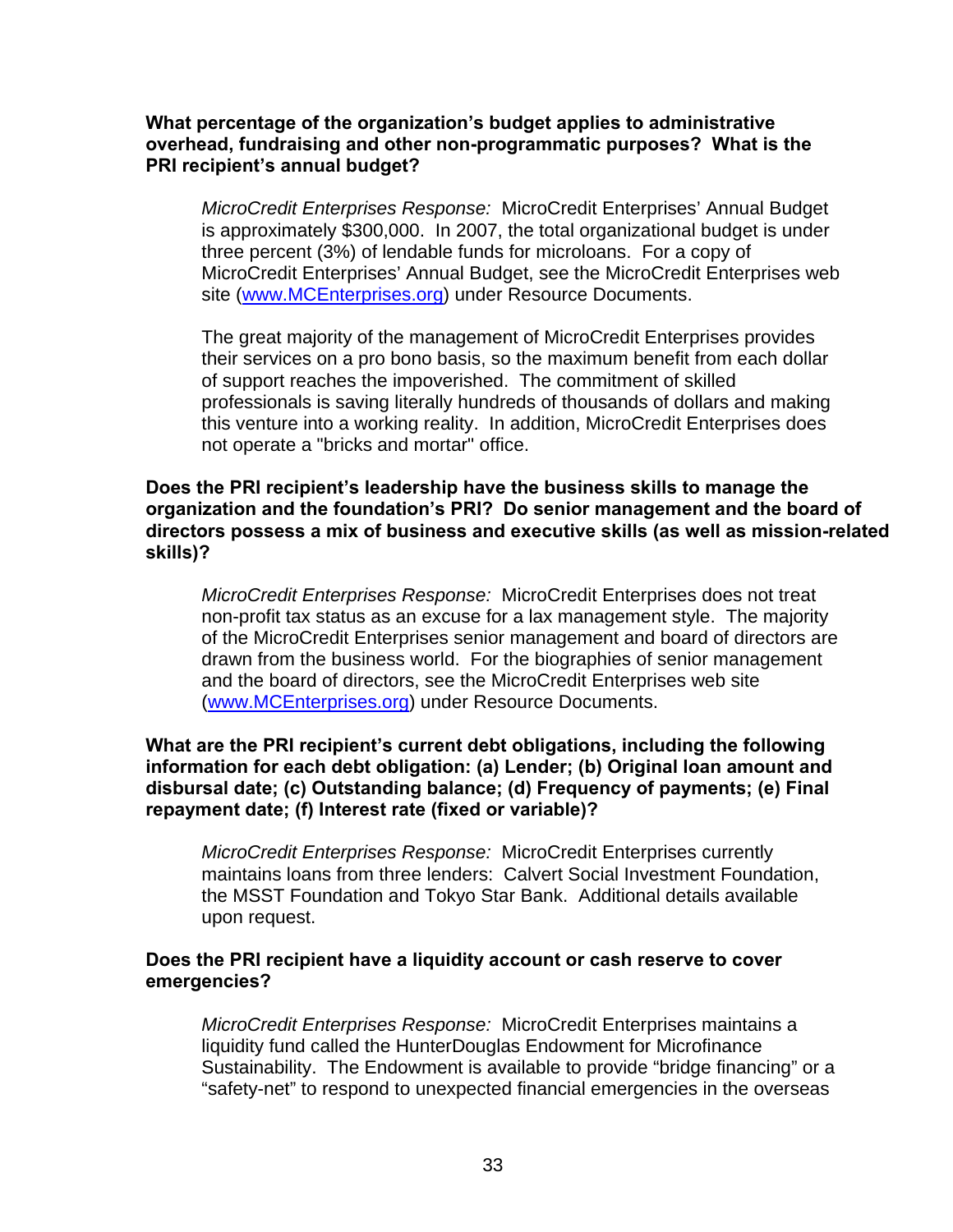**What percentage of the organization's budget applies to administrative overhead, fundraising and other non-programmatic purposes? What is the PRI recipient's annual budget?**

> *MicroCredit Enterprises Response:* MicroCredit Enterprises' Annual Budget is approximately $300,000. In 2007, the total organizational budget is under three percent (3%) of lendable funds for microloans. For a copy of MicroCredit Enterprises' Annual Budget, see the MicroCredit Enterprises web site (www.MCEnterprises.org) under Resource Documents.
>
> The great majority of the management of MicroCredit Enterprises provides their services on a pro bono basis, so the maximum benefit from each dollar of support reaches the impoverished. The commitment of skilled professionals is saving literally hundreds of thousands of dollars and making this venture into a working reality. In addition, MicroCredit Enterprises does not operate a "bricks and mortar" office.

**Does the PRI recipient's leadership have the business skills to manage the organization and the foundation's PRI? Do senior management and the board of directors possess a mix of business and executive skills (as well as mission-related skills)?**

> *MicroCredit Enterprises Response:* MicroCredit Enterprises does not treat non-profit tax status as an excuse for a lax management style. The majority of the MicroCredit Enterprises senior management and board of directors are drawn from the business world. For the biographies of senior management and the board of directors, see the MicroCredit Enterprises web site (www.MCEnterprises.org) under Resource Documents.

**What are the PRI recipient's current debt obligations, including the following information for each debt obligation: (a) Lender; (b) Original loan amount and disbursal date; (c) Outstanding balance; (d) Frequency of payments; (e) Final repayment date; (f) Interest rate (fixed or variable)?**

> *MicroCredit Enterprises Response:* MicroCredit Enterprises currently maintains loans from three lenders: Calvert Social Investment Foundation, the MSST Foundation and Tokyo Star Bank. Additional details available upon request.

**Does the PRI recipient have a liquidity account or cash reserve to cover emergencies?**

> *MicroCredit Enterprises Response:* MicroCredit Enterprises maintains a liquidity fund called the HunterDouglas Endowment for Microfinance Sustainability. The Endowment is available to provide "bridge financing" or a "safety-net" to respond to unexpected financial emergencies in the overseas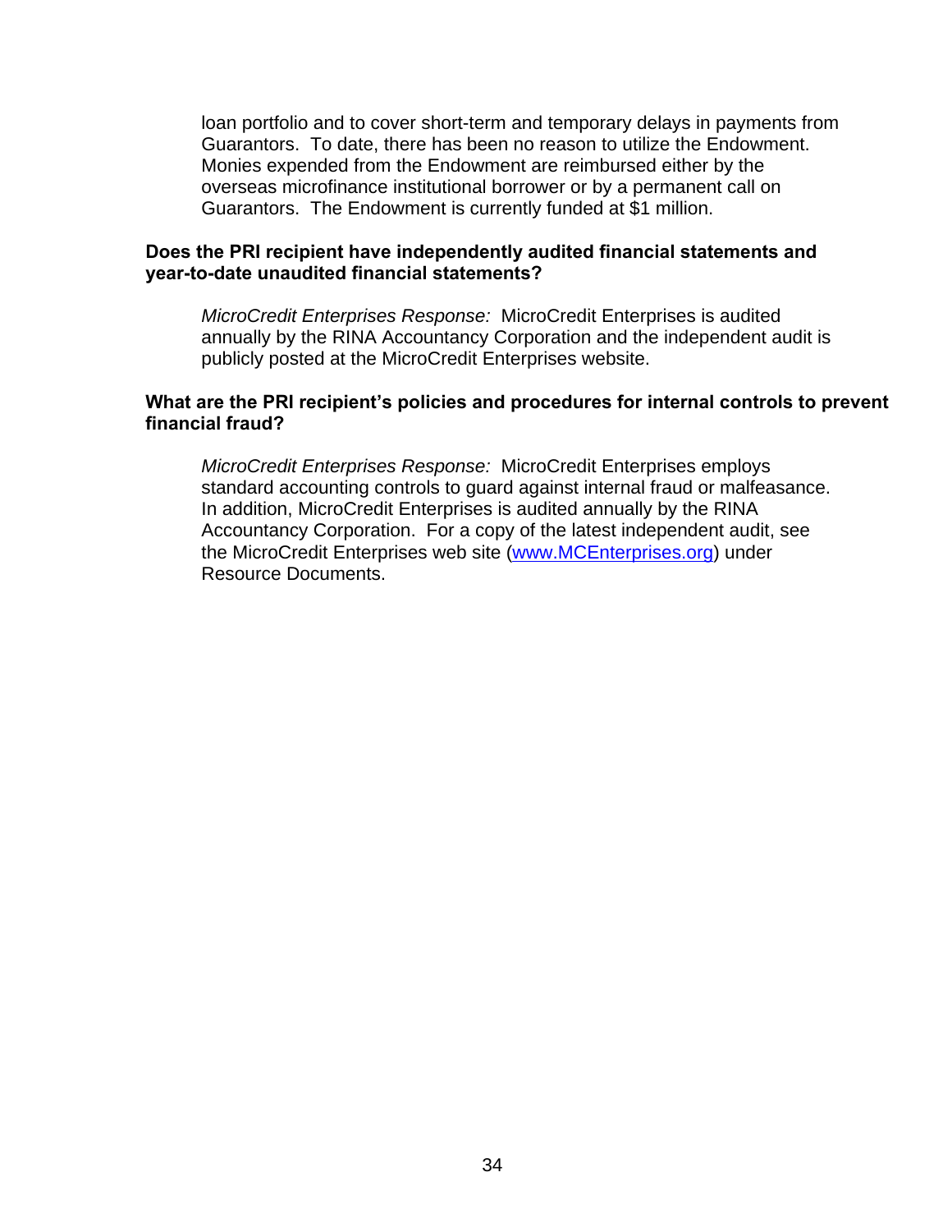loan portfolio and to cover short-term and temporary delays in payments from Guarantors. To date, there has been no reason to utilize the Endowment. Monies expended from the Endowment are reimbursed either by the overseas microfinance institutional borrower or by a permanent call on Guarantors. The Endowment is currently funded at $1 million.

**Does the PRI recipient have independently audited financial statements and year-to-date unaudited financial statements?**

*MicroCredit Enterprises Response:* MicroCredit Enterprises is audited annually by the RINA Accountancy Corporation and the independent audit is publicly posted at the MicroCredit Enterprises website.

**What are the PRI recipient's policies and procedures for internal controls to prevent financial fraud?**

*MicroCredit Enterprises Response:* MicroCredit Enterprises employs standard accounting controls to guard against internal fraud or malfeasance. In addition, MicroCredit Enterprises is audited annually by the RINA Accountancy Corporation. For a copy of the latest independent audit, see the MicroCredit Enterprises web site (www.MCEnterprises.org) under Resource Documents.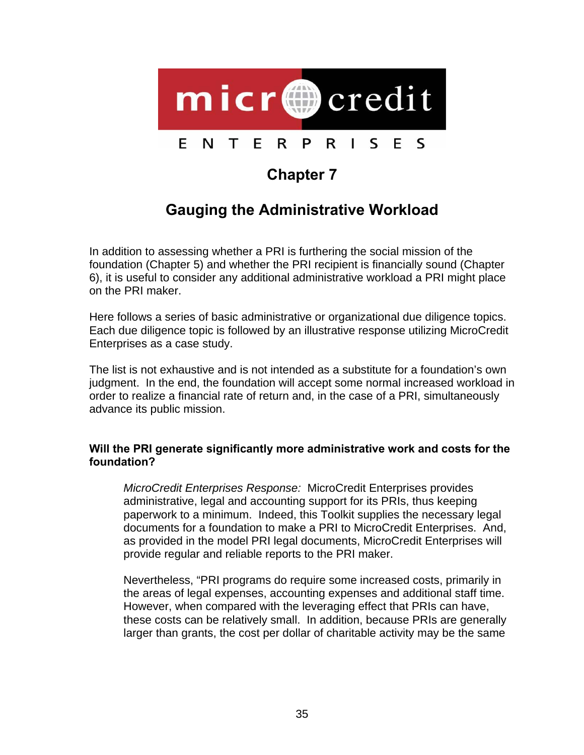# Chapter 7

## Gauging the Administrative Workload

In addition to assessing whether a PRI is furthering the social mission of the foundation (Chapter 5) and whether the PRI recipient is financially sound (Chapter 6), it is useful to consider any additional administrative workload a PRI might place on the PRI maker.

Here follows a series of basic administrative or organizational due diligence topics. Each due diligence topic is followed by an illustrative response utilizing MicroCredit Enterprises as a case study.

The list is not exhaustive and is not intended as a substitute for a foundation's own judgment. In the end, the foundation will accept some normal increased workload in order to realize a financial rate of return and, in the case of a PRI, simultaneously advance its public mission.

**Will the PRI generate significantly more administrative work and costs for the foundation?**

> *MicroCredit Enterprises Response:* MicroCredit Enterprises provides administrative, legal and accounting support for its PRIs, thus keeping paperwork to a minimum. Indeed, this Toolkit supplies the necessary legal documents for a foundation to make a PRI to MicroCredit Enterprises. And, as provided in the model PRI legal documents, MicroCredit Enterprises will provide regular and reliable reports to the PRI maker.
>
> Nevertheless, "PRI programs do require some increased costs, primarily in the areas of legal expenses, accounting expenses and additional staff time. However, when compared with the leveraging effect that PRIs can have, these costs can be relatively small. In addition, because PRIs are generally larger than grants, the cost per dollar of charitable activity may be the same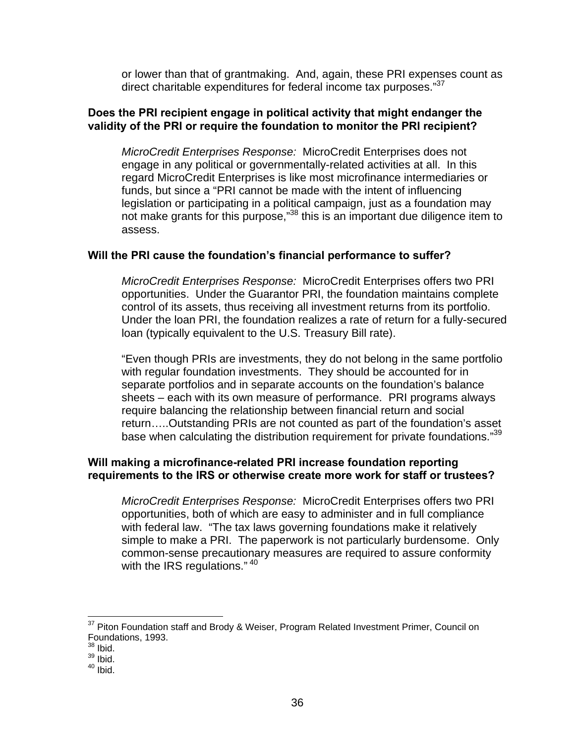or lower than that of grantmaking. And, again, these PRI expenses count as direct charitable expenditures for federal income tax purposes."[37]

**Does the PRI recipient engage in political activity that might endanger the validity of the PRI or require the foundation to monitor the PRI recipient?**

*MicroCredit Enterprises Response:* MicroCredit Enterprises does not engage in any political or governmentally-related activities at all. In this regard MicroCredit Enterprises is like most microfinance intermediaries or funds, but since a "PRI cannot be made with the intent of influencing legislation or participating in a political campaign, just as a foundation may not make grants for this purpose,"[38] this is an important due diligence item to assess.

**Will the PRI cause the foundation's financial performance to suffer?**

*MicroCredit Enterprises Response:* MicroCredit Enterprises offers two PRI opportunities. Under the Guarantor PRI, the foundation maintains complete control of its assets, thus receiving all investment returns from its portfolio. Under the loan PRI, the foundation realizes a rate of return for a fully-secured loan (typically equivalent to the U.S. Treasury Bill rate).

"Even though PRIs are investments, they do not belong in the same portfolio with regular foundation investments. They should be accounted for in separate portfolios and in separate accounts on the foundation's balance sheets – each with its own measure of performance. PRI programs always require balancing the relationship between financial return and social return…..Outstanding PRIs are not counted as part of the foundation's asset base when calculating the distribution requirement for private foundations."[39]

**Will making a microfinance-related PRI increase foundation reporting requirements to the IRS or otherwise create more work for staff or trustees?**

*MicroCredit Enterprises Response:* MicroCredit Enterprises offers two PRI opportunities, both of which are easy to administer and in full compliance with federal law. "The tax laws governing foundations make it relatively simple to make a PRI. The paperwork is not particularly burdensome. Only common-sense precautionary measures are required to assure conformity with the IRS regulations." [40]

---

[37] Piton Foundation staff and Brody & Weiser, Program Related Investment Primer, Council on Foundations, 1993.
[38] Ibid.
[39] Ibid.
[40] Ibid.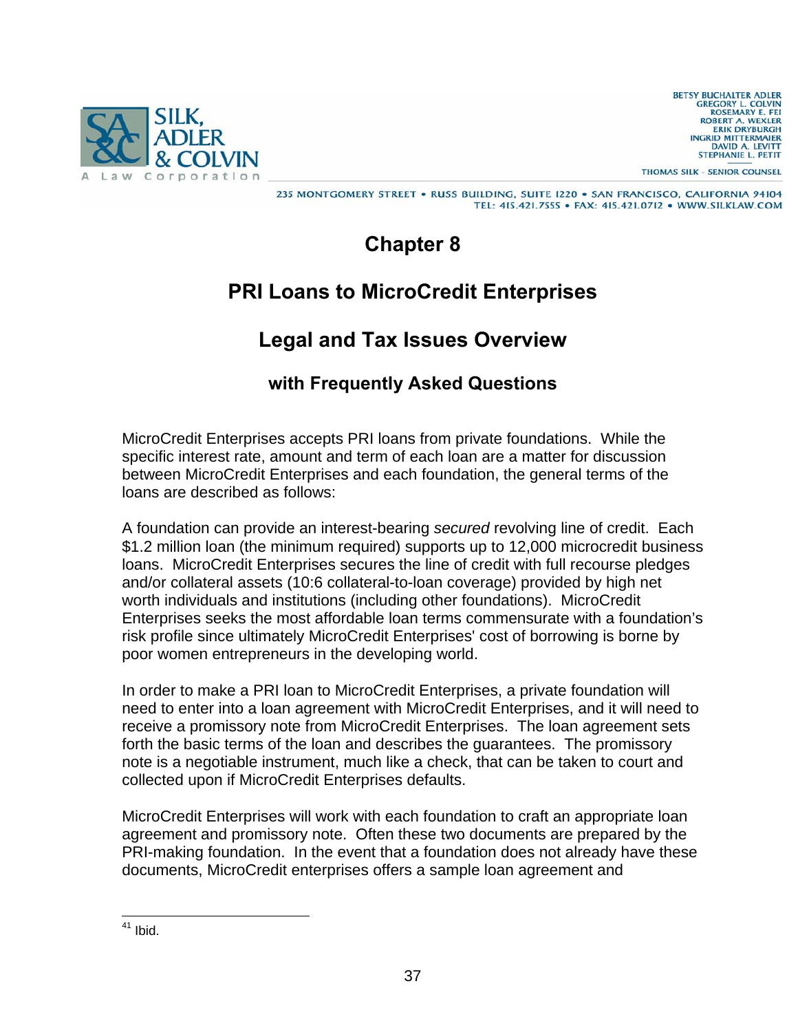# Chapter 8

## PRI Loans to MicroCredit Enterprises

## Legal and Tax Issues Overview

### with Frequently Asked Questions

MicroCredit Enterprises accepts PRI loans from private foundations. While the specific interest rate, amount and term of each loan are a matter for discussion between MicroCredit Enterprises and each foundation, the general terms of the loans are described as follows:

A foundation can provide an interest-bearing *secured* revolving line of credit. Each $1.2 million loan (the minimum required) supports up to 12,000 microcredit business loans. MicroCredit Enterprises secures the line of credit with full recourse pledges and/or collateral assets (10:6 collateral-to-loan coverage) provided by high net worth individuals and institutions (including other foundations). MicroCredit Enterprises seeks the most affordable loan terms commensurate with a foundation's risk profile since ultimately MicroCredit Enterprises' cost of borrowing is borne by poor women entrepreneurs in the developing world.

In order to make a PRI loan to MicroCredit Enterprises, a private foundation will need to enter into a loan agreement with MicroCredit Enterprises, and it will need to receive a promissory note from MicroCredit Enterprises. The loan agreement sets forth the basic terms of the loan and describes the guarantees. The promissory note is a negotiable instrument, much like a check, that can be taken to court and collected upon if MicroCredit Enterprises defaults.

MicroCredit Enterprises will work with each foundation to craft an appropriate loan agreement and promissory note. Often these two documents are prepared by the PRI-making foundation. In the event that a foundation does not already have these documents, MicroCredit enterprises offers a sample loan agreement and

---

[41] Ibid.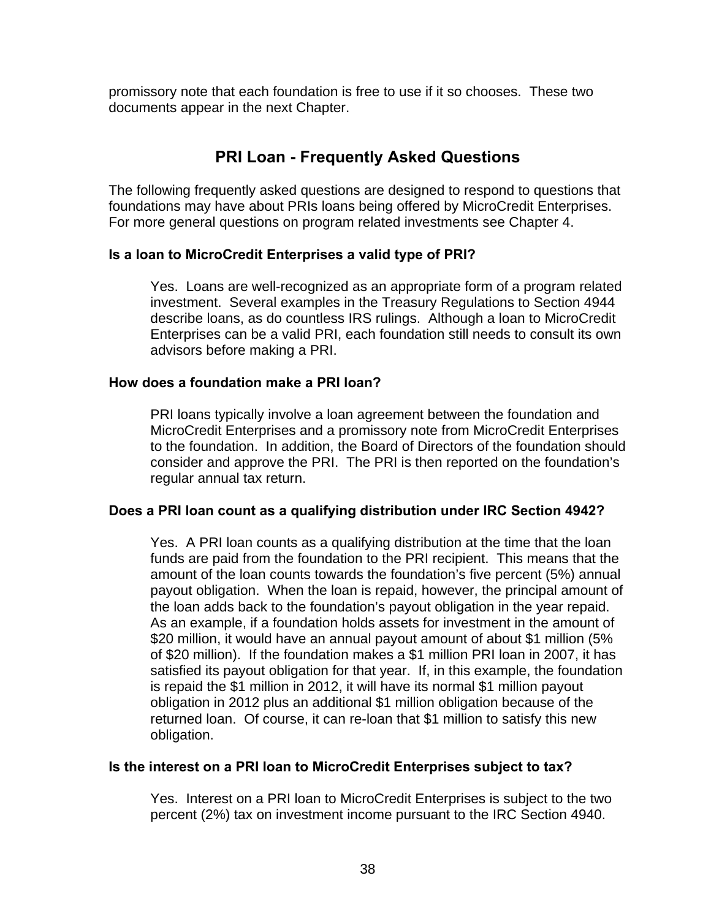promissory note that each foundation is free to use if it so chooses. These two documents appear in the next Chapter.

## PRI Loan - Frequently Asked Questions

The following frequently asked questions are designed to respond to questions that foundations may have about PRIs loans being offered by MicroCredit Enterprises. For more general questions on program related investments see Chapter 4.

### Is a loan to MicroCredit Enterprises a valid type of PRI?

Yes. Loans are well-recognized as an appropriate form of a program related investment. Several examples in the Treasury Regulations to Section 4944 describe loans, as do countless IRS rulings. Although a loan to MicroCredit Enterprises can be a valid PRI, each foundation still needs to consult its own advisors before making a PRI.

### How does a foundation make a PRI loan?

PRI loans typically involve a loan agreement between the foundation and MicroCredit Enterprises and a promissory note from MicroCredit Enterprises to the foundation. In addition, the Board of Directors of the foundation should consider and approve the PRI. The PRI is then reported on the foundation's regular annual tax return.

### Does a PRI loan count as a qualifying distribution under IRC Section 4942?

Yes. A PRI loan counts as a qualifying distribution at the time that the loan funds are paid from the foundation to the PRI recipient. This means that the amount of the loan counts towards the foundation's five percent (5%) annual payout obligation. When the loan is repaid, however, the principal amount of the loan adds back to the foundation's payout obligation in the year repaid. As an example, if a foundation holds assets for investment in the amount of $20 million, it would have an annual payout amount of about $1 million (5% of $20 million). If the foundation makes a $1 million PRI loan in 2007, it has satisfied its payout obligation for that year. If, in this example, the foundation is repaid the $1 million in 2012, it will have its normal $1 million payout obligation in 2012 plus an additional $1 million obligation because of the returned loan. Of course, it can re-loan that $1 million to satisfy this new obligation.

### Is the interest on a PRI loan to MicroCredit Enterprises subject to tax?

Yes. Interest on a PRI loan to MicroCredit Enterprises is subject to the two percent (2%) tax on investment income pursuant to the IRC Section 4940.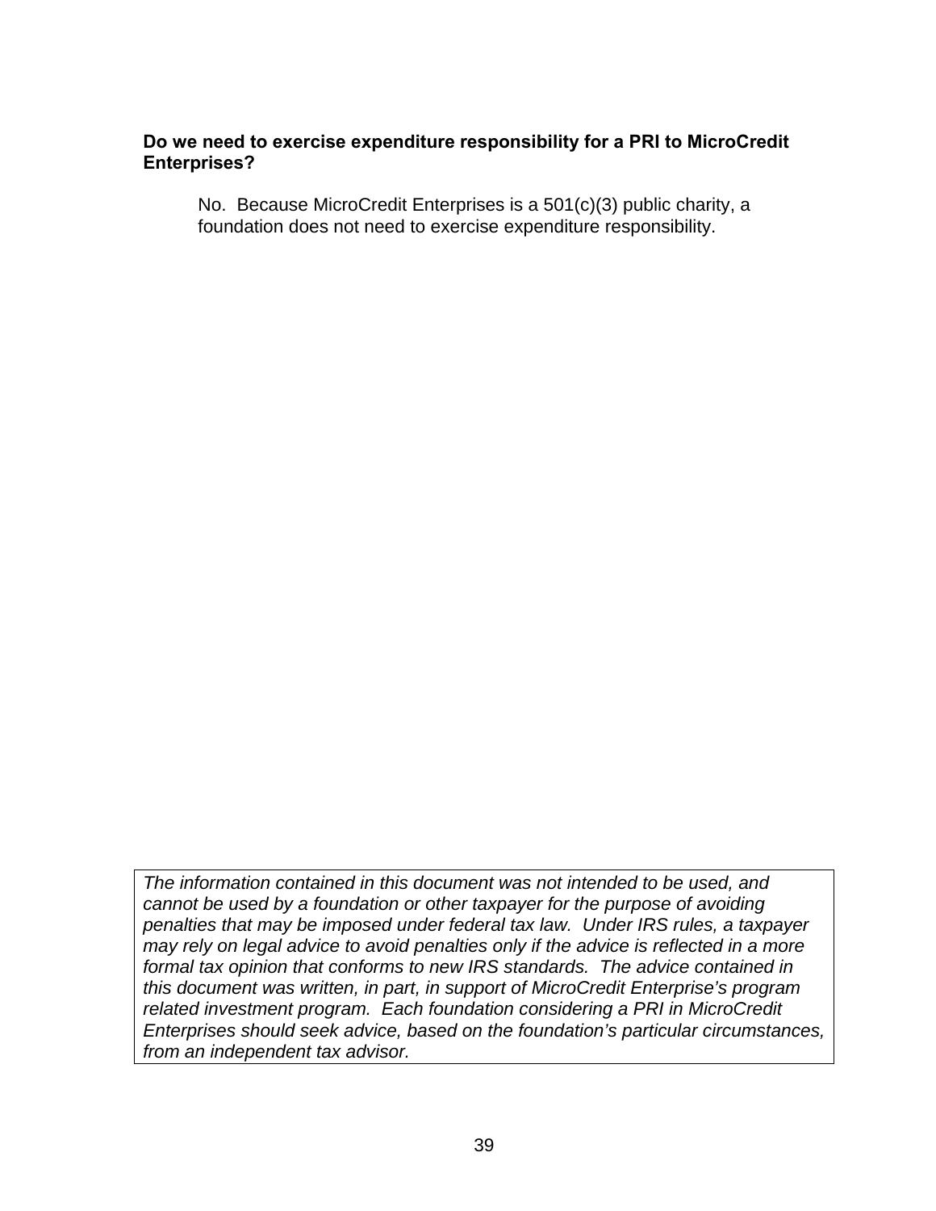**Do we need to exercise expenditure responsibility for a PRI to MicroCredit Enterprises?**

No. Because MicroCredit Enterprises is a 501(c)(3) public charity, a foundation does not need to exercise expenditure responsibility.

*The information contained in this document was not intended to be used, and cannot be used by a foundation or other taxpayer for the purpose of avoiding penalties that may be imposed under federal tax law. Under IRS rules, a taxpayer may rely on legal advice to avoid penalties only if the advice is reflected in a more formal tax opinion that conforms to new IRS standards. The advice contained in this document was written, in part, in support of MicroCredit Enterprise's program related investment program. Each foundation considering a PRI in MicroCredit Enterprises should seek advice, based on the foundation's particular circumstances, from an independent tax advisor.*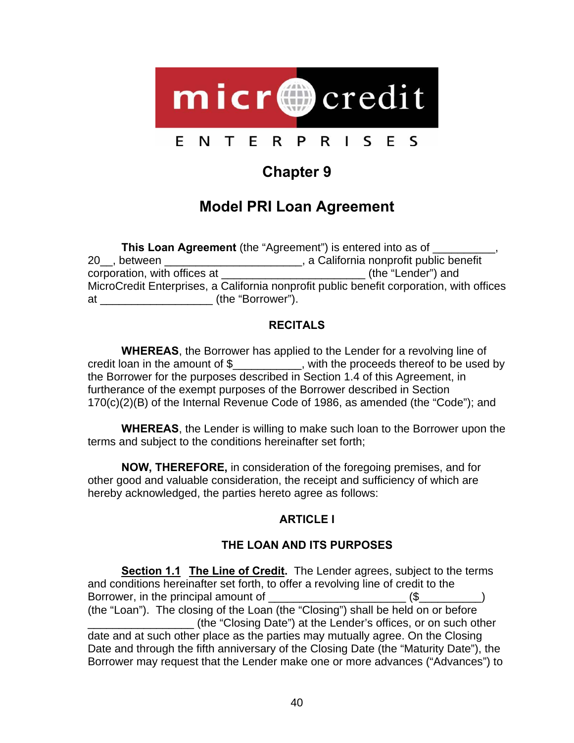# Chapter 9

## Model PRI Loan Agreement

**This Loan Agreement** (the "Agreement") is entered into as of __________, 20__, between ______________________, a California nonprofit public benefit corporation, with offices at _______________________ (the "Lender") and MicroCredit Enterprises, a California nonprofit public benefit corporation, with offices at __________________ (the "Borrower").

### RECITALS

**WHEREAS**, the Borrower has applied to the Lender for a revolving line of credit loan in the amount of $___________, with the proceeds thereof to be used by the Borrower for the purposes described in Section 1.4 of this Agreement, in furtherance of the exempt purposes of the Borrower described in Section 170(c)(2)(B) of the Internal Revenue Code of 1986, as amended (the "Code"); and

**WHEREAS**, the Lender is willing to make such loan to the Borrower upon the terms and subject to the conditions hereinafter set forth;

**NOW, THEREFORE,** in consideration of the foregoing premises, and for other good and valuable consideration, the receipt and sufficiency of which are hereby acknowledged, the parties hereto agree as follows:

### ARTICLE I

### THE LOAN AND ITS PURPOSES

**Section 1.1 The Line of Credit.** The Lender agrees, subject to the terms and conditions hereinafter set forth, to offer a revolving line of credit to the Borrower, in the principal amount of ______________________ ($__________) (the "Loan"). The closing of the Loan (the "Closing") shall be held on or before _________________ (the "Closing Date") at the Lender's offices, or on such other date and at such other place as the parties may mutually agree. On the Closing Date and through the fifth anniversary of the Closing Date (the "Maturity Date"), the Borrower may request that the Lender make one or more advances ("Advances") to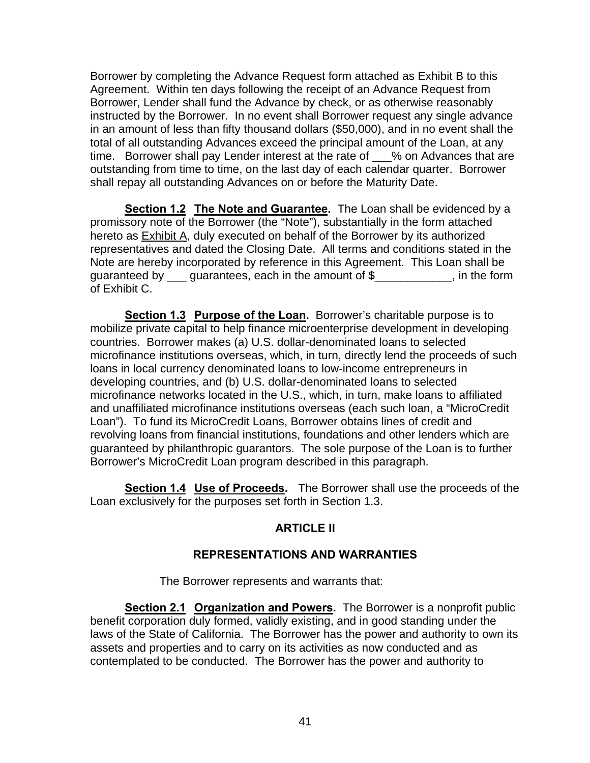Borrower by completing the Advance Request form attached as Exhibit B to this Agreement. Within ten days following the receipt of an Advance Request from Borrower, Lender shall fund the Advance by check, or as otherwise reasonably instructed by the Borrower. In no event shall Borrower request any single advance in an amount of less than fifty thousand dollars ($50,000), and in no event shall the total of all outstanding Advances exceed the principal amount of the Loan, at any time. Borrower shall pay Lender interest at the rate of ___% on Advances that are outstanding from time to time, on the last day of each calendar quarter. Borrower shall repay all outstanding Advances on or before the Maturity Date.

**Section 1.2 The Note and Guarantee.** The Loan shall be evidenced by a promissory note of the Borrower (the "Note"), substantially in the form attached hereto as Exhibit A, duly executed on behalf of the Borrower by its authorized representatives and dated the Closing Date. All terms and conditions stated in the Note are hereby incorporated by reference in this Agreement. This Loan shall be guaranteed by ___ guarantees, each in the amount of $____________, in the form of Exhibit C.

**Section 1.3 Purpose of the Loan.** Borrower's charitable purpose is to mobilize private capital to help finance microenterprise development in developing countries. Borrower makes (a) U.S. dollar-denominated loans to selected microfinance institutions overseas, which, in turn, directly lend the proceeds of such loans in local currency denominated loans to low-income entrepreneurs in developing countries, and (b) U.S. dollar-denominated loans to selected microfinance networks located in the U.S., which, in turn, make loans to affiliated and unaffiliated microfinance institutions overseas (each such loan, a "MicroCredit Loan"). To fund its MicroCredit Loans, Borrower obtains lines of credit and revolving loans from financial institutions, foundations and other lenders which are guaranteed by philanthropic guarantors. The sole purpose of the Loan is to further Borrower's MicroCredit Loan program described in this paragraph.

**Section 1.4 Use of Proceeds.** The Borrower shall use the proceeds of the Loan exclusively for the purposes set forth in Section 1.3.

## ARTICLE II

## REPRESENTATIONS AND WARRANTIES

The Borrower represents and warrants that:

**Section 2.1 Organization and Powers.** The Borrower is a nonprofit public benefit corporation duly formed, validly existing, and in good standing under the laws of the State of California. The Borrower has the power and authority to own its assets and properties and to carry on its activities as now conducted and as contemplated to be conducted. The Borrower has the power and authority to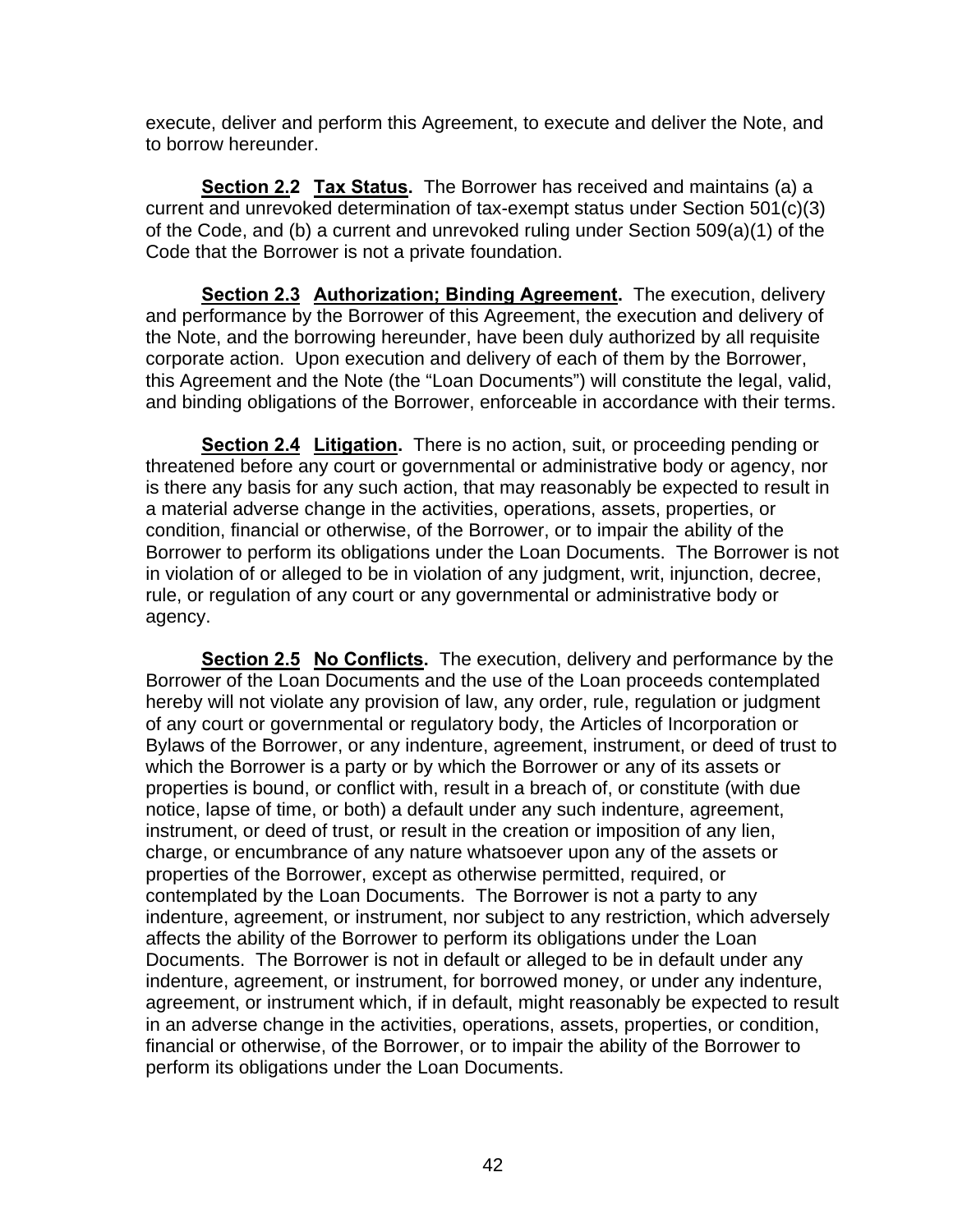execute, deliver and perform this Agreement, to execute and deliver the Note, and to borrow hereunder.

**Section 2.2** **Tax Status.** The Borrower has received and maintains (a) a current and unrevoked determination of tax-exempt status under Section 501(c)(3) of the Code, and (b) a current and unrevoked ruling under Section 509(a)(1) of the Code that the Borrower is not a private foundation.

**Section 2.3** **Authorization; Binding Agreement.** The execution, delivery and performance by the Borrower of this Agreement, the execution and delivery of the Note, and the borrowing hereunder, have been duly authorized by all requisite corporate action. Upon execution and delivery of each of them by the Borrower, this Agreement and the Note (the "Loan Documents") will constitute the legal, valid, and binding obligations of the Borrower, enforceable in accordance with their terms.

**Section 2.4** **Litigation.** There is no action, suit, or proceeding pending or threatened before any court or governmental or administrative body or agency, nor is there any basis for any such action, that may reasonably be expected to result in a material adverse change in the activities, operations, assets, properties, or condition, financial or otherwise, of the Borrower, or to impair the ability of the Borrower to perform its obligations under the Loan Documents. The Borrower is not in violation of or alleged to be in violation of any judgment, writ, injunction, decree, rule, or regulation of any court or any governmental or administrative body or agency.

**Section 2.5** **No Conflicts.** The execution, delivery and performance by the Borrower of the Loan Documents and the use of the Loan proceeds contemplated hereby will not violate any provision of law, any order, rule, regulation or judgment of any court or governmental or regulatory body, the Articles of Incorporation or Bylaws of the Borrower, or any indenture, agreement, instrument, or deed of trust to which the Borrower is a party or by which the Borrower or any of its assets or properties is bound, or conflict with, result in a breach of, or constitute (with due notice, lapse of time, or both) a default under any such indenture, agreement, instrument, or deed of trust, or result in the creation or imposition of any lien, charge, or encumbrance of any nature whatsoever upon any of the assets or properties of the Borrower, except as otherwise permitted, required, or contemplated by the Loan Documents. The Borrower is not a party to any indenture, agreement, or instrument, nor subject to any restriction, which adversely affects the ability of the Borrower to perform its obligations under the Loan Documents. The Borrower is not in default or alleged to be in default under any indenture, agreement, or instrument, for borrowed money, or under any indenture, agreement, or instrument which, if in default, might reasonably be expected to result in an adverse change in the activities, operations, assets, properties, or condition, financial or otherwise, of the Borrower, or to impair the ability of the Borrower to perform its obligations under the Loan Documents.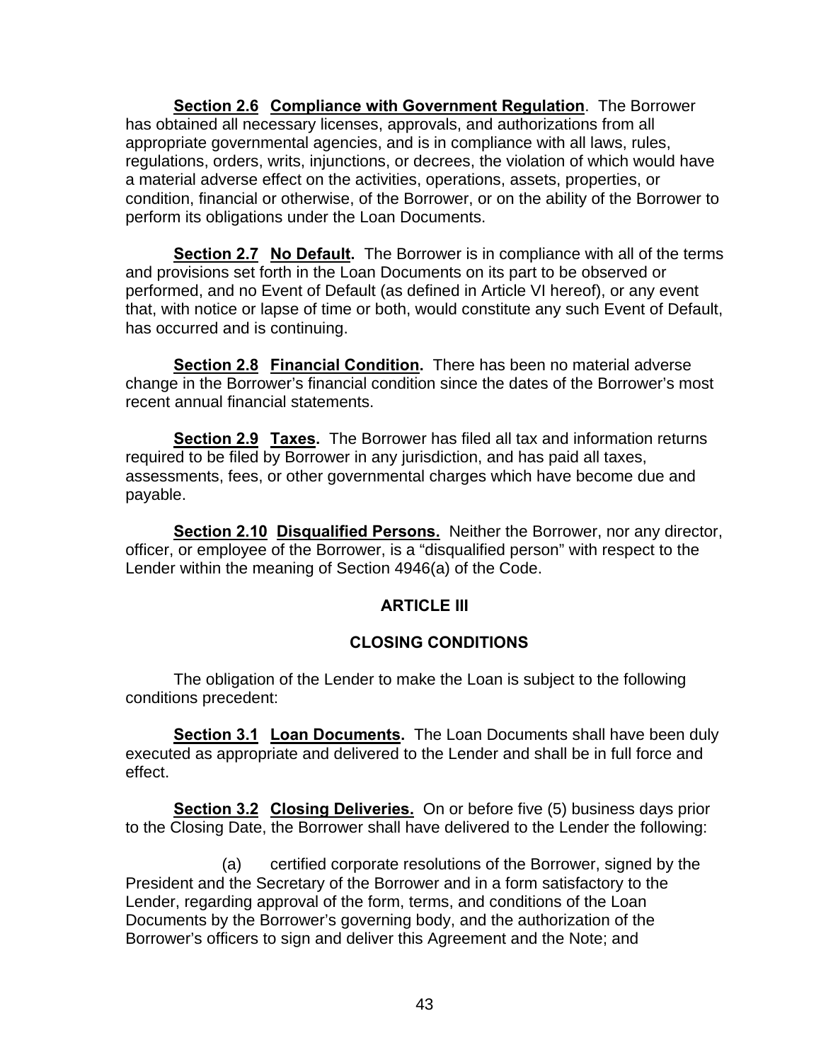**Section 2.6 Compliance with Government Regulation**. The Borrower has obtained all necessary licenses, approvals, and authorizations from all appropriate governmental agencies, and is in compliance with all laws, rules, regulations, orders, writs, injunctions, or decrees, the violation of which would have a material adverse effect on the activities, operations, assets, properties, or condition, financial or otherwise, of the Borrower, or on the ability of the Borrower to perform its obligations under the Loan Documents.

**Section 2.7 No Default.** The Borrower is in compliance with all of the terms and provisions set forth in the Loan Documents on its part to be observed or performed, and no Event of Default (as defined in Article VI hereof), or any event that, with notice or lapse of time or both, would constitute any such Event of Default, has occurred and is continuing.

**Section 2.8 Financial Condition.** There has been no material adverse change in the Borrower's financial condition since the dates of the Borrower's most recent annual financial statements.

**Section 2.9 Taxes.** The Borrower has filed all tax and information returns required to be filed by Borrower in any jurisdiction, and has paid all taxes, assessments, fees, or other governmental charges which have become due and payable.

**Section 2.10 Disqualified Persons.** Neither the Borrower, nor any director, officer, or employee of the Borrower, is a "disqualified person" with respect to the Lender within the meaning of Section 4946(a) of the Code.

## ARTICLE III

## CLOSING CONDITIONS

The obligation of the Lender to make the Loan is subject to the following conditions precedent:

**Section 3.1 Loan Documents.** The Loan Documents shall have been duly executed as appropriate and delivered to the Lender and shall be in full force and effect.

**Section 3.2 Closing Deliveries.** On or before five (5) business days prior to the Closing Date, the Borrower shall have delivered to the Lender the following:

(a) certified corporate resolutions of the Borrower, signed by the President and the Secretary of the Borrower and in a form satisfactory to the Lender, regarding approval of the form, terms, and conditions of the Loan Documents by the Borrower's governing body, and the authorization of the Borrower's officers to sign and deliver this Agreement and the Note; and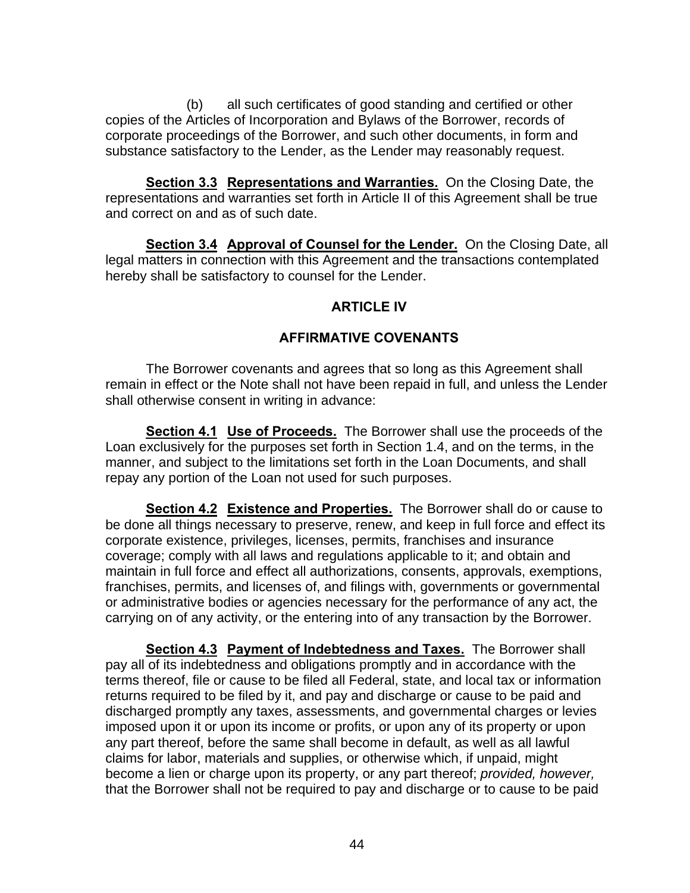(b) all such certificates of good standing and certified or other copies of the Articles of Incorporation and Bylaws of the Borrower, records of corporate proceedings of the Borrower, and such other documents, in form and substance satisfactory to the Lender, as the Lender may reasonably request.

**Section 3.3 Representations and Warranties.** On the Closing Date, the representations and warranties set forth in Article II of this Agreement shall be true and correct on and as of such date.

**Section 3.4 Approval of Counsel for the Lender.** On the Closing Date, all legal matters in connection with this Agreement and the transactions contemplated hereby shall be satisfactory to counsel for the Lender.

## ARTICLE IV

## AFFIRMATIVE COVENANTS

The Borrower covenants and agrees that so long as this Agreement shall remain in effect or the Note shall not have been repaid in full, and unless the Lender shall otherwise consent in writing in advance:

**Section 4.1 Use of Proceeds.** The Borrower shall use the proceeds of the Loan exclusively for the purposes set forth in Section 1.4, and on the terms, in the manner, and subject to the limitations set forth in the Loan Documents, and shall repay any portion of the Loan not used for such purposes.

**Section 4.2 Existence and Properties.** The Borrower shall do or cause to be done all things necessary to preserve, renew, and keep in full force and effect its corporate existence, privileges, licenses, permits, franchises and insurance coverage; comply with all laws and regulations applicable to it; and obtain and maintain in full force and effect all authorizations, consents, approvals, exemptions, franchises, permits, and licenses of, and filings with, governments or governmental or administrative bodies or agencies necessary for the performance of any act, the carrying on of any activity, or the entering into of any transaction by the Borrower.

**Section 4.3 Payment of Indebtedness and Taxes.** The Borrower shall pay all of its indebtedness and obligations promptly and in accordance with the terms thereof, file or cause to be filed all Federal, state, and local tax or information returns required to be filed by it, and pay and discharge or cause to be paid and discharged promptly any taxes, assessments, and governmental charges or levies imposed upon it or upon its income or profits, or upon any of its property or upon any part thereof, before the same shall become in default, as well as all lawful claims for labor, materials and supplies, or otherwise which, if unpaid, might become a lien or charge upon its property, or any part thereof; *provided, however,* that the Borrower shall not be required to pay and discharge or to cause to be paid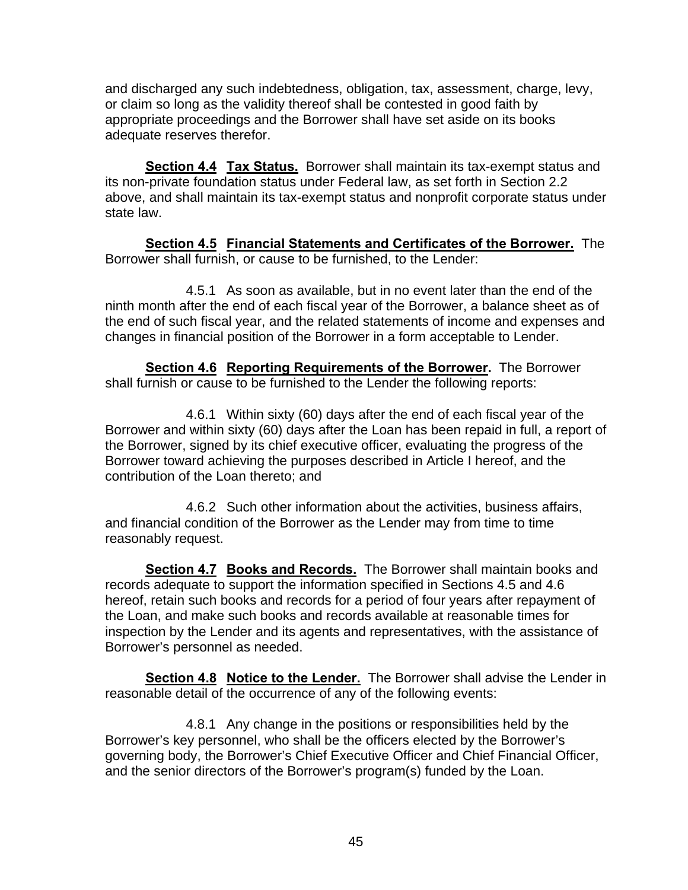and discharged any such indebtedness, obligation, tax, assessment, charge, levy, or claim so long as the validity thereof shall be contested in good faith by appropriate proceedings and the Borrower shall have set aside on its books adequate reserves therefor.

**<u>Section 4.4</u>** **<u>Tax Status.</u>** Borrower shall maintain its tax-exempt status and its non-private foundation status under Federal law, as set forth in Section 2.2 above, and shall maintain its tax-exempt status and nonprofit corporate status under state law.

**<u>Section 4.5</u>** **<u>Financial Statements and Certificates of the Borrower.</u>** The Borrower shall furnish, or cause to be furnished, to the Lender:

4.5.1 As soon as available, but in no event later than the end of the ninth month after the end of each fiscal year of the Borrower, a balance sheet as of the end of such fiscal year, and the related statements of income and expenses and changes in financial position of the Borrower in a form acceptable to Lender.

**<u>Section 4.6</u>** **<u>Reporting Requirements of the Borrower</u>.** The Borrower shall furnish or cause to be furnished to the Lender the following reports:

4.6.1 Within sixty (60) days after the end of each fiscal year of the Borrower and within sixty (60) days after the Loan has been repaid in full, a report of the Borrower, signed by its chief executive officer, evaluating the progress of the Borrower toward achieving the purposes described in Article I hereof, and the contribution of the Loan thereto; and

4.6.2 Such other information about the activities, business affairs, and financial condition of the Borrower as the Lender may from time to time reasonably request.

**<u>Section 4.7</u>** **<u>Books and Records.</u>** The Borrower shall maintain books and records adequate to support the information specified in Sections 4.5 and 4.6 hereof, retain such books and records for a period of four years after repayment of the Loan, and make such books and records available at reasonable times for inspection by the Lender and its agents and representatives, with the assistance of Borrower's personnel as needed.

**<u>Section 4.8</u>** **<u>Notice to the Lender.</u>** The Borrower shall advise the Lender in reasonable detail of the occurrence of any of the following events:

4.8.1 Any change in the positions or responsibilities held by the Borrower's key personnel, who shall be the officers elected by the Borrower's governing body, the Borrower's Chief Executive Officer and Chief Financial Officer, and the senior directors of the Borrower's program(s) funded by the Loan.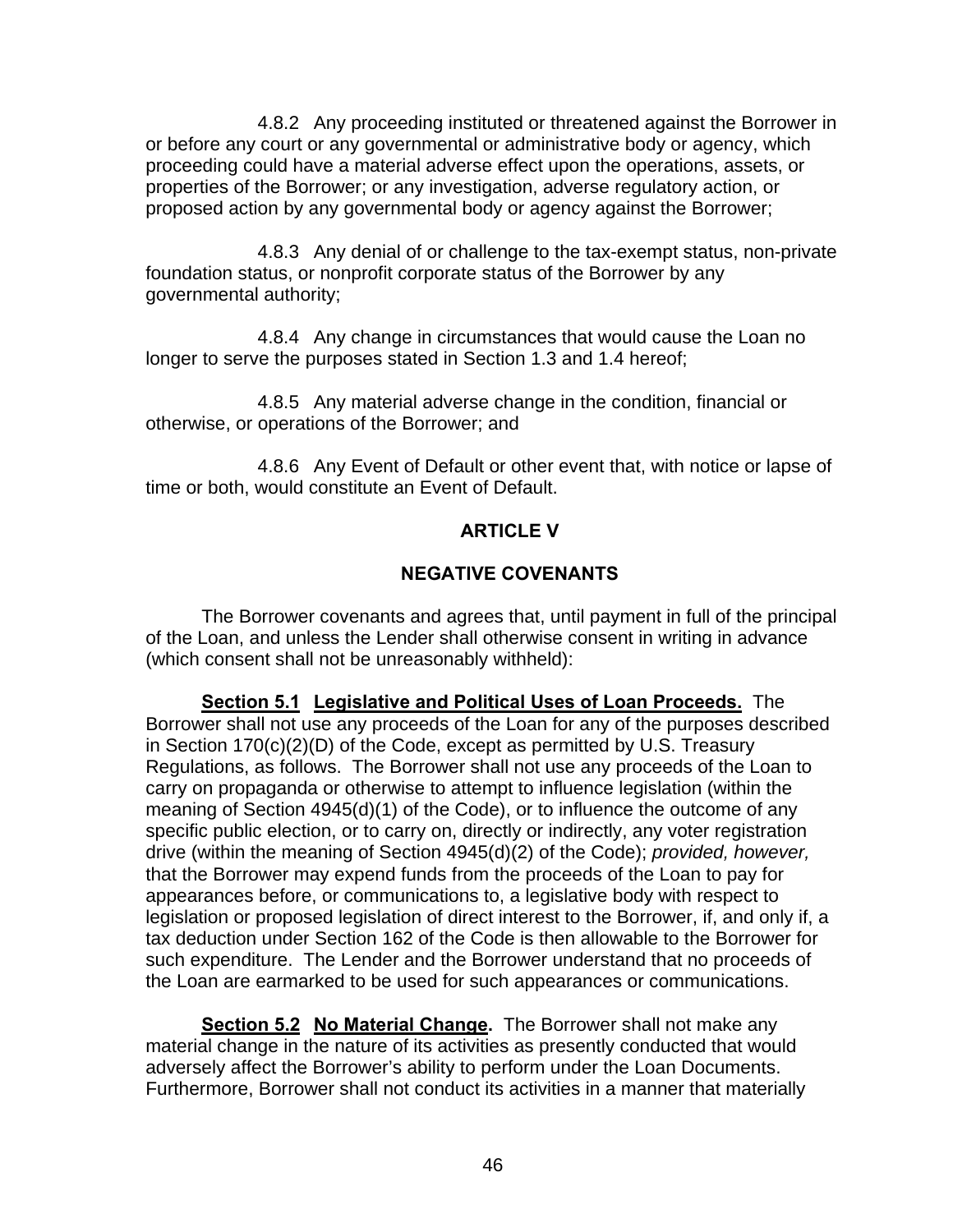4.8.2 Any proceeding instituted or threatened against the Borrower in or before any court or any governmental or administrative body or agency, which proceeding could have a material adverse effect upon the operations, assets, or properties of the Borrower; or any investigation, adverse regulatory action, or proposed action by any governmental body or agency against the Borrower;

4.8.3 Any denial of or challenge to the tax-exempt status, non-private foundation status, or nonprofit corporate status of the Borrower by any governmental authority;

4.8.4 Any change in circumstances that would cause the Loan no longer to serve the purposes stated in Section 1.3 and 1.4 hereof;

4.8.5 Any material adverse change in the condition, financial or otherwise, or operations of the Borrower; and

4.8.6 Any Event of Default or other event that, with notice or lapse of time or both, would constitute an Event of Default.

## ARTICLE V

## NEGATIVE COVENANTS

The Borrower covenants and agrees that, until payment in full of the principal of the Loan, and unless the Lender shall otherwise consent in writing in advance (which consent shall not be unreasonably withheld):

**Section 5.1 Legislative and Political Uses of Loan Proceeds.** The Borrower shall not use any proceeds of the Loan for any of the purposes described in Section 170(c)(2)(D) of the Code, except as permitted by U.S. Treasury Regulations, as follows. The Borrower shall not use any proceeds of the Loan to carry on propaganda or otherwise to attempt to influence legislation (within the meaning of Section 4945(d)(1) of the Code), or to influence the outcome of any specific public election, or to carry on, directly or indirectly, any voter registration drive (within the meaning of Section 4945(d)(2) of the Code); *provided, however,* that the Borrower may expend funds from the proceeds of the Loan to pay for appearances before, or communications to, a legislative body with respect to legislation or proposed legislation of direct interest to the Borrower, if, and only if, a tax deduction under Section 162 of the Code is then allowable to the Borrower for such expenditure. The Lender and the Borrower understand that no proceeds of the Loan are earmarked to be used for such appearances or communications.

**Section 5.2 No Material Change.** The Borrower shall not make any material change in the nature of its activities as presently conducted that would adversely affect the Borrower's ability to perform under the Loan Documents. Furthermore, Borrower shall not conduct its activities in a manner that materially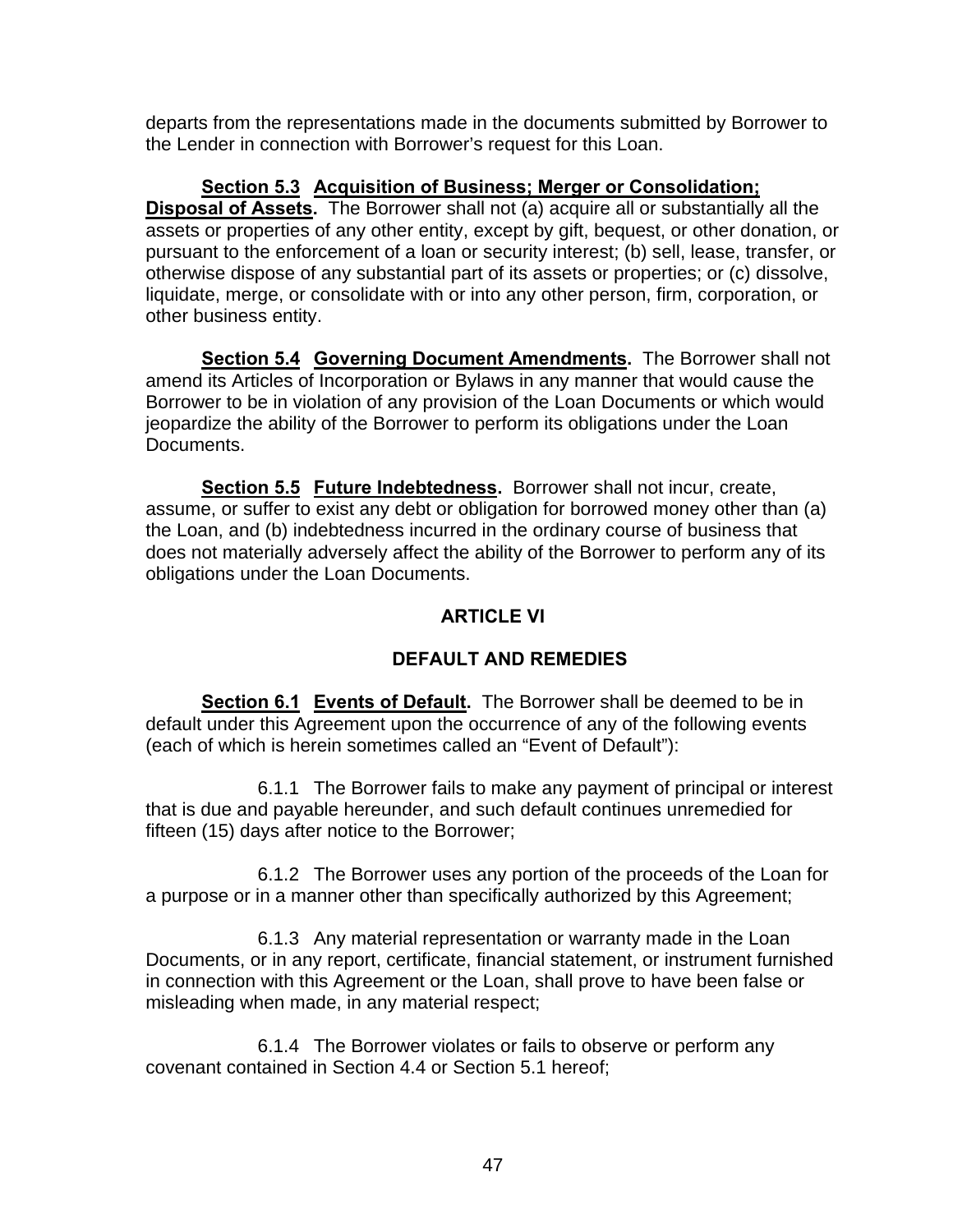departs from the representations made in the documents submitted by Borrower to the Lender in connection with Borrower's request for this Loan.

**Section 5.3 Acquisition of Business; Merger or Consolidation; Disposal of Assets.** The Borrower shall not (a) acquire all or substantially all the assets or properties of any other entity, except by gift, bequest, or other donation, or pursuant to the enforcement of a loan or security interest; (b) sell, lease, transfer, or otherwise dispose of any substantial part of its assets or properties; or (c) dissolve, liquidate, merge, or consolidate with or into any other person, firm, corporation, or other business entity.

**Section 5.4 Governing Document Amendments.** The Borrower shall not amend its Articles of Incorporation or Bylaws in any manner that would cause the Borrower to be in violation of any provision of the Loan Documents or which would jeopardize the ability of the Borrower to perform its obligations under the Loan Documents.

**Section 5.5 Future Indebtedness.** Borrower shall not incur, create, assume, or suffer to exist any debt or obligation for borrowed money other than (a) the Loan, and (b) indebtedness incurred in the ordinary course of business that does not materially adversely affect the ability of the Borrower to perform any of its obligations under the Loan Documents.

## ARTICLE VI

## DEFAULT AND REMEDIES

**Section 6.1 Events of Default.** The Borrower shall be deemed to be in default under this Agreement upon the occurrence of any of the following events (each of which is herein sometimes called an "Event of Default"):

6.1.1 The Borrower fails to make any payment of principal or interest that is due and payable hereunder, and such default continues unremedied for fifteen (15) days after notice to the Borrower;

6.1.2 The Borrower uses any portion of the proceeds of the Loan for a purpose or in a manner other than specifically authorized by this Agreement;

6.1.3 Any material representation or warranty made in the Loan Documents, or in any report, certificate, financial statement, or instrument furnished in connection with this Agreement or the Loan, shall prove to have been false or misleading when made, in any material respect;

6.1.4 The Borrower violates or fails to observe or perform any covenant contained in Section 4.4 or Section 5.1 hereof;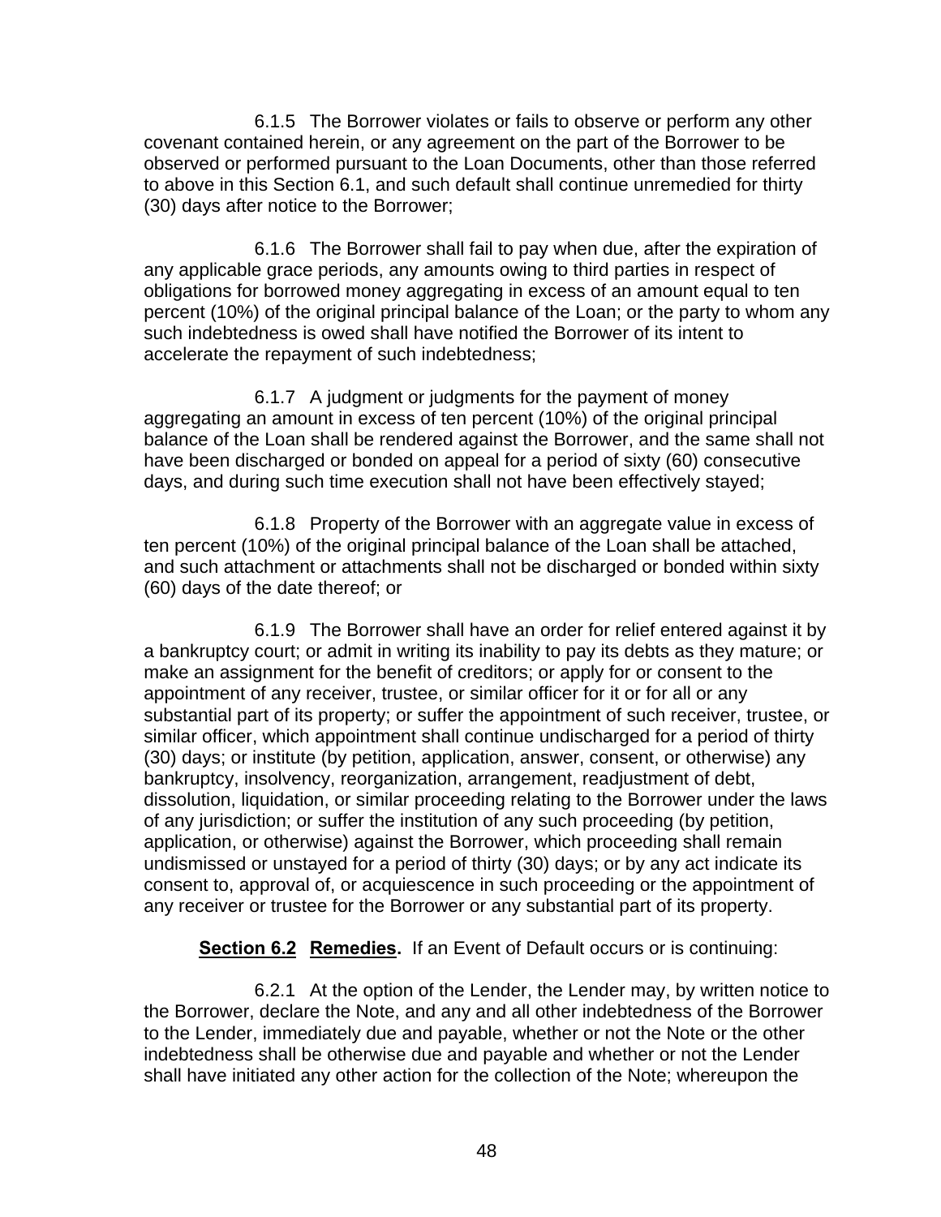6.1.5 The Borrower violates or fails to observe or perform any other covenant contained herein, or any agreement on the part of the Borrower to be observed or performed pursuant to the Loan Documents, other than those referred to above in this Section 6.1, and such default shall continue unremedied for thirty (30) days after notice to the Borrower;

6.1.6 The Borrower shall fail to pay when due, after the expiration of any applicable grace periods, any amounts owing to third parties in respect of obligations for borrowed money aggregating in excess of an amount equal to ten percent (10%) of the original principal balance of the Loan; or the party to whom any such indebtedness is owed shall have notified the Borrower of its intent to accelerate the repayment of such indebtedness;

6.1.7 A judgment or judgments for the payment of money aggregating an amount in excess of ten percent (10%) of the original principal balance of the Loan shall be rendered against the Borrower, and the same shall not have been discharged or bonded on appeal for a period of sixty (60) consecutive days, and during such time execution shall not have been effectively stayed;

6.1.8 Property of the Borrower with an aggregate value in excess of ten percent (10%) of the original principal balance of the Loan shall be attached, and such attachment or attachments shall not be discharged or bonded within sixty (60) days of the date thereof; or

6.1.9 The Borrower shall have an order for relief entered against it by a bankruptcy court; or admit in writing its inability to pay its debts as they mature; or make an assignment for the benefit of creditors; or apply for or consent to the appointment of any receiver, trustee, or similar officer for it or for all or any substantial part of its property; or suffer the appointment of such receiver, trustee, or similar officer, which appointment shall continue undischarged for a period of thirty (30) days; or institute (by petition, application, answer, consent, or otherwise) any bankruptcy, insolvency, reorganization, arrangement, readjustment of debt, dissolution, liquidation, or similar proceeding relating to the Borrower under the laws of any jurisdiction; or suffer the institution of any such proceeding (by petition, application, or otherwise) against the Borrower, which proceeding shall remain undismissed or unstayed for a period of thirty (30) days; or by any act indicate its consent to, approval of, or acquiescence in such proceeding or the appointment of any receiver or trustee for the Borrower or any substantial part of its property.

**Section 6.2 Remedies.** If an Event of Default occurs or is continuing:

6.2.1 At the option of the Lender, the Lender may, by written notice to the Borrower, declare the Note, and any and all other indebtedness of the Borrower to the Lender, immediately due and payable, whether or not the Note or the other indebtedness shall be otherwise due and payable and whether or not the Lender shall have initiated any other action for the collection of the Note; whereupon the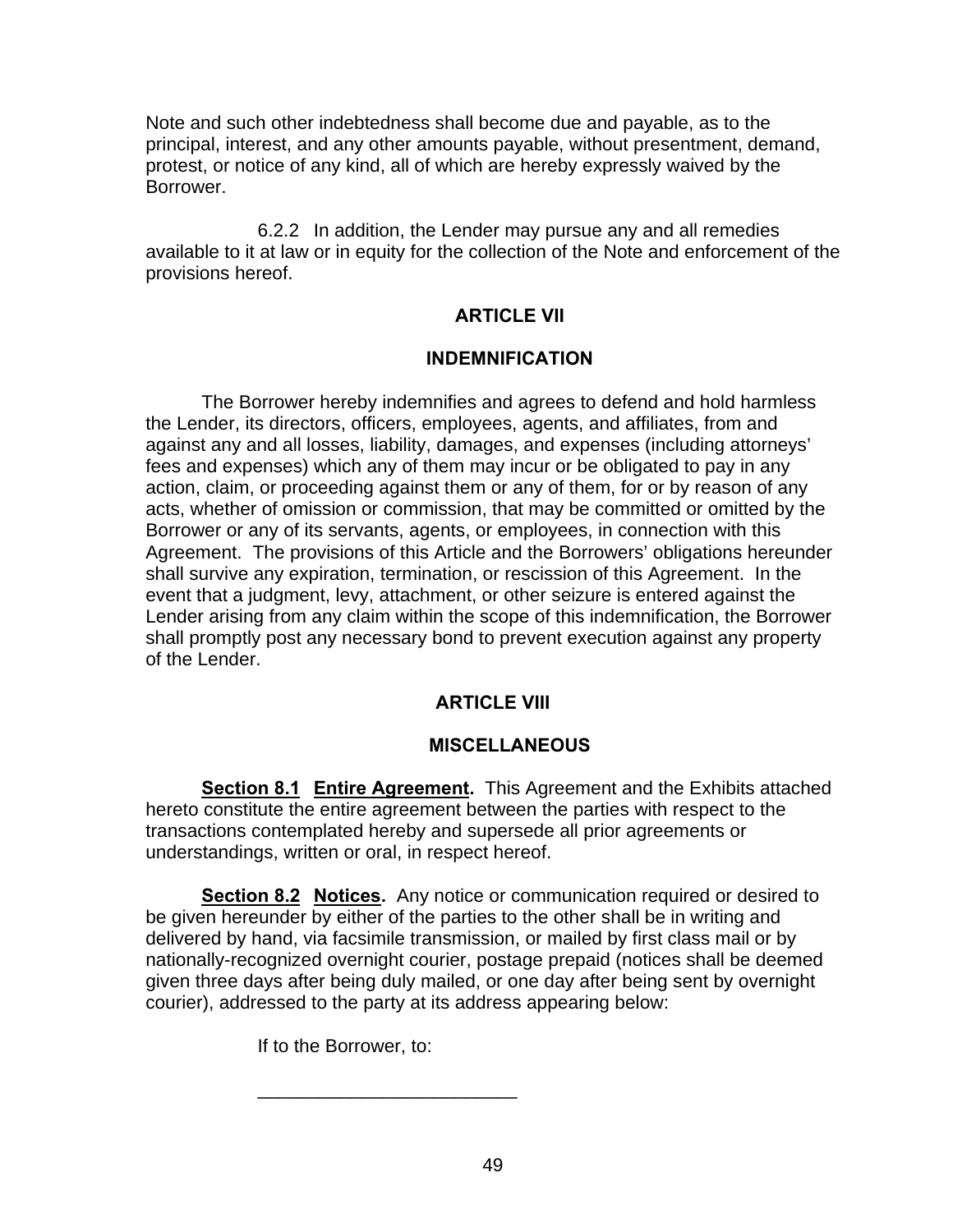Note and such other indebtedness shall become due and payable, as to the principal, interest, and any other amounts payable, without presentment, demand, protest, or notice of any kind, all of which are hereby expressly waived by the Borrower.

6.2.2 In addition, the Lender may pursue any and all remedies available to it at law or in equity for the collection of the Note and enforcement of the provisions hereof.

## ARTICLE VII

## INDEMNIFICATION

The Borrower hereby indemnifies and agrees to defend and hold harmless the Lender, its directors, officers, employees, agents, and affiliates, from and against any and all losses, liability, damages, and expenses (including attorneys' fees and expenses) which any of them may incur or be obligated to pay in any action, claim, or proceeding against them or any of them, for or by reason of any acts, whether of omission or commission, that may be committed or omitted by the Borrower or any of its servants, agents, or employees, in connection with this Agreement. The provisions of this Article and the Borrowers' obligations hereunder shall survive any expiration, termination, or rescission of this Agreement. In the event that a judgment, levy, attachment, or other seizure is entered against the Lender arising from any claim within the scope of this indemnification, the Borrower shall promptly post any necessary bond to prevent execution against any property of the Lender.

## ARTICLE VIII

## MISCELLANEOUS

**Section 8.1 Entire Agreement.** This Agreement and the Exhibits attached hereto constitute the entire agreement between the parties with respect to the transactions contemplated hereby and supersede all prior agreements or understandings, written or oral, in respect hereof.

**Section 8.2 Notices.** Any notice or communication required or desired to be given hereunder by either of the parties to the other shall be in writing and delivered by hand, via facsimile transmission, or mailed by first class mail or by nationally-recognized overnight courier, postage prepaid (notices shall be deemed given three days after being duly mailed, or one day after being sent by overnight courier), addressed to the party at its address appearing below:

If to the Borrower, to:

_________________________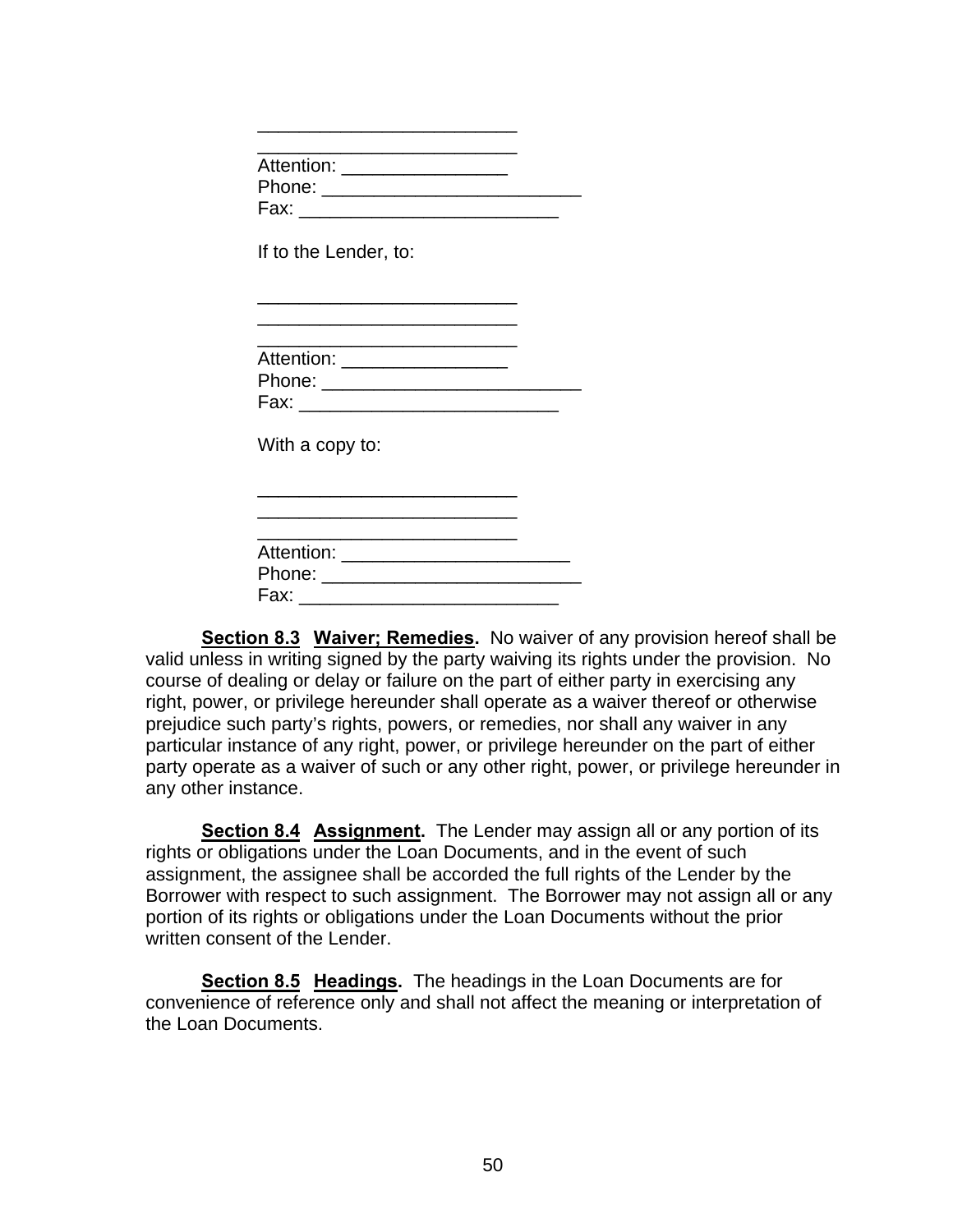_________________________
_________________________
Attention: ________________
Phone: _________________________
Fax: _________________________

If to the Lender, to:

_________________________
_________________________
_________________________
Attention: ________________
Phone: _________________________
Fax: _________________________

With a copy to:

_________________________
_________________________
_________________________
Attention: ______________________
Phone: _________________________
Fax: _________________________

**Section 8.3 Waiver; Remedies.** No waiver of any provision hereof shall be valid unless in writing signed by the party waiving its rights under the provision. No course of dealing or delay or failure on the part of either party in exercising any right, power, or privilege hereunder shall operate as a waiver thereof or otherwise prejudice such party's rights, powers, or remedies, nor shall any waiver in any particular instance of any right, power, or privilege hereunder on the part of either party operate as a waiver of such or any other right, power, or privilege hereunder in any other instance.

**Section 8.4 Assignment.** The Lender may assign all or any portion of its rights or obligations under the Loan Documents, and in the event of such assignment, the assignee shall be accorded the full rights of the Lender by the Borrower with respect to such assignment. The Borrower may not assign all or any portion of its rights or obligations under the Loan Documents without the prior written consent of the Lender.

**Section 8.5 Headings.** The headings in the Loan Documents are for convenience of reference only and shall not affect the meaning or interpretation of the Loan Documents.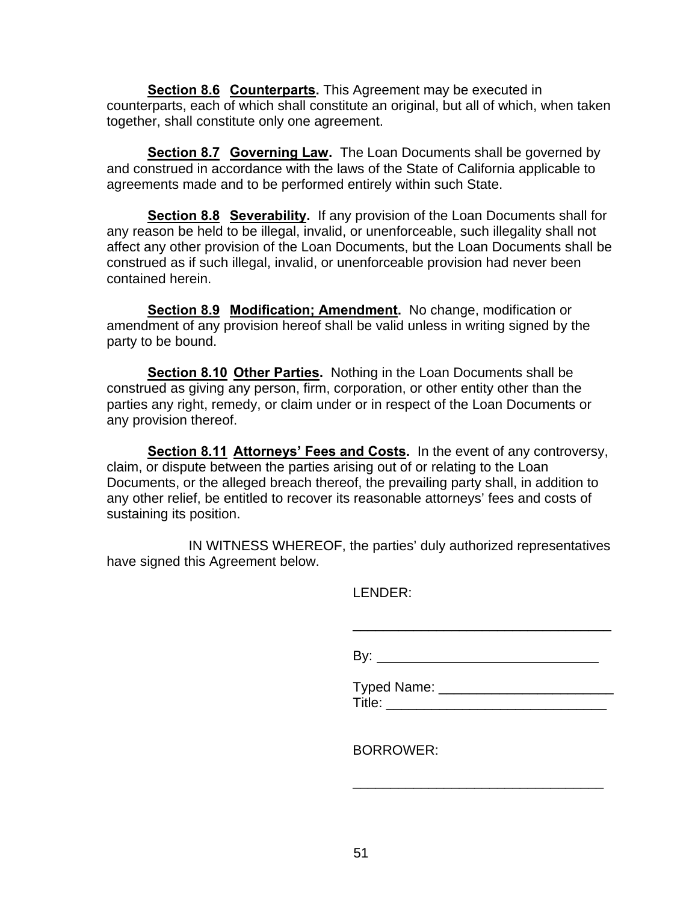**Section 8.6 Counterparts.** This Agreement may be executed in counterparts, each of which shall constitute an original, but all of which, when taken together, shall constitute only one agreement.

**Section 8.7 Governing Law.** The Loan Documents shall be governed by and construed in accordance with the laws of the State of California applicable to agreements made and to be performed entirely within such State.

**Section 8.8 Severability.** If any provision of the Loan Documents shall for any reason be held to be illegal, invalid, or unenforceable, such illegality shall not affect any other provision of the Loan Documents, but the Loan Documents shall be construed as if such illegal, invalid, or unenforceable provision had never been contained herein.

**Section 8.9 Modification; Amendment.** No change, modification or amendment of any provision hereof shall be valid unless in writing signed by the party to be bound.

**Section 8.10 Other Parties.** Nothing in the Loan Documents shall be construed as giving any person, firm, corporation, or other entity other than the parties any right, remedy, or claim under or in respect of the Loan Documents or any provision thereof.

**Section 8.11 Attorneys' Fees and Costs.** In the event of any controversy, claim, or dispute between the parties arising out of or relating to the Loan Documents, or the alleged breach thereof, the prevailing party shall, in addition to any other relief, be entitled to recover its reasonable attorneys' fees and costs of sustaining its position.

IN WITNESS WHEREOF, the parties' duly authorized representatives have signed this Agreement below.

LENDER:

_________________________________

By: ______________________________

Typed Name: _______________________
Title: _____________________________

BORROWER:

_________________________________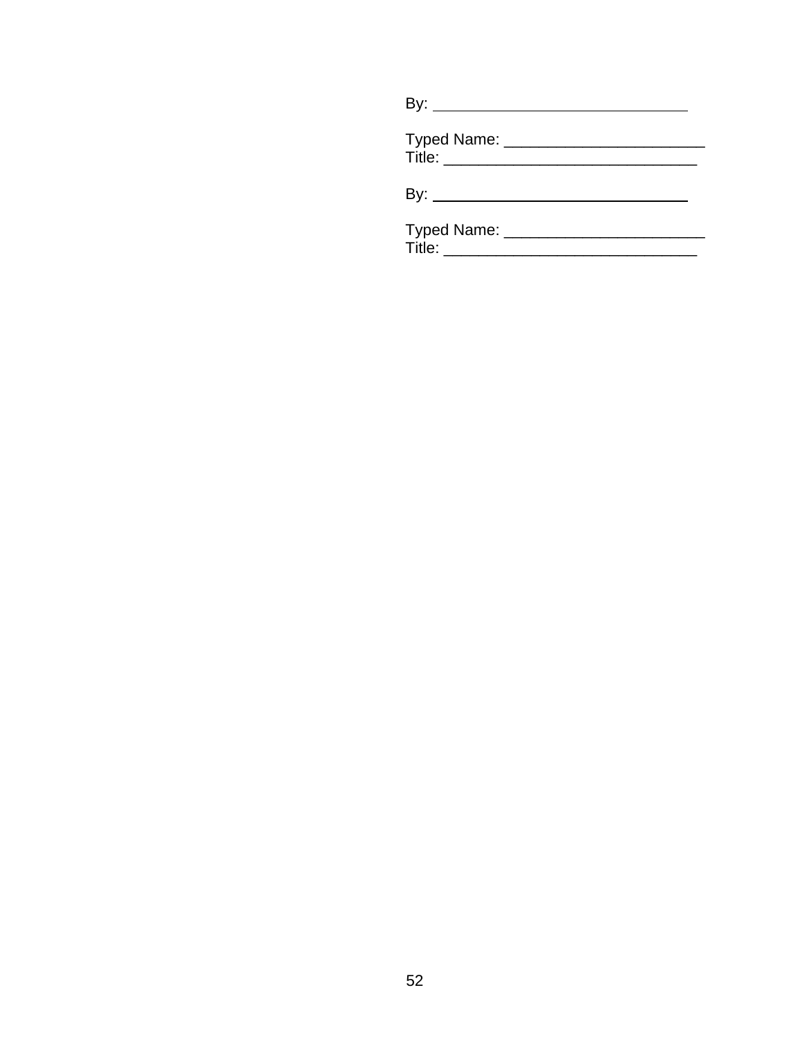By: ______________________________

Typed Name: ________________________
Title: ______________________________

By: ______________________________

Typed Name: ________________________
Title: ______________________________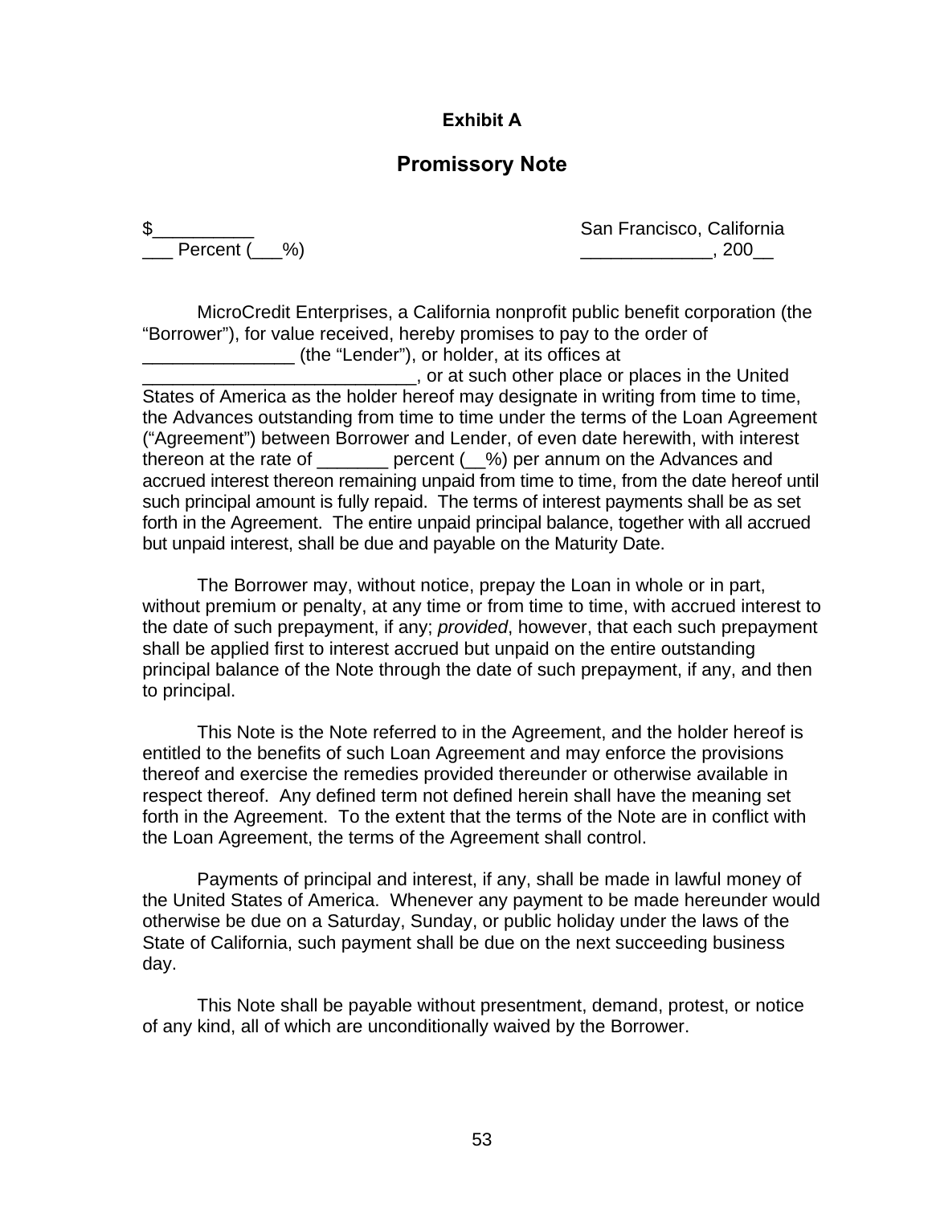**Exhibit A**

## Promissory Note

$__________ San Francisco, California
___ Percent (___%) _____________, 200__

MicroCredit Enterprises, a California nonprofit public benefit corporation (the "Borrower"), for value received, hereby promises to pay to the order of _______________ (the "Lender"), or holder, at its offices at ___________________________, or at such other place or places in the United States of America as the holder hereof may designate in writing from time to time, the Advances outstanding from time to time under the terms of the Loan Agreement ("Agreement") between Borrower and Lender, of even date herewith, with interest thereon at the rate of _______ percent (__%) per annum on the Advances and accrued interest thereon remaining unpaid from time to time, from the date hereof until such principal amount is fully repaid. The terms of interest payments shall be as set forth in the Agreement. The entire unpaid principal balance, together with all accrued but unpaid interest, shall be due and payable on the Maturity Date.

The Borrower may, without notice, prepay the Loan in whole or in part, without premium or penalty, at any time or from time to time, with accrued interest to the date of such prepayment, if any; *provided*, however, that each such prepayment shall be applied first to interest accrued but unpaid on the entire outstanding principal balance of the Note through the date of such prepayment, if any, and then to principal.

This Note is the Note referred to in the Agreement, and the holder hereof is entitled to the benefits of such Loan Agreement and may enforce the provisions thereof and exercise the remedies provided thereunder or otherwise available in respect thereof. Any defined term not defined herein shall have the meaning set forth in the Agreement. To the extent that the terms of the Note are in conflict with the Loan Agreement, the terms of the Agreement shall control.

Payments of principal and interest, if any, shall be made in lawful money of the United States of America. Whenever any payment to be made hereunder would otherwise be due on a Saturday, Sunday, or public holiday under the laws of the State of California, such payment shall be due on the next succeeding business day.

This Note shall be payable without presentment, demand, protest, or notice of any kind, all of which are unconditionally waived by the Borrower.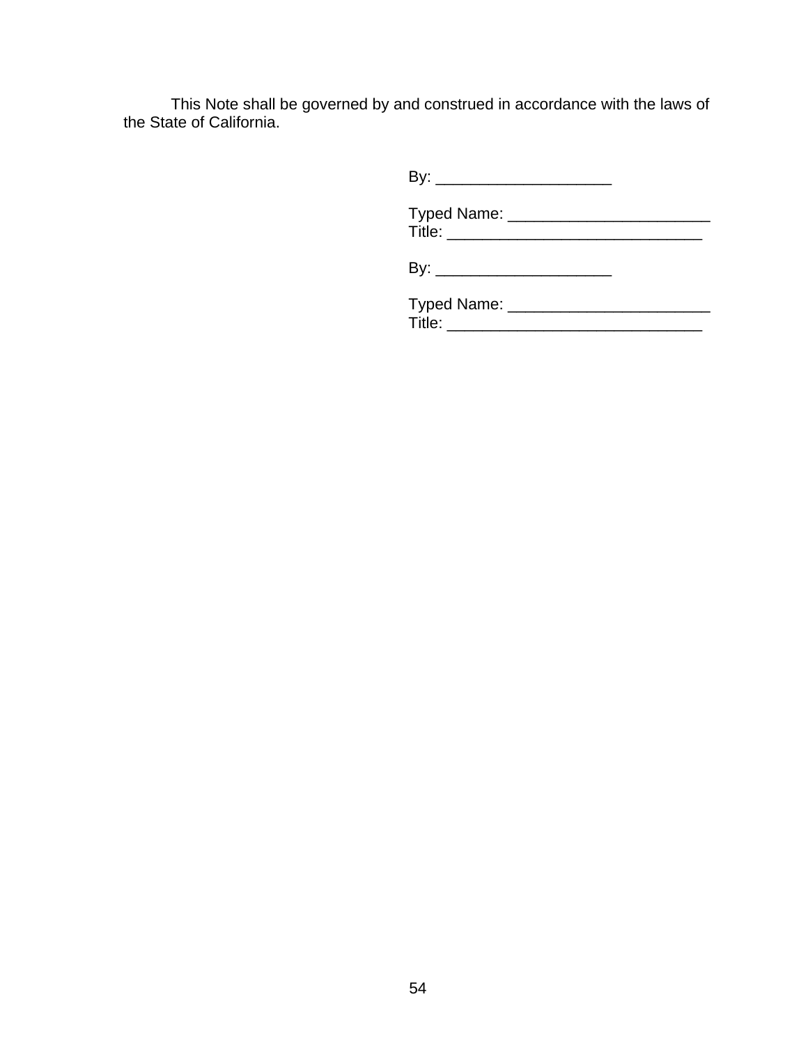This Note shall be governed by and construed in accordance with the laws of the State of California.

By: ____________________

Typed Name: _______________________
Title: _____________________________

By: ____________________

Typed Name: _______________________
Title: _____________________________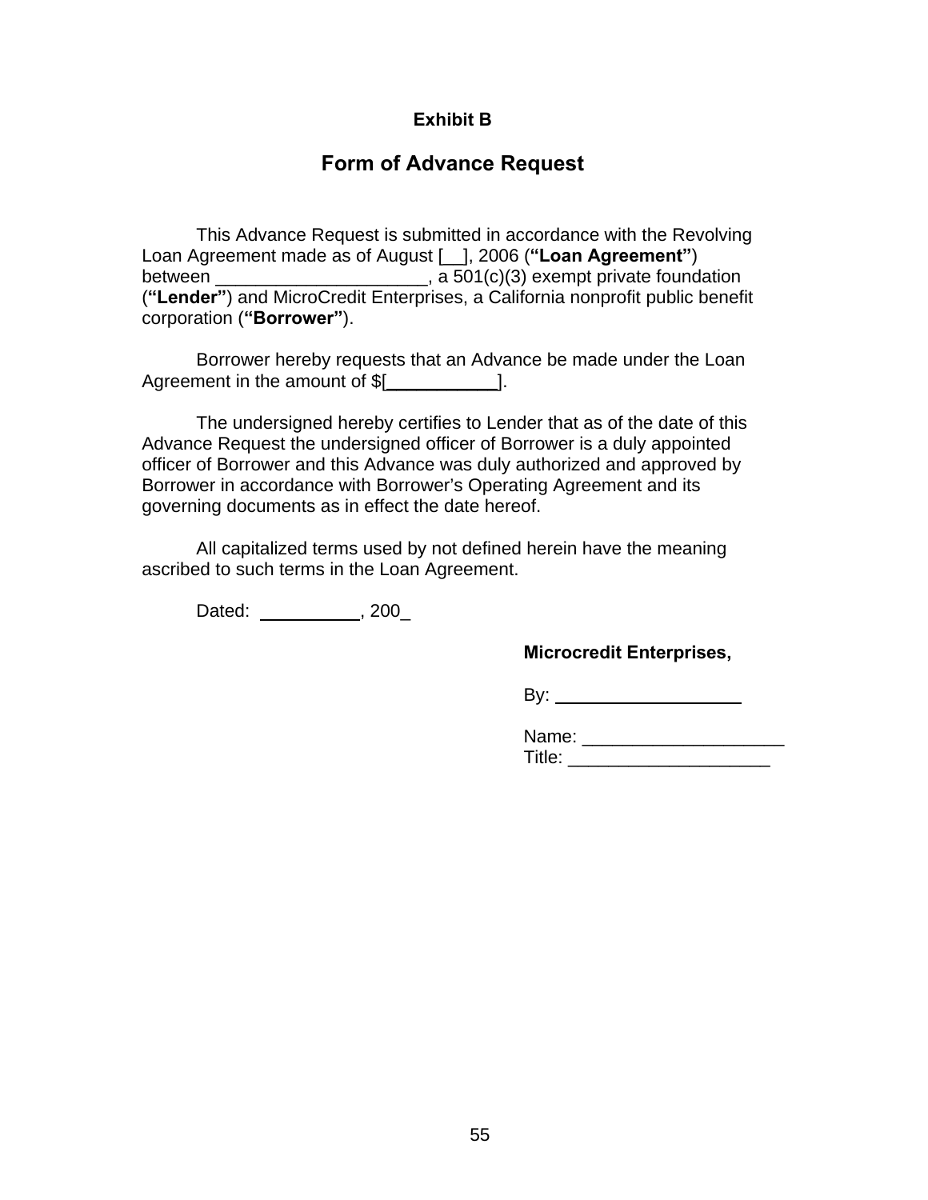**Exhibit B**

## Form of Advance Request

This Advance Request is submitted in accordance with the Revolving Loan Agreement made as of August [__], 2006 (**"Loan Agreement"**) between _____________________, a 501(c)(3) exempt private foundation (**"Lender"**) and MicroCredit Enterprises, a California nonprofit public benefit corporation (**"Borrower"**).

Borrower hereby requests that an Advance be made under the Loan Agreement in the amount of $[___________].

The undersigned hereby certifies to Lender that as of the date of this Advance Request the undersigned officer of Borrower is a duly appointed officer of Borrower and this Advance was duly authorized and approved by Borrower in accordance with Borrower's Operating Agreement and its governing documents as in effect the date hereof.

All capitalized terms used by not defined herein have the meaning ascribed to such terms in the Loan Agreement.

Dated: __________, 200_

**Microcredit Enterprises,**

By: ___________________

Name: ___________________
Title: ___________________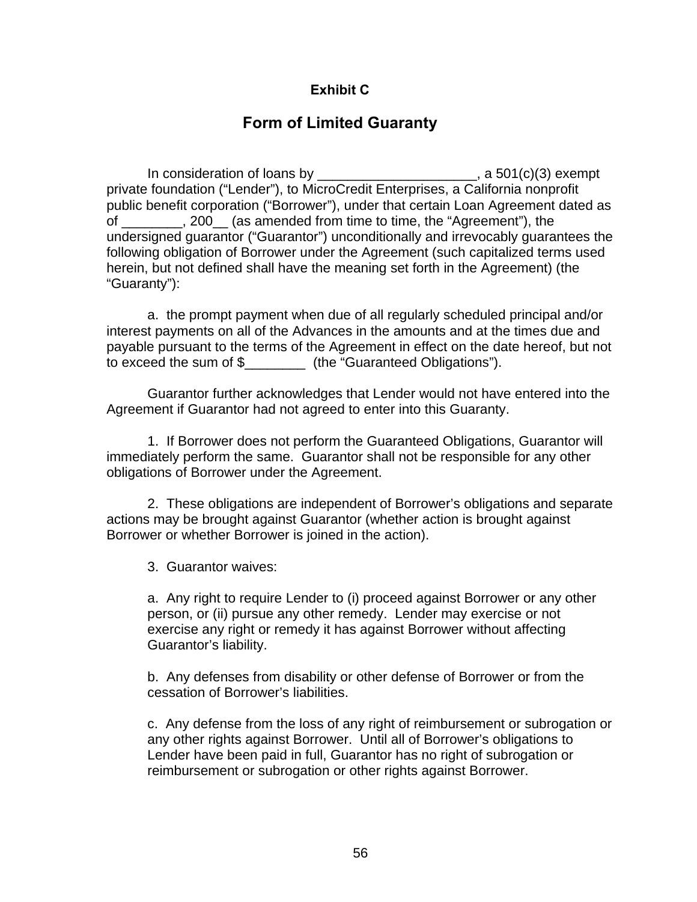## Exhibit C

# Form of Limited Guaranty

In consideration of loans by _____________________, a 501(c)(3) exempt private foundation ("Lender"), to MicroCredit Enterprises, a California nonprofit public benefit corporation ("Borrower"), under that certain Loan Agreement dated as of ________, 200__ (as amended from time to time, the "Agreement"), the undersigned guarantor ("Guarantor") unconditionally and irrevocably guarantees the following obligation of Borrower under the Agreement (such capitalized terms used herein, but not defined shall have the meaning set forth in the Agreement) (the "Guaranty"):

a. the prompt payment when due of all regularly scheduled principal and/or interest payments on all of the Advances in the amounts and at the times due and payable pursuant to the terms of the Agreement in effect on the date hereof, but not to exceed the sum of $________ (the "Guaranteed Obligations").

Guarantor further acknowledges that Lender would not have entered into the Agreement if Guarantor had not agreed to enter into this Guaranty.

1. If Borrower does not perform the Guaranteed Obligations, Guarantor will immediately perform the same. Guarantor shall not be responsible for any other obligations of Borrower under the Agreement.

2. These obligations are independent of Borrower's obligations and separate actions may be brought against Guarantor (whether action is brought against Borrower or whether Borrower is joined in the action).

3. Guarantor waives:

a. Any right to require Lender to (i) proceed against Borrower or any other person, or (ii) pursue any other remedy. Lender may exercise or not exercise any right or remedy it has against Borrower without affecting Guarantor's liability.

b. Any defenses from disability or other defense of Borrower or from the cessation of Borrower's liabilities.

c. Any defense from the loss of any right of reimbursement or subrogation or any other rights against Borrower. Until all of Borrower's obligations to Lender have been paid in full, Guarantor has no right of subrogation or reimbursement or subrogation or other rights against Borrower.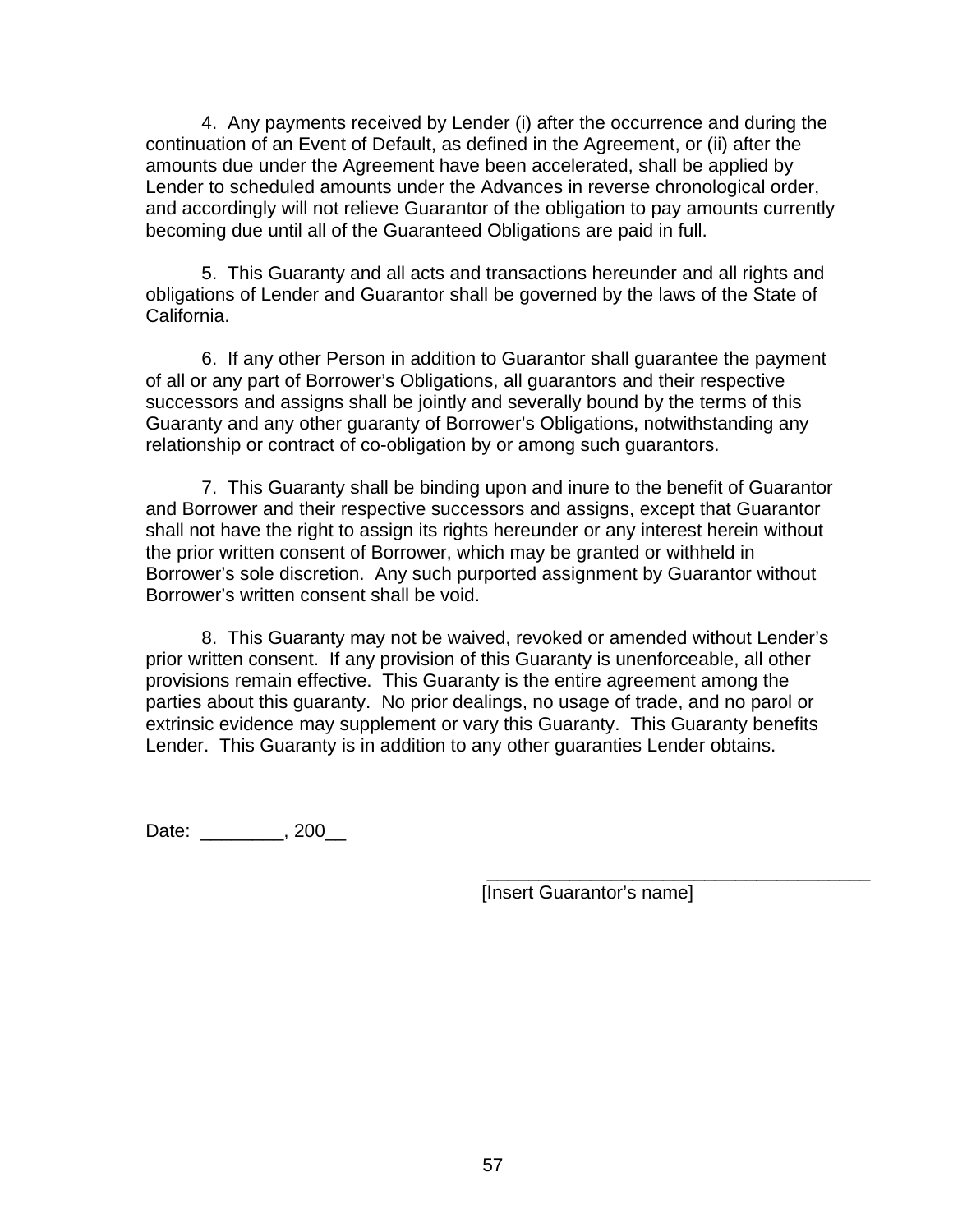4. Any payments received by Lender (i) after the occurrence and during the continuation of an Event of Default, as defined in the Agreement, or (ii) after the amounts due under the Agreement have been accelerated, shall be applied by Lender to scheduled amounts under the Advances in reverse chronological order, and accordingly will not relieve Guarantor of the obligation to pay amounts currently becoming due until all of the Guaranteed Obligations are paid in full.

5. This Guaranty and all acts and transactions hereunder and all rights and obligations of Lender and Guarantor shall be governed by the laws of the State of California.

6. If any other Person in addition to Guarantor shall guarantee the payment of all or any part of Borrower's Obligations, all guarantors and their respective successors and assigns shall be jointly and severally bound by the terms of this Guaranty and any other guaranty of Borrower's Obligations, notwithstanding any relationship or contract of co-obligation by or among such guarantors.

7. This Guaranty shall be binding upon and inure to the benefit of Guarantor and Borrower and their respective successors and assigns, except that Guarantor shall not have the right to assign its rights hereunder or any interest herein without the prior written consent of Borrower, which may be granted or withheld in Borrower's sole discretion. Any such purported assignment by Guarantor without Borrower's written consent shall be void.

8. This Guaranty may not be waived, revoked or amended without Lender's prior written consent. If any provision of this Guaranty is unenforceable, all other provisions remain effective. This Guaranty is the entire agreement among the parties about this guaranty. No prior dealings, no usage of trade, and no parol or extrinsic evidence may supplement or vary this Guaranty. This Guaranty benefits Lender. This Guaranty is in addition to any other guaranties Lender obtains.

Date: ________, 200__

______________________________________
[Insert Guarantor's name]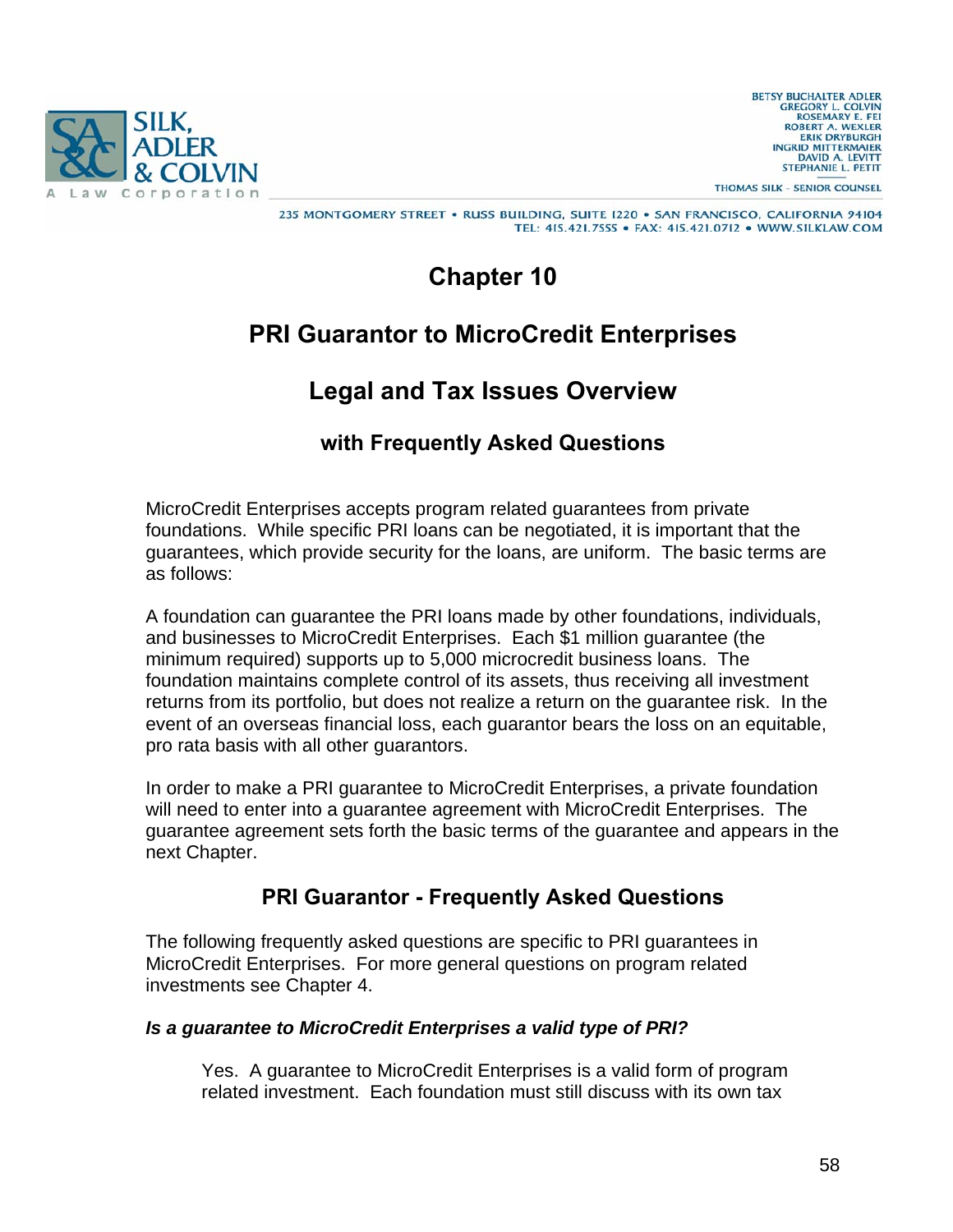# Chapter 10

## PRI Guarantor to MicroCredit Enterprises

## Legal and Tax Issues Overview

### with Frequently Asked Questions

MicroCredit Enterprises accepts program related guarantees from private foundations. While specific PRI loans can be negotiated, it is important that the guarantees, which provide security for the loans, are uniform. The basic terms are as follows:

A foundation can guarantee the PRI loans made by other foundations, individuals, and businesses to MicroCredit Enterprises. Each $1 million guarantee (the minimum required) supports up to 5,000 microcredit business loans. The foundation maintains complete control of its assets, thus receiving all investment returns from its portfolio, but does not realize a return on the guarantee risk. In the event of an overseas financial loss, each guarantor bears the loss on an equitable, pro rata basis with all other guarantors.

In order to make a PRI guarantee to MicroCredit Enterprises, a private foundation will need to enter into a guarantee agreement with MicroCredit Enterprises. The guarantee agreement sets forth the basic terms of the guarantee and appears in the next Chapter.

### PRI Guarantor - Frequently Asked Questions

The following frequently asked questions are specific to PRI guarantees in MicroCredit Enterprises. For more general questions on program related investments see Chapter 4.

***Is a guarantee to MicroCredit Enterprises a valid type of PRI?***

Yes. A guarantee to MicroCredit Enterprises is a valid form of program related investment. Each foundation must still discuss with its own tax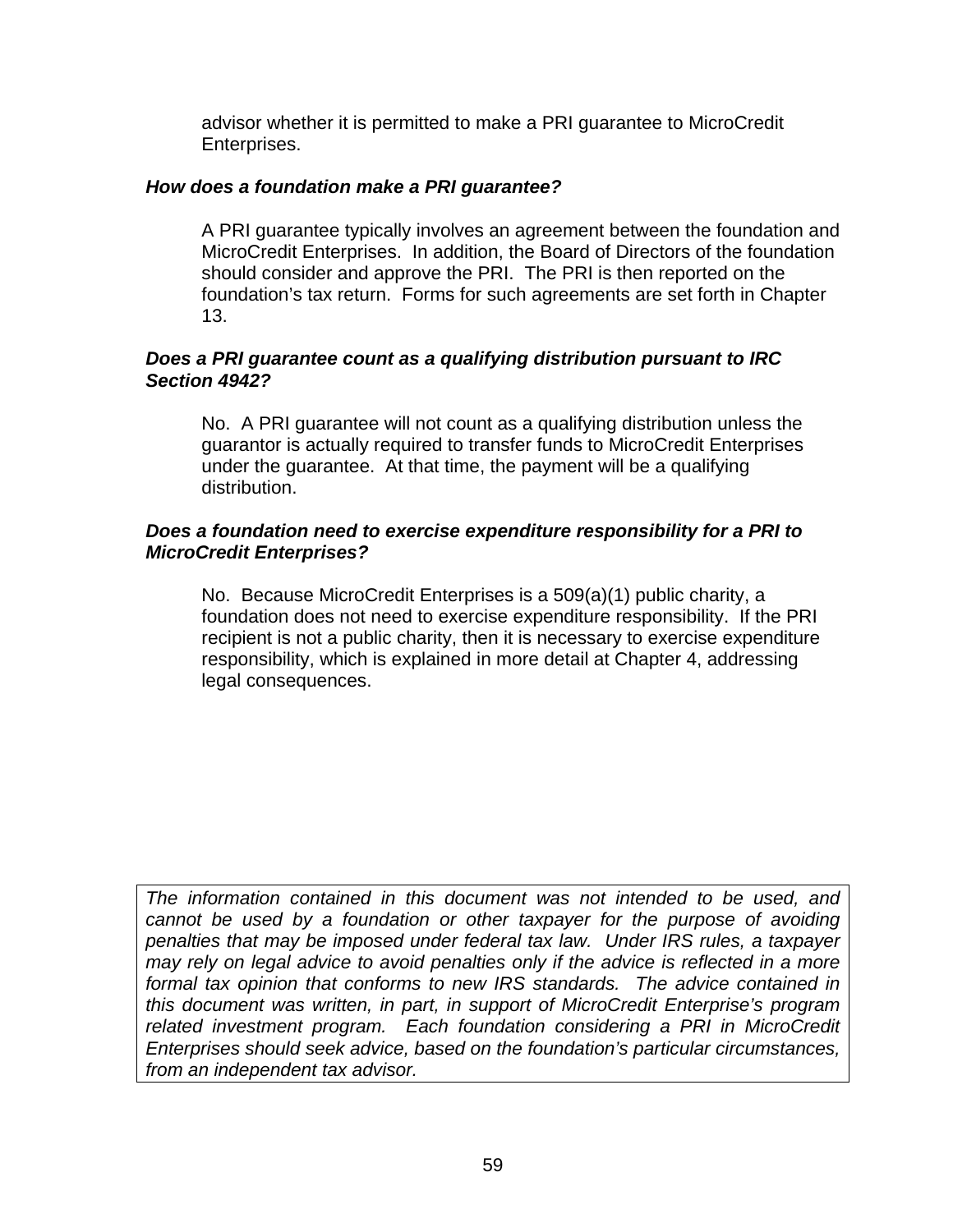advisor whether it is permitted to make a PRI guarantee to MicroCredit Enterprises.

***How does a foundation make a PRI guarantee?***

A PRI guarantee typically involves an agreement between the foundation and MicroCredit Enterprises. In addition, the Board of Directors of the foundation should consider and approve the PRI. The PRI is then reported on the foundation's tax return. Forms for such agreements are set forth in Chapter 13.

***Does a PRI guarantee count as a qualifying distribution pursuant to IRC Section 4942?***

No. A PRI guarantee will not count as a qualifying distribution unless the guarantor is actually required to transfer funds to MicroCredit Enterprises under the guarantee. At that time, the payment will be a qualifying distribution.

***Does a foundation need to exercise expenditure responsibility for a PRI to MicroCredit Enterprises?***

No. Because MicroCredit Enterprises is a 509(a)(1) public charity, a foundation does not need to exercise expenditure responsibility. If the PRI recipient is not a public charity, then it is necessary to exercise expenditure responsibility, which is explained in more detail at Chapter 4, addressing legal consequences.

*The information contained in this document was not intended to be used, and cannot be used by a foundation or other taxpayer for the purpose of avoiding penalties that may be imposed under federal tax law. Under IRS rules, a taxpayer may rely on legal advice to avoid penalties only if the advice is reflected in a more formal tax opinion that conforms to new IRS standards. The advice contained in this document was written, in part, in support of MicroCredit Enterprise's program related investment program. Each foundation considering a PRI in MicroCredit Enterprises should seek advice, based on the foundation's particular circumstances, from an independent tax advisor.*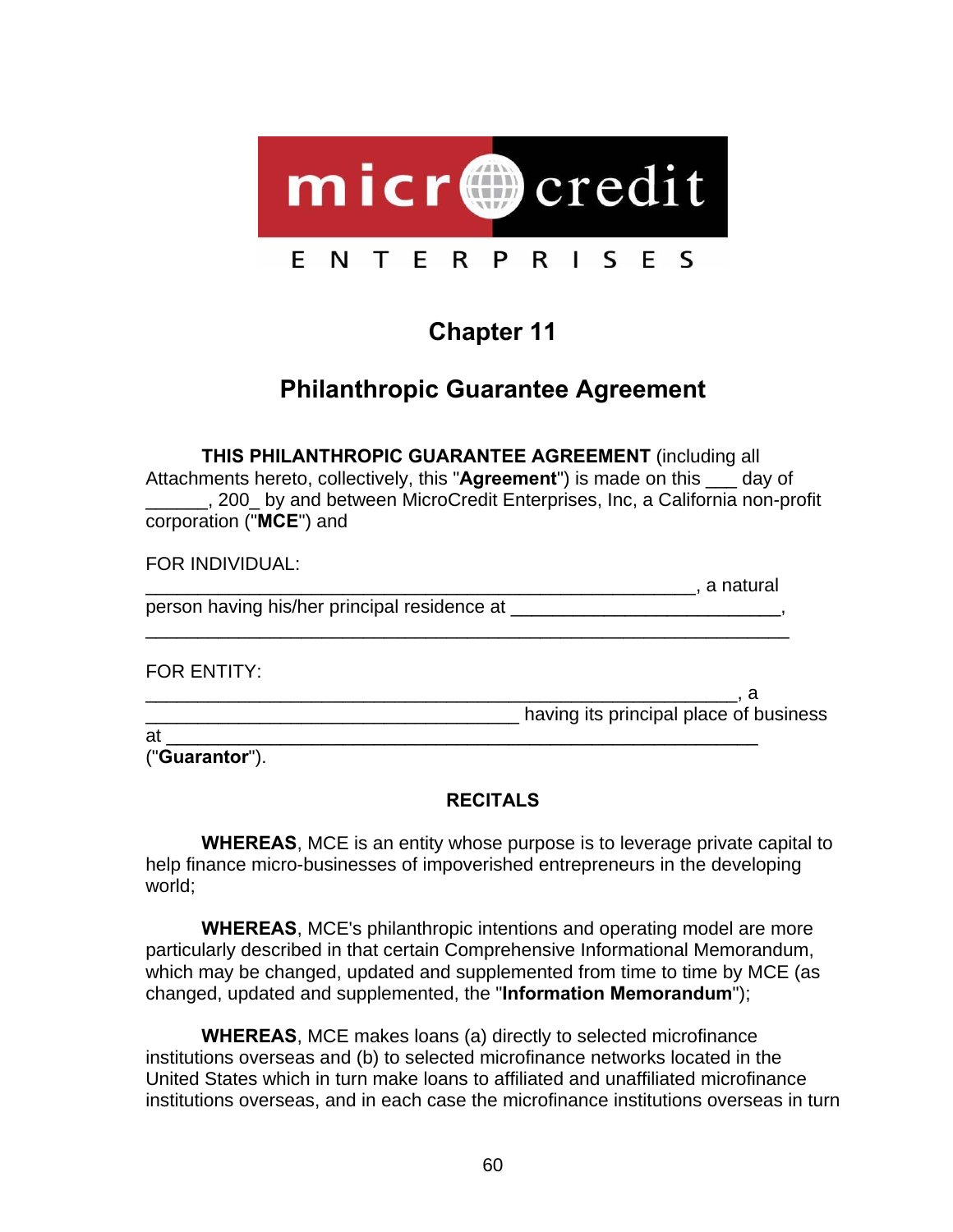micr credit

E N T E R P R I S E S

# Chapter 11

## Philanthropic Guarantee Agreement

**THIS PHILANTHROPIC GUARANTEE AGREEMENT** (including all Attachments hereto, collectively, this "**Agreement**") is made on this ___ day of ______, 200_ by and between MicroCredit Enterprises, Inc, a California non-profit corporation ("**MCE**") and

FOR INDIVIDUAL:
_______________________________________________________, a natural person having his/her principal residence at _________________________, _________________________________________________________________

FOR ENTITY:
___________________________________________________________, a ____________________________________ having its principal place of business at ____________________________________________________________ ("**Guarantor**").

**RECITALS**

**WHEREAS**, MCE is an entity whose purpose is to leverage private capital to help finance micro-businesses of impoverished entrepreneurs in the developing world;

**WHEREAS**, MCE's philanthropic intentions and operating model are more particularly described in that certain Comprehensive Informational Memorandum, which may be changed, updated and supplemented from time to time by MCE (as changed, updated and supplemented, the "**Information Memorandum**");

**WHEREAS**, MCE makes loans (a) directly to selected microfinance institutions overseas and (b) to selected microfinance networks located in the United States which in turn make loans to affiliated and unaffiliated microfinance institutions overseas, and in each case the microfinance institutions overseas in turn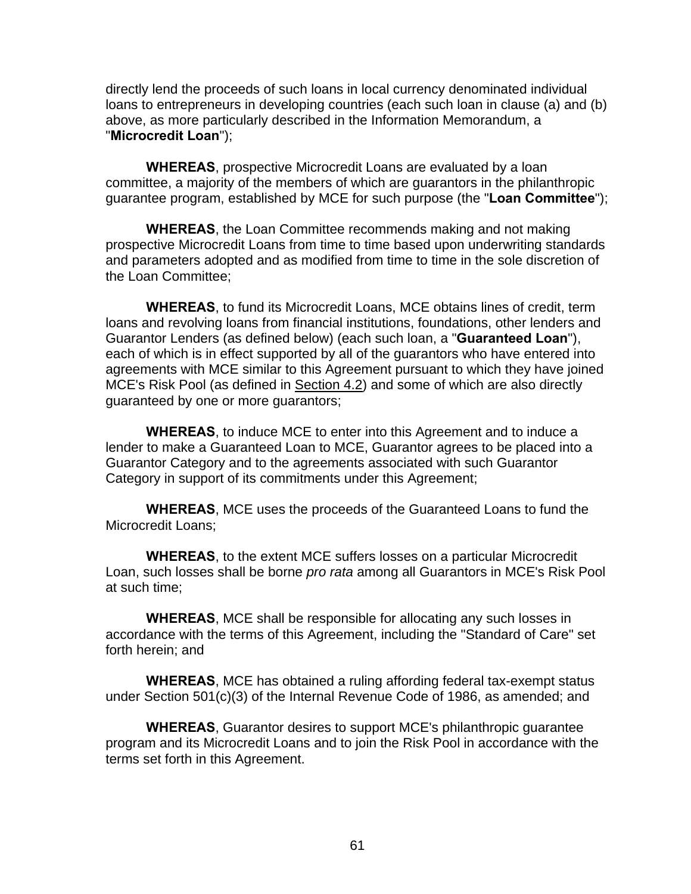directly lend the proceeds of such loans in local currency denominated individual loans to entrepreneurs in developing countries (each such loan in clause (a) and (b) above, as more particularly described in the Information Memorandum, a "**Microcredit Loan**");

**WHEREAS**, prospective Microcredit Loans are evaluated by a loan committee, a majority of the members of which are guarantors in the philanthropic guarantee program, established by MCE for such purpose (the "**Loan Committee**");

**WHEREAS**, the Loan Committee recommends making and not making prospective Microcredit Loans from time to time based upon underwriting standards and parameters adopted and as modified from time to time in the sole discretion of the Loan Committee;

**WHEREAS**, to fund its Microcredit Loans, MCE obtains lines of credit, term loans and revolving loans from financial institutions, foundations, other lenders and Guarantor Lenders (as defined below) (each such loan, a "**Guaranteed Loan**"), each of which is in effect supported by all of the guarantors who have entered into agreements with MCE similar to this Agreement pursuant to which they have joined MCE's Risk Pool (as defined in Section 4.2) and some of which are also directly guaranteed by one or more guarantors;

**WHEREAS**, to induce MCE to enter into this Agreement and to induce a lender to make a Guaranteed Loan to MCE, Guarantor agrees to be placed into a Guarantor Category and to the agreements associated with such Guarantor Category in support of its commitments under this Agreement;

**WHEREAS**, MCE uses the proceeds of the Guaranteed Loans to fund the Microcredit Loans;

**WHEREAS**, to the extent MCE suffers losses on a particular Microcredit Loan, such losses shall be borne *pro rata* among all Guarantors in MCE's Risk Pool at such time;

**WHEREAS**, MCE shall be responsible for allocating any such losses in accordance with the terms of this Agreement, including the "Standard of Care" set forth herein; and

**WHEREAS**, MCE has obtained a ruling affording federal tax-exempt status under Section 501(c)(3) of the Internal Revenue Code of 1986, as amended; and

**WHEREAS**, Guarantor desires to support MCE's philanthropic guarantee program and its Microcredit Loans and to join the Risk Pool in accordance with the terms set forth in this Agreement.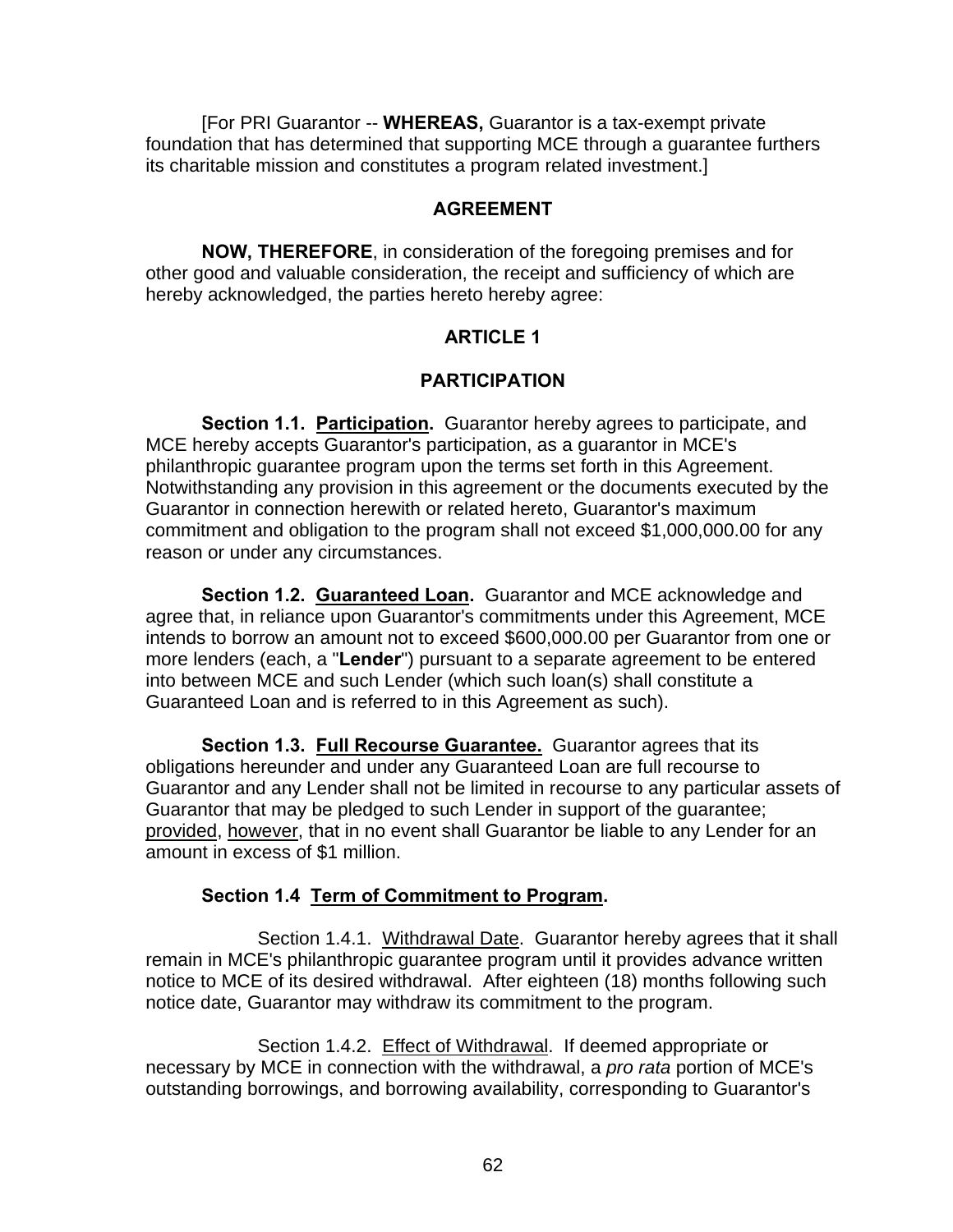[For PRI Guarantor -- **WHEREAS,** Guarantor is a tax-exempt private foundation that has determined that supporting MCE through a guarantee furthers its charitable mission and constitutes a program related investment.]

## AGREEMENT

**NOW, THEREFORE**, in consideration of the foregoing premises and for other good and valuable consideration, the receipt and sufficiency of which are hereby acknowledged, the parties hereto hereby agree:

## ARTICLE 1

## PARTICIPATION

**Section 1.1. Participation.** Guarantor hereby agrees to participate, and MCE hereby accepts Guarantor's participation, as a guarantor in MCE's philanthropic guarantee program upon the terms set forth in this Agreement. Notwithstanding any provision in this agreement or the documents executed by the Guarantor in connection herewith or related hereto, Guarantor's maximum commitment and obligation to the program shall not exceed $1,000,000.00 for any reason or under any circumstances.

**Section 1.2. Guaranteed Loan.** Guarantor and MCE acknowledge and agree that, in reliance upon Guarantor's commitments under this Agreement, MCE intends to borrow an amount not to exceed $600,000.00 per Guarantor from one or more lenders (each, a "**Lender**") pursuant to a separate agreement to be entered into between MCE and such Lender (which such loan(s) shall constitute a Guaranteed Loan and is referred to in this Agreement as such).

**Section 1.3. Full Recourse Guarantee.** Guarantor agrees that its obligations hereunder and under any Guaranteed Loan are full recourse to Guarantor and any Lender shall not be limited in recourse to any particular assets of Guarantor that may be pledged to such Lender in support of the guarantee; provided, however, that in no event shall Guarantor be liable to any Lender for an amount in excess of $1 million.

**Section 1.4 Term of Commitment to Program.**

Section 1.4.1. Withdrawal Date. Guarantor hereby agrees that it shall remain in MCE's philanthropic guarantee program until it provides advance written notice to MCE of its desired withdrawal. After eighteen (18) months following such notice date, Guarantor may withdraw its commitment to the program.

Section 1.4.2. Effect of Withdrawal. If deemed appropriate or necessary by MCE in connection with the withdrawal, a *pro rata* portion of MCE's outstanding borrowings, and borrowing availability, corresponding to Guarantor's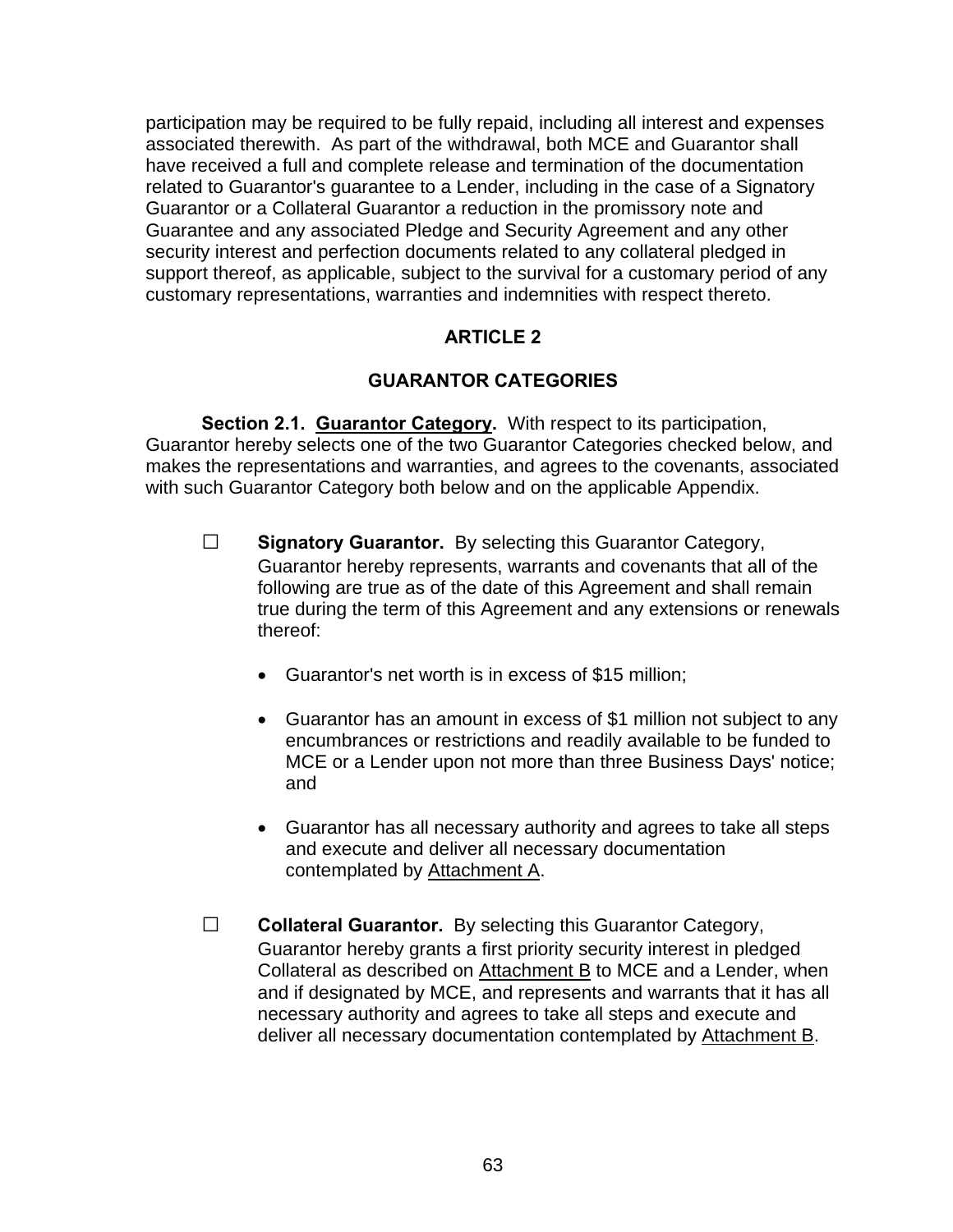participation may be required to be fully repaid, including all interest and expenses associated therewith. As part of the withdrawal, both MCE and Guarantor shall have received a full and complete release and termination of the documentation related to Guarantor's guarantee to a Lender, including in the case of a Signatory Guarantor or a Collateral Guarantor a reduction in the promissory note and Guarantee and any associated Pledge and Security Agreement and any other security interest and perfection documents related to any collateral pledged in support thereof, as applicable, subject to the survival for a customary period of any customary representations, warranties and indemnities with respect thereto.

## ARTICLE 2

## GUARANTOR CATEGORIES

**Section 2.1. Guarantor Category.** With respect to its participation, Guarantor hereby selects one of the two Guarantor Categories checked below, and makes the representations and warranties, and agrees to the covenants, associated with such Guarantor Category both below and on the applicable Appendix.

☐ **Signatory Guarantor.** By selecting this Guarantor Category, Guarantor hereby represents, warrants and covenants that all of the following are true as of the date of this Agreement and shall remain true during the term of this Agreement and any extensions or renewals thereof:

- Guarantor's net worth is in excess of $15 million;
- Guarantor has an amount in excess of $1 million not subject to any encumbrances or restrictions and readily available to be funded to MCE or a Lender upon not more than three Business Days' notice; and
- Guarantor has all necessary authority and agrees to take all steps and execute and deliver all necessary documentation contemplated by Attachment A.

☐ **Collateral Guarantor.** By selecting this Guarantor Category, Guarantor hereby grants a first priority security interest in pledged Collateral as described on Attachment B to MCE and a Lender, when and if designated by MCE, and represents and warrants that it has all necessary authority and agrees to take all steps and execute and deliver all necessary documentation contemplated by Attachment B.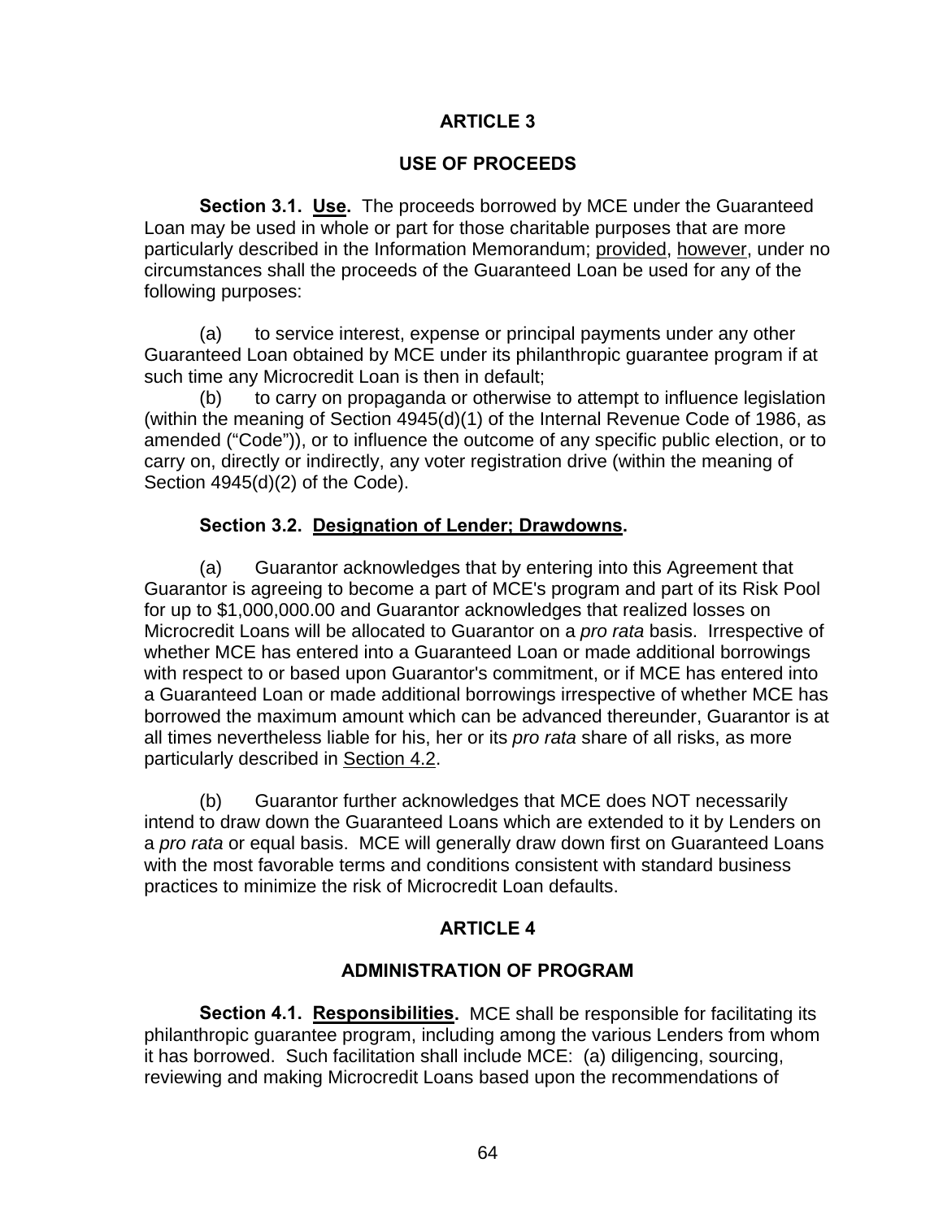## ARTICLE 3

## USE OF PROCEEDS

**Section 3.1. Use.** The proceeds borrowed by MCE under the Guaranteed Loan may be used in whole or part for those charitable purposes that are more particularly described in the Information Memorandum; provided, however, under no circumstances shall the proceeds of the Guaranteed Loan be used for any of the following purposes:

(a) to service interest, expense or principal payments under any other Guaranteed Loan obtained by MCE under its philanthropic guarantee program if at such time any Microcredit Loan is then in default;

(b) to carry on propaganda or otherwise to attempt to influence legislation (within the meaning of Section 4945(d)(1) of the Internal Revenue Code of 1986, as amended ("Code")), or to influence the outcome of any specific public election, or to carry on, directly or indirectly, any voter registration drive (within the meaning of Section 4945(d)(2) of the Code).

**Section 3.2. Designation of Lender; Drawdowns.**

(a) Guarantor acknowledges that by entering into this Agreement that Guarantor is agreeing to become a part of MCE's program and part of its Risk Pool for up to $1,000,000.00 and Guarantor acknowledges that realized losses on Microcredit Loans will be allocated to Guarantor on a *pro rata* basis. Irrespective of whether MCE has entered into a Guaranteed Loan or made additional borrowings with respect to or based upon Guarantor's commitment, or if MCE has entered into a Guaranteed Loan or made additional borrowings irrespective of whether MCE has borrowed the maximum amount which can be advanced thereunder, Guarantor is at all times nevertheless liable for his, her or its *pro rata* share of all risks, as more particularly described in Section 4.2.

(b) Guarantor further acknowledges that MCE does NOT necessarily intend to draw down the Guaranteed Loans which are extended to it by Lenders on a *pro rata* or equal basis. MCE will generally draw down first on Guaranteed Loans with the most favorable terms and conditions consistent with standard business practices to minimize the risk of Microcredit Loan defaults.

## ARTICLE 4

## ADMINISTRATION OF PROGRAM

**Section 4.1. Responsibilities.** MCE shall be responsible for facilitating its philanthropic guarantee program, including among the various Lenders from whom it has borrowed. Such facilitation shall include MCE: (a) diligencing, sourcing, reviewing and making Microcredit Loans based upon the recommendations of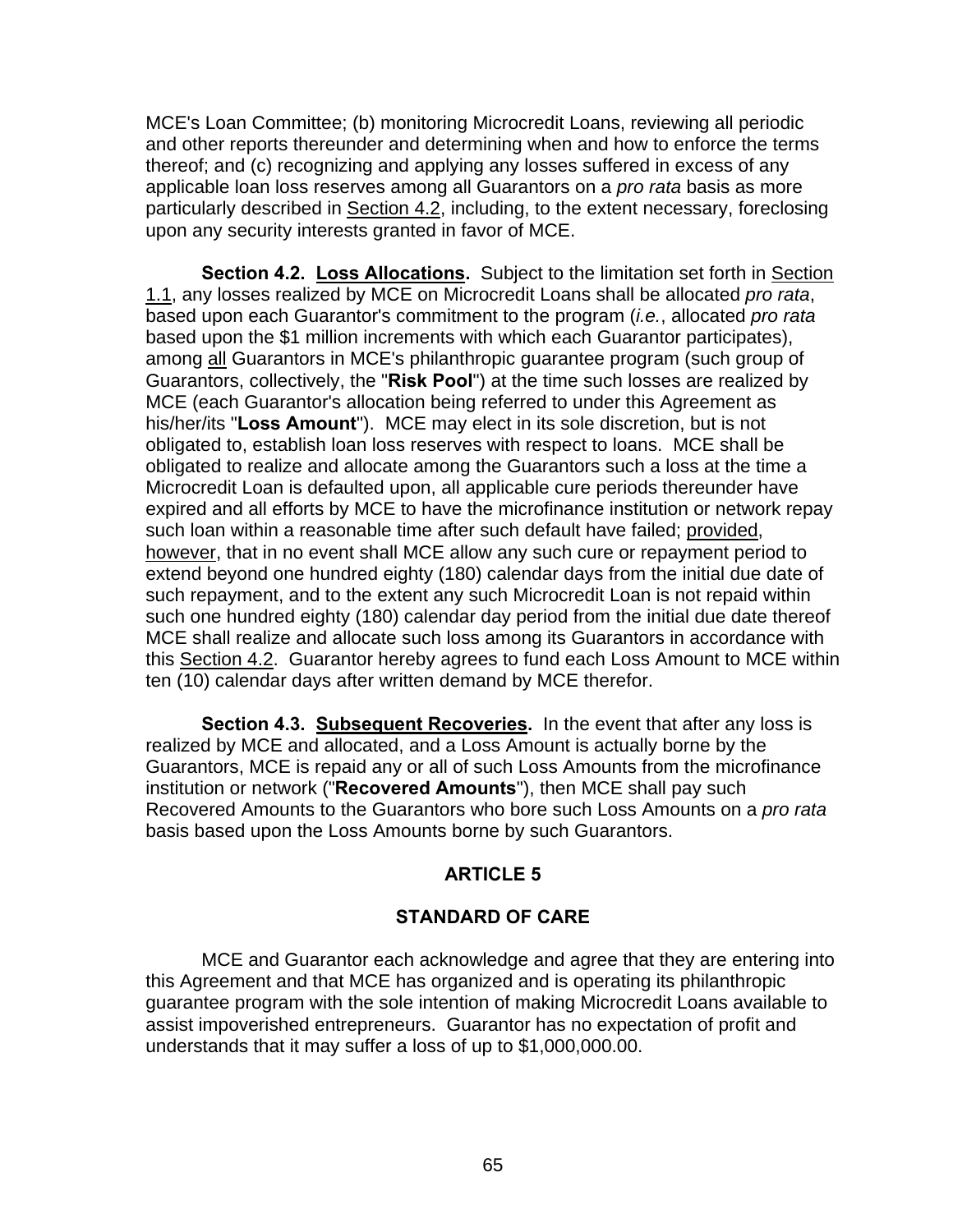MCE's Loan Committee; (b) monitoring Microcredit Loans, reviewing all periodic and other reports thereunder and determining when and how to enforce the terms thereof; and (c) recognizing and applying any losses suffered in excess of any applicable loan loss reserves among all Guarantors on a *pro rata* basis as more particularly described in Section 4.2, including, to the extent necessary, foreclosing upon any security interests granted in favor of MCE.

**Section 4.2. Loss Allocations.** Subject to the limitation set forth in Section 1.1, any losses realized by MCE on Microcredit Loans shall be allocated *pro rata*, based upon each Guarantor's commitment to the program (*i.e.*, allocated *pro rata* based upon the $1 million increments with which each Guarantor participates), among all Guarantors in MCE's philanthropic guarantee program (such group of Guarantors, collectively, the "**Risk Pool**") at the time such losses are realized by MCE (each Guarantor's allocation being referred to under this Agreement as his/her/its "**Loss Amount**"). MCE may elect in its sole discretion, but is not obligated to, establish loan loss reserves with respect to loans. MCE shall be obligated to realize and allocate among the Guarantors such a loss at the time a Microcredit Loan is defaulted upon, all applicable cure periods thereunder have expired and all efforts by MCE to have the microfinance institution or network repay such loan within a reasonable time after such default have failed; provided, however, that in no event shall MCE allow any such cure or repayment period to extend beyond one hundred eighty (180) calendar days from the initial due date of such repayment, and to the extent any such Microcredit Loan is not repaid within such one hundred eighty (180) calendar day period from the initial due date thereof MCE shall realize and allocate such loss among its Guarantors in accordance with this Section 4.2. Guarantor hereby agrees to fund each Loss Amount to MCE within ten (10) calendar days after written demand by MCE therefor.

**Section 4.3. Subsequent Recoveries.** In the event that after any loss is realized by MCE and allocated, and a Loss Amount is actually borne by the Guarantors, MCE is repaid any or all of such Loss Amounts from the microfinance institution or network ("**Recovered Amounts**"), then MCE shall pay such Recovered Amounts to the Guarantors who bore such Loss Amounts on a *pro rata* basis based upon the Loss Amounts borne by such Guarantors.

## ARTICLE 5

## STANDARD OF CARE

MCE and Guarantor each acknowledge and agree that they are entering into this Agreement and that MCE has organized and is operating its philanthropic guarantee program with the sole intention of making Microcredit Loans available to assist impoverished entrepreneurs. Guarantor has no expectation of profit and understands that it may suffer a loss of up to $1,000,000.00.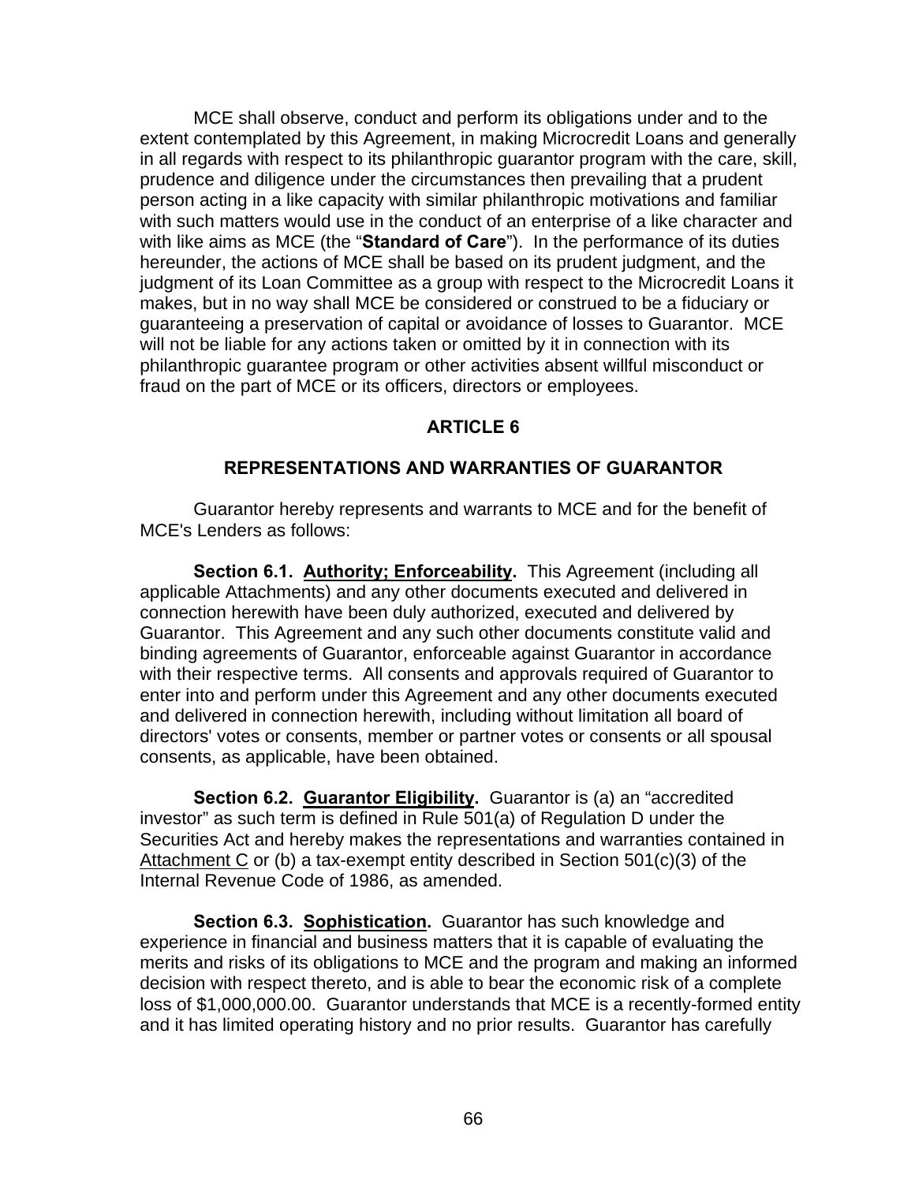MCE shall observe, conduct and perform its obligations under and to the extent contemplated by this Agreement, in making Microcredit Loans and generally in all regards with respect to its philanthropic guarantor program with the care, skill, prudence and diligence under the circumstances then prevailing that a prudent person acting in a like capacity with similar philanthropic motivations and familiar with such matters would use in the conduct of an enterprise of a like character and with like aims as MCE (the "**Standard of Care**"). In the performance of its duties hereunder, the actions of MCE shall be based on its prudent judgment, and the judgment of its Loan Committee as a group with respect to the Microcredit Loans it makes, but in no way shall MCE be considered or construed to be a fiduciary or guaranteeing a preservation of capital or avoidance of losses to Guarantor. MCE will not be liable for any actions taken or omitted by it in connection with its philanthropic guarantee program or other activities absent willful misconduct or fraud on the part of MCE or its officers, directors or employees.

## ARTICLE 6

## REPRESENTATIONS AND WARRANTIES OF GUARANTOR

Guarantor hereby represents and warrants to MCE and for the benefit of MCE's Lenders as follows:

**Section 6.1. <u>Authority; Enforceability</u>.** This Agreement (including all applicable Attachments) and any other documents executed and delivered in connection herewith have been duly authorized, executed and delivered by Guarantor. This Agreement and any such other documents constitute valid and binding agreements of Guarantor, enforceable against Guarantor in accordance with their respective terms. All consents and approvals required of Guarantor to enter into and perform under this Agreement and any other documents executed and delivered in connection herewith, including without limitation all board of directors' votes or consents, member or partner votes or consents or all spousal consents, as applicable, have been obtained.

**Section 6.2. <u>Guarantor Eligibility</u>.** Guarantor is (a) an "accredited investor" as such term is defined in Rule 501(a) of Regulation D under the Securities Act and hereby makes the representations and warranties contained in <u>Attachment C</u> or (b) a tax-exempt entity described in Section 501(c)(3) of the Internal Revenue Code of 1986, as amended.

**Section 6.3. <u>Sophistication</u>.** Guarantor has such knowledge and experience in financial and business matters that it is capable of evaluating the merits and risks of its obligations to MCE and the program and making an informed decision with respect thereto, and is able to bear the economic risk of a complete loss of $1,000,000.00. Guarantor understands that MCE is a recently-formed entity and it has limited operating history and no prior results. Guarantor has carefully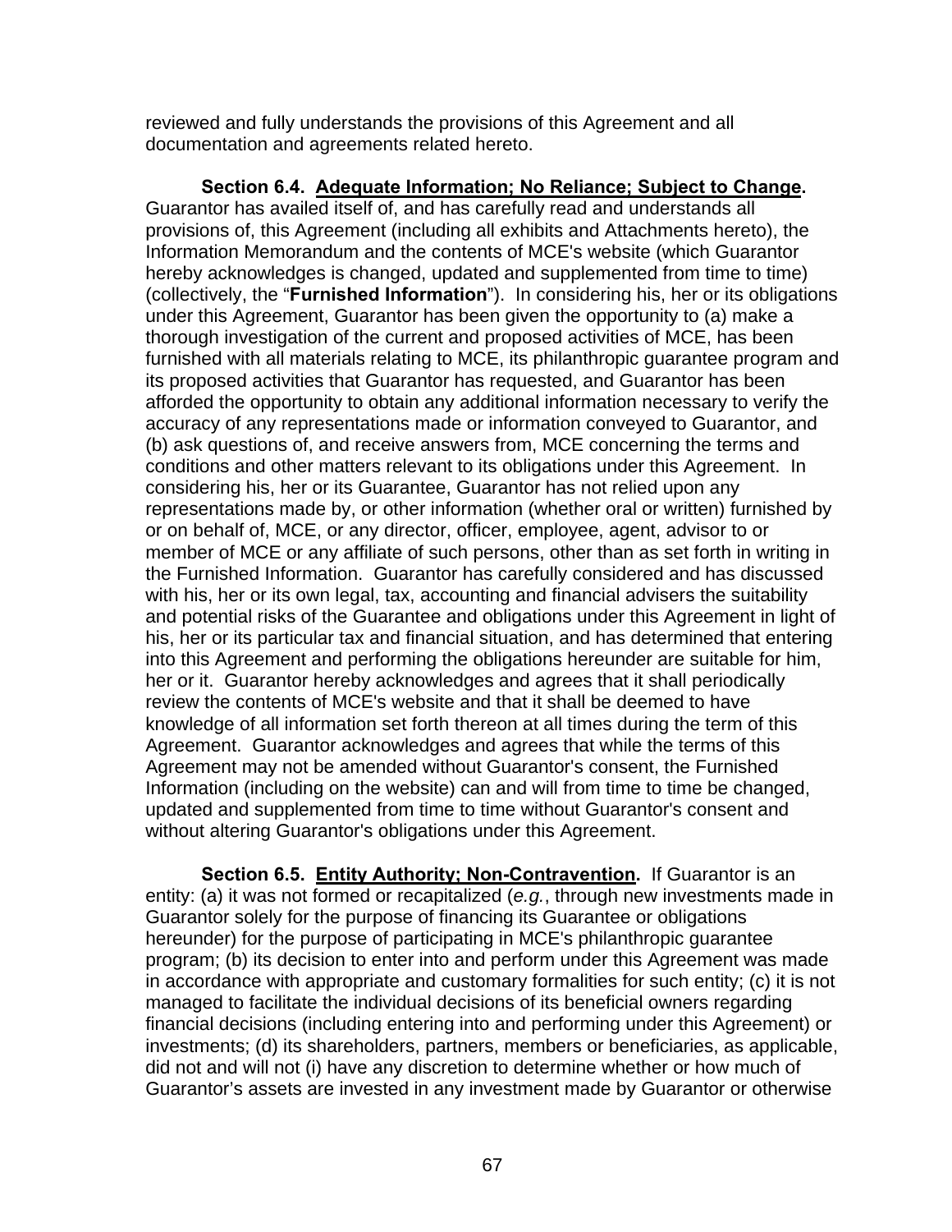reviewed and fully understands the provisions of this Agreement and all documentation and agreements related hereto.

**Section 6.4. Adequate Information; No Reliance; Subject to Change.** Guarantor has availed itself of, and has carefully read and understands all provisions of, this Agreement (including all exhibits and Attachments hereto), the Information Memorandum and the contents of MCE's website (which Guarantor hereby acknowledges is changed, updated and supplemented from time to time) (collectively, the "**Furnished Information**"). In considering his, her or its obligations under this Agreement, Guarantor has been given the opportunity to (a) make a thorough investigation of the current and proposed activities of MCE, has been furnished with all materials relating to MCE, its philanthropic guarantee program and its proposed activities that Guarantor has requested, and Guarantor has been afforded the opportunity to obtain any additional information necessary to verify the accuracy of any representations made or information conveyed to Guarantor, and (b) ask questions of, and receive answers from, MCE concerning the terms and conditions and other matters relevant to its obligations under this Agreement. In considering his, her or its Guarantee, Guarantor has not relied upon any representations made by, or other information (whether oral or written) furnished by or on behalf of, MCE, or any director, officer, employee, agent, advisor to or member of MCE or any affiliate of such persons, other than as set forth in writing in the Furnished Information. Guarantor has carefully considered and has discussed with his, her or its own legal, tax, accounting and financial advisers the suitability and potential risks of the Guarantee and obligations under this Agreement in light of his, her or its particular tax and financial situation, and has determined that entering into this Agreement and performing the obligations hereunder are suitable for him, her or it. Guarantor hereby acknowledges and agrees that it shall periodically review the contents of MCE's website and that it shall be deemed to have knowledge of all information set forth thereon at all times during the term of this Agreement. Guarantor acknowledges and agrees that while the terms of this Agreement may not be amended without Guarantor's consent, the Furnished Information (including on the website) can and will from time to time be changed, updated and supplemented from time to time without Guarantor's consent and without altering Guarantor's obligations under this Agreement.

**Section 6.5. Entity Authority; Non-Contravention.** If Guarantor is an entity: (a) it was not formed or recapitalized (*e.g.*, through new investments made in Guarantor solely for the purpose of financing its Guarantee or obligations hereunder) for the purpose of participating in MCE's philanthropic guarantee program; (b) its decision to enter into and perform under this Agreement was made in accordance with appropriate and customary formalities for such entity; (c) it is not managed to facilitate the individual decisions of its beneficial owners regarding financial decisions (including entering into and performing under this Agreement) or investments; (d) its shareholders, partners, members or beneficiaries, as applicable, did not and will not (i) have any discretion to determine whether or how much of Guarantor's assets are invested in any investment made by Guarantor or otherwise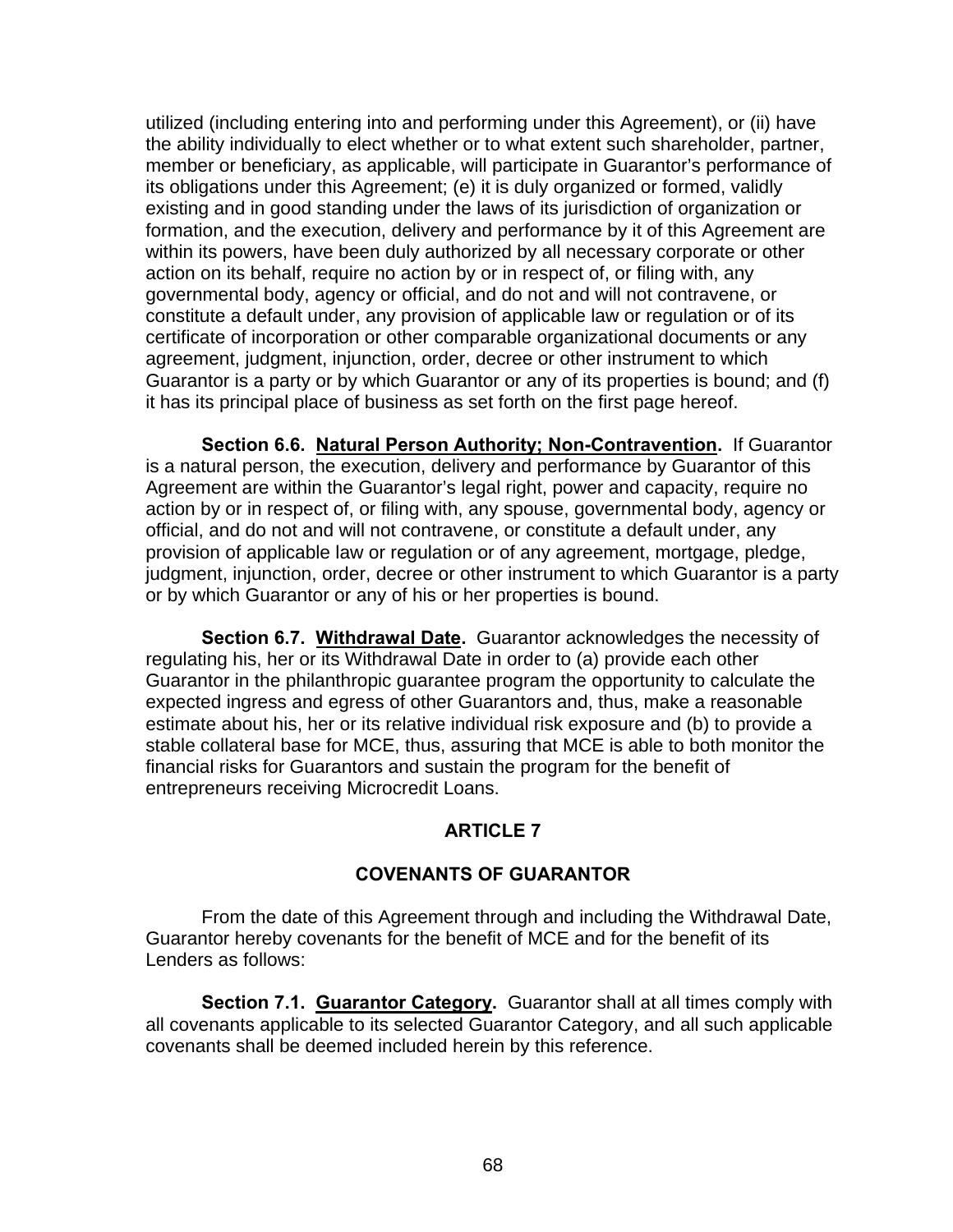utilized (including entering into and performing under this Agreement), or (ii) have the ability individually to elect whether or to what extent such shareholder, partner, member or beneficiary, as applicable, will participate in Guarantor's performance of its obligations under this Agreement; (e) it is duly organized or formed, validly existing and in good standing under the laws of its jurisdiction of organization or formation, and the execution, delivery and performance by it of this Agreement are within its powers, have been duly authorized by all necessary corporate or other action on its behalf, require no action by or in respect of, or filing with, any governmental body, agency or official, and do not and will not contravene, or constitute a default under, any provision of applicable law or regulation or of its certificate of incorporation or other comparable organizational documents or any agreement, judgment, injunction, order, decree or other instrument to which Guarantor is a party or by which Guarantor or any of its properties is bound; and (f) it has its principal place of business as set forth on the first page hereof.

**Section 6.6. <u>Natural Person Authority; Non-Contravention</u>.** If Guarantor is a natural person, the execution, delivery and performance by Guarantor of this Agreement are within the Guarantor's legal right, power and capacity, require no action by or in respect of, or filing with, any spouse, governmental body, agency or official, and do not and will not contravene, or constitute a default under, any provision of applicable law or regulation or of any agreement, mortgage, pledge, judgment, injunction, order, decree or other instrument to which Guarantor is a party or by which Guarantor or any of his or her properties is bound.

**Section 6.7. <u>Withdrawal Date</u>.** Guarantor acknowledges the necessity of regulating his, her or its Withdrawal Date in order to (a) provide each other Guarantor in the philanthropic guarantee program the opportunity to calculate the expected ingress and egress of other Guarantors and, thus, make a reasonable estimate about his, her or its relative individual risk exposure and (b) to provide a stable collateral base for MCE, thus, assuring that MCE is able to both monitor the financial risks for Guarantors and sustain the program for the benefit of entrepreneurs receiving Microcredit Loans.

## ARTICLE 7

## COVENANTS OF GUARANTOR

From the date of this Agreement through and including the Withdrawal Date, Guarantor hereby covenants for the benefit of MCE and for the benefit of its Lenders as follows:

**Section 7.1. <u>Guarantor Category</u>.** Guarantor shall at all times comply with all covenants applicable to its selected Guarantor Category, and all such applicable covenants shall be deemed included herein by this reference.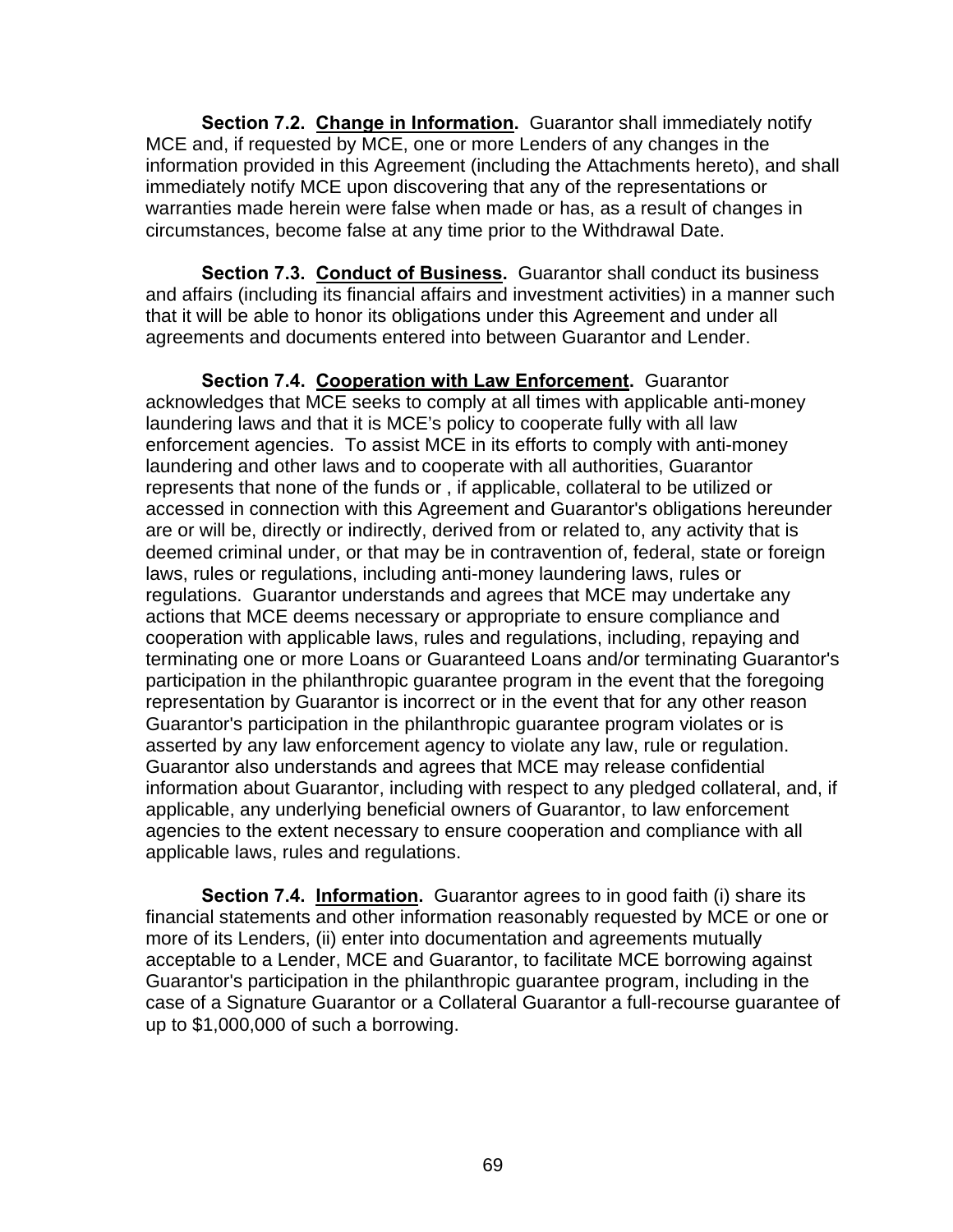**Section 7.2. Change in Information.** Guarantor shall immediately notify MCE and, if requested by MCE, one or more Lenders of any changes in the information provided in this Agreement (including the Attachments hereto), and shall immediately notify MCE upon discovering that any of the representations or warranties made herein were false when made or has, as a result of changes in circumstances, become false at any time prior to the Withdrawal Date.

**Section 7.3. Conduct of Business.** Guarantor shall conduct its business and affairs (including its financial affairs and investment activities) in a manner such that it will be able to honor its obligations under this Agreement and under all agreements and documents entered into between Guarantor and Lender.

**Section 7.4. Cooperation with Law Enforcement.** Guarantor acknowledges that MCE seeks to comply at all times with applicable anti-money laundering laws and that it is MCE's policy to cooperate fully with all law enforcement agencies. To assist MCE in its efforts to comply with anti-money laundering and other laws and to cooperate with all authorities, Guarantor represents that none of the funds or , if applicable, collateral to be utilized or accessed in connection with this Agreement and Guarantor's obligations hereunder are or will be, directly or indirectly, derived from or related to, any activity that is deemed criminal under, or that may be in contravention of, federal, state or foreign laws, rules or regulations, including anti-money laundering laws, rules or regulations. Guarantor understands and agrees that MCE may undertake any actions that MCE deems necessary or appropriate to ensure compliance and cooperation with applicable laws, rules and regulations, including, repaying and terminating one or more Loans or Guaranteed Loans and/or terminating Guarantor's participation in the philanthropic guarantee program in the event that the foregoing representation by Guarantor is incorrect or in the event that for any other reason Guarantor's participation in the philanthropic guarantee program violates or is asserted by any law enforcement agency to violate any law, rule or regulation. Guarantor also understands and agrees that MCE may release confidential information about Guarantor, including with respect to any pledged collateral, and, if applicable, any underlying beneficial owners of Guarantor, to law enforcement agencies to the extent necessary to ensure cooperation and compliance with all applicable laws, rules and regulations.

**Section 7.4. Information.** Guarantor agrees to in good faith (i) share its financial statements and other information reasonably requested by MCE or one or more of its Lenders, (ii) enter into documentation and agreements mutually acceptable to a Lender, MCE and Guarantor, to facilitate MCE borrowing against Guarantor's participation in the philanthropic guarantee program, including in the case of a Signature Guarantor or a Collateral Guarantor a full-recourse guarantee of up to $1,000,000 of such a borrowing.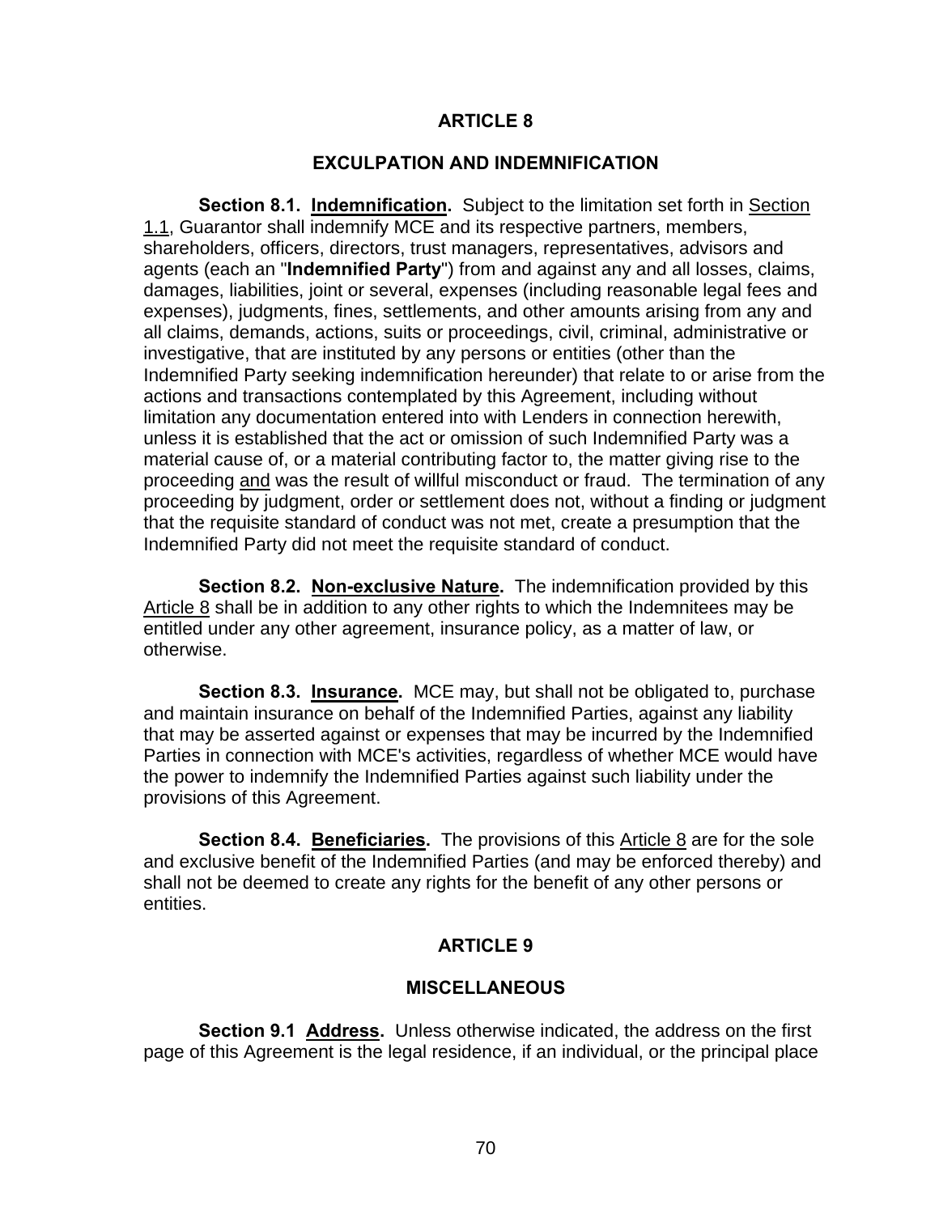## ARTICLE 8

## EXCULPATION AND INDEMNIFICATION

**Section 8.1. Indemnification.** Subject to the limitation set forth in Section 1.1, Guarantor shall indemnify MCE and its respective partners, members, shareholders, officers, directors, trust managers, representatives, advisors and agents (each an "**Indemnified Party**") from and against any and all losses, claims, damages, liabilities, joint or several, expenses (including reasonable legal fees and expenses), judgments, fines, settlements, and other amounts arising from any and all claims, demands, actions, suits or proceedings, civil, criminal, administrative or investigative, that are instituted by any persons or entities (other than the Indemnified Party seeking indemnification hereunder) that relate to or arise from the actions and transactions contemplated by this Agreement, including without limitation any documentation entered into with Lenders in connection herewith, unless it is established that the act or omission of such Indemnified Party was a material cause of, or a material contributing factor to, the matter giving rise to the proceeding and was the result of willful misconduct or fraud. The termination of any proceeding by judgment, order or settlement does not, without a finding or judgment that the requisite standard of conduct was not met, create a presumption that the Indemnified Party did not meet the requisite standard of conduct.

**Section 8.2. Non-exclusive Nature.** The indemnification provided by this Article 8 shall be in addition to any other rights to which the Indemnitees may be entitled under any other agreement, insurance policy, as a matter of law, or otherwise.

**Section 8.3. Insurance.** MCE may, but shall not be obligated to, purchase and maintain insurance on behalf of the Indemnified Parties, against any liability that may be asserted against or expenses that may be incurred by the Indemnified Parties in connection with MCE's activities, regardless of whether MCE would have the power to indemnify the Indemnified Parties against such liability under the provisions of this Agreement.

**Section 8.4. Beneficiaries.** The provisions of this Article 8 are for the sole and exclusive benefit of the Indemnified Parties (and may be enforced thereby) and shall not be deemed to create any rights for the benefit of any other persons or entities.

## ARTICLE 9

## MISCELLANEOUS

**Section 9.1 Address.** Unless otherwise indicated, the address on the first page of this Agreement is the legal residence, if an individual, or the principal place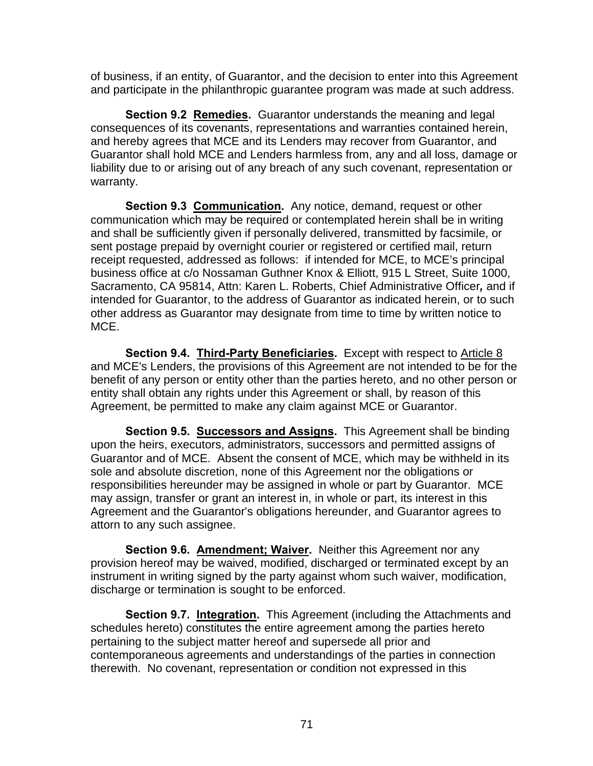of business, if an entity, of Guarantor, and the decision to enter into this Agreement and participate in the philanthropic guarantee program was made at such address.

**Section 9.2 <u>Remedies</u>.** Guarantor understands the meaning and legal consequences of its covenants, representations and warranties contained herein, and hereby agrees that MCE and its Lenders may recover from Guarantor, and Guarantor shall hold MCE and Lenders harmless from, any and all loss, damage or liability due to or arising out of any breach of any such covenant, representation or warranty.

**Section 9.3 <u>Communication</u>.** Any notice, demand, request or other communication which may be required or contemplated herein shall be in writing and shall be sufficiently given if personally delivered, transmitted by facsimile, or sent postage prepaid by overnight courier or registered or certified mail, return receipt requested, addressed as follows: if intended for MCE, to MCE's principal business office at c/o Nossaman Guthner Knox & Elliott, 915 L Street, Suite 1000, Sacramento, CA 95814, Attn: Karen L. Roberts, Chief Administrative Officer*,* and if intended for Guarantor, to the address of Guarantor as indicated herein, or to such other address as Guarantor may designate from time to time by written notice to MCE.

**Section 9.4. <u>Third-Party Beneficiaries</u>.** Except with respect to <u>Article 8</u> and MCE's Lenders, the provisions of this Agreement are not intended to be for the benefit of any person or entity other than the parties hereto, and no other person or entity shall obtain any rights under this Agreement or shall, by reason of this Agreement, be permitted to make any claim against MCE or Guarantor.

**Section 9.5. <u>Successors and Assigns</u>.** This Agreement shall be binding upon the heirs, executors, administrators, successors and permitted assigns of Guarantor and of MCE. Absent the consent of MCE, which may be withheld in its sole and absolute discretion, none of this Agreement nor the obligations or responsibilities hereunder may be assigned in whole or part by Guarantor. MCE may assign, transfer or grant an interest in, in whole or part, its interest in this Agreement and the Guarantor's obligations hereunder, and Guarantor agrees to attorn to any such assignee.

**Section 9.6. <u>Amendment; Waiver</u>.** Neither this Agreement nor any provision hereof may be waived, modified, discharged or terminated except by an instrument in writing signed by the party against whom such waiver, modification, discharge or termination is sought to be enforced.

**Section 9.7. <u>Integration</u>.** This Agreement (including the Attachments and schedules hereto) constitutes the entire agreement among the parties hereto pertaining to the subject matter hereof and supersede all prior and contemporaneous agreements and understandings of the parties in connection therewith. No covenant, representation or condition not expressed in this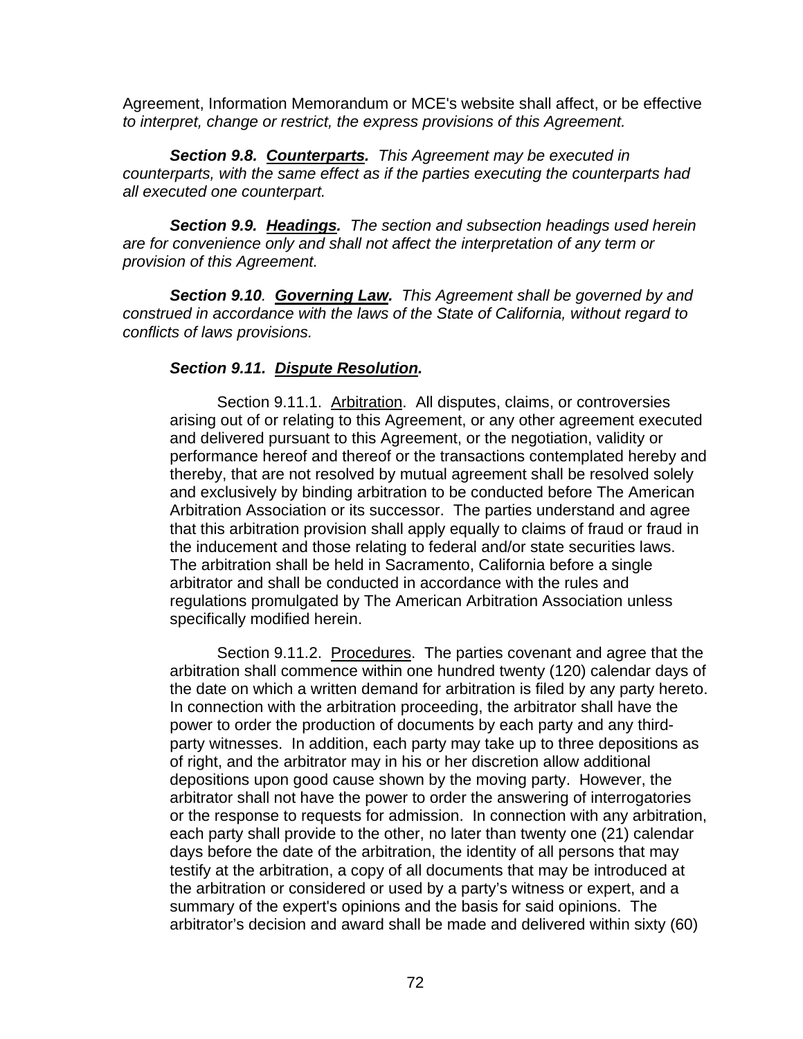Agreement, Information Memorandum or MCE's website shall affect, or be effective *to interpret, change or restrict, the express provisions of this Agreement.*

***Section 9.8. Counterparts.*** *This Agreement may be executed in counterparts, with the same effect as if the parties executing the counterparts had all executed one counterpart.*

***Section 9.9. Headings.*** *The section and subsection headings used herein are for convenience only and shall not affect the interpretation of any term or provision of this Agreement.*

***Section 9.10. Governing Law.*** *This Agreement shall be governed by and construed in accordance with the laws of the State of California, without regard to conflicts of laws provisions.*

***Section 9.11. Dispute Resolution.***

Section 9.11.1. Arbitration. All disputes, claims, or controversies arising out of or relating to this Agreement, or any other agreement executed and delivered pursuant to this Agreement, or the negotiation, validity or performance hereof and thereof or the transactions contemplated hereby and thereby, that are not resolved by mutual agreement shall be resolved solely and exclusively by binding arbitration to be conducted before The American Arbitration Association or its successor. The parties understand and agree that this arbitration provision shall apply equally to claims of fraud or fraud in the inducement and those relating to federal and/or state securities laws. The arbitration shall be held in Sacramento, California before a single arbitrator and shall be conducted in accordance with the rules and regulations promulgated by The American Arbitration Association unless specifically modified herein.

Section 9.11.2. Procedures. The parties covenant and agree that the arbitration shall commence within one hundred twenty (120) calendar days of the date on which a written demand for arbitration is filed by any party hereto. In connection with the arbitration proceeding, the arbitrator shall have the power to order the production of documents by each party and any third-party witnesses. In addition, each party may take up to three depositions as of right, and the arbitrator may in his or her discretion allow additional depositions upon good cause shown by the moving party. However, the arbitrator shall not have the power to order the answering of interrogatories or the response to requests for admission. In connection with any arbitration, each party shall provide to the other, no later than twenty one (21) calendar days before the date of the arbitration, the identity of all persons that may testify at the arbitration, a copy of all documents that may be introduced at the arbitration or considered or used by a party's witness or expert, and a summary of the expert's opinions and the basis for said opinions. The arbitrator's decision and award shall be made and delivered within sixty (60)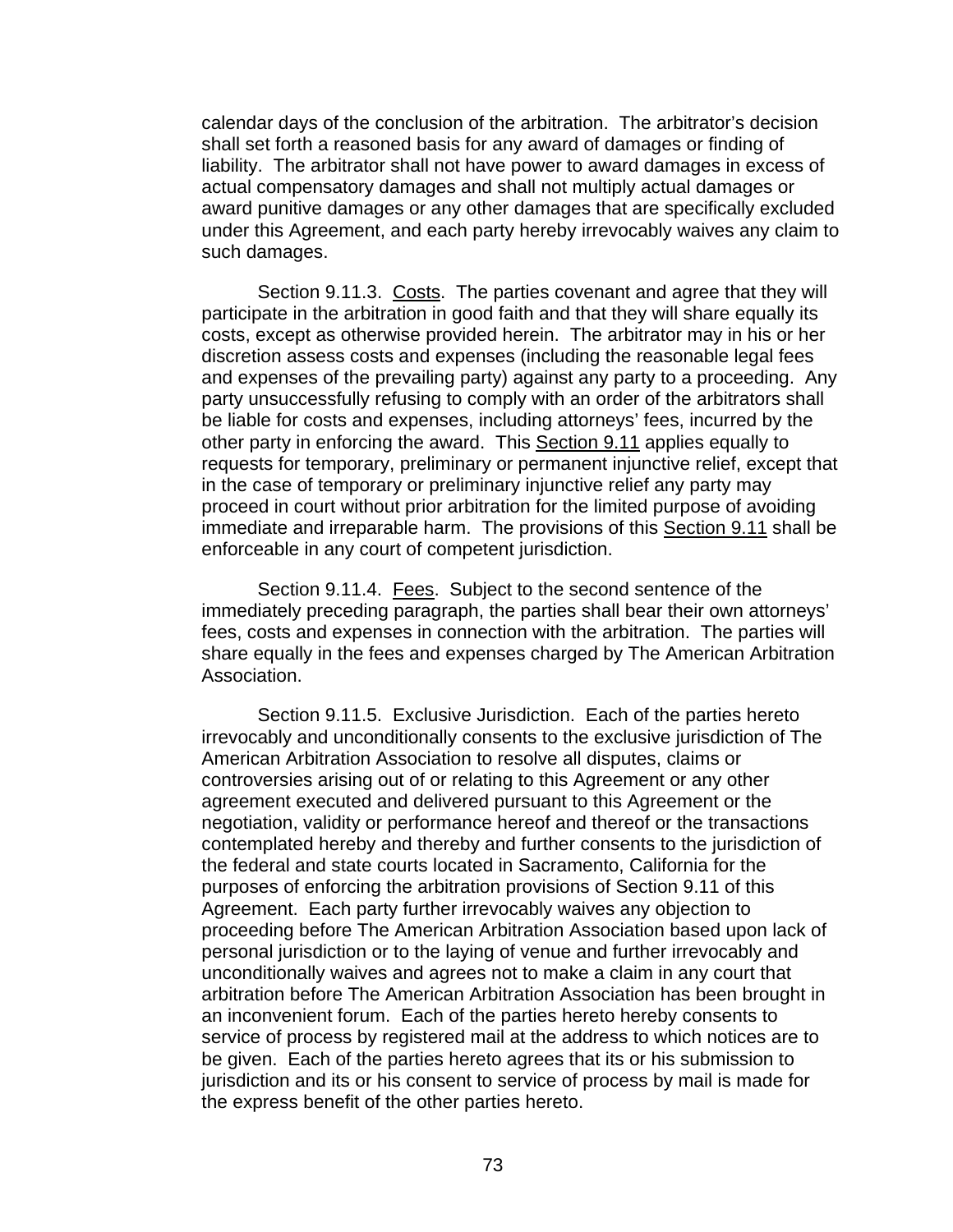calendar days of the conclusion of the arbitration. The arbitrator's decision shall set forth a reasoned basis for any award of damages or finding of liability. The arbitrator shall not have power to award damages in excess of actual compensatory damages and shall not multiply actual damages or award punitive damages or any other damages that are specifically excluded under this Agreement, and each party hereby irrevocably waives any claim to such damages.

Section 9.11.3. Costs. The parties covenant and agree that they will participate in the arbitration in good faith and that they will share equally its costs, except as otherwise provided herein. The arbitrator may in his or her discretion assess costs and expenses (including the reasonable legal fees and expenses of the prevailing party) against any party to a proceeding. Any party unsuccessfully refusing to comply with an order of the arbitrators shall be liable for costs and expenses, including attorneys' fees, incurred by the other party in enforcing the award. This Section 9.11 applies equally to requests for temporary, preliminary or permanent injunctive relief, except that in the case of temporary or preliminary injunctive relief any party may proceed in court without prior arbitration for the limited purpose of avoiding immediate and irreparable harm. The provisions of this Section 9.11 shall be enforceable in any court of competent jurisdiction.

Section 9.11.4. Fees. Subject to the second sentence of the immediately preceding paragraph, the parties shall bear their own attorneys' fees, costs and expenses in connection with the arbitration. The parties will share equally in the fees and expenses charged by The American Arbitration Association.

Section 9.11.5. Exclusive Jurisdiction. Each of the parties hereto irrevocably and unconditionally consents to the exclusive jurisdiction of The American Arbitration Association to resolve all disputes, claims or controversies arising out of or relating to this Agreement or any other agreement executed and delivered pursuant to this Agreement or the negotiation, validity or performance hereof and thereof or the transactions contemplated hereby and thereby and further consents to the jurisdiction of the federal and state courts located in Sacramento, California for the purposes of enforcing the arbitration provisions of Section 9.11 of this Agreement. Each party further irrevocably waives any objection to proceeding before The American Arbitration Association based upon lack of personal jurisdiction or to the laying of venue and further irrevocably and unconditionally waives and agrees not to make a claim in any court that arbitration before The American Arbitration Association has been brought in an inconvenient forum. Each of the parties hereto hereby consents to service of process by registered mail at the address to which notices are to be given. Each of the parties hereto agrees that its or his submission to jurisdiction and its or his consent to service of process by mail is made for the express benefit of the other parties hereto.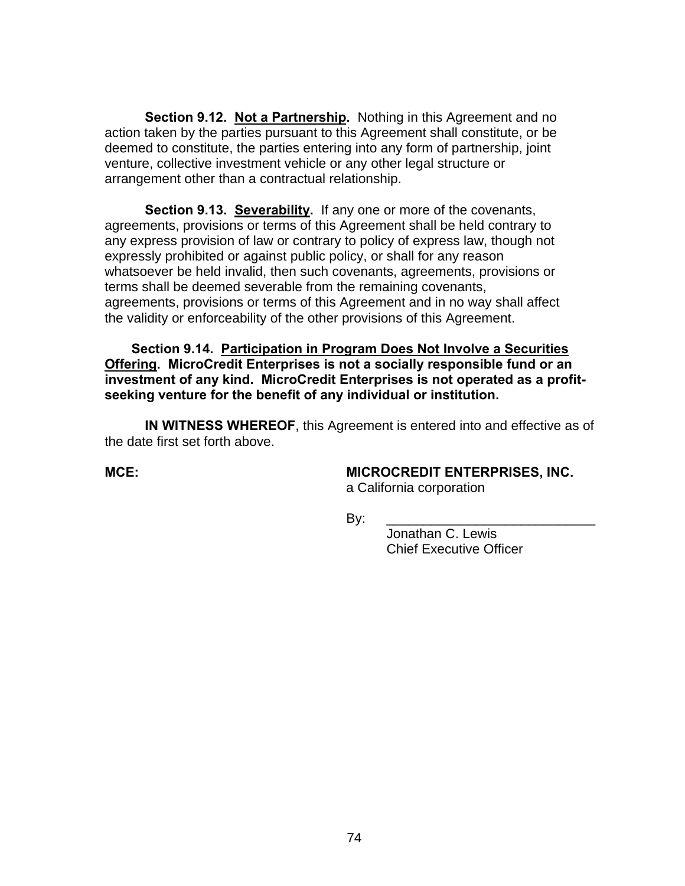**Section 9.12. Not a Partnership.** Nothing in this Agreement and no action taken by the parties pursuant to this Agreement shall constitute, or be deemed to constitute, the parties entering into any form of partnership, joint venture, collective investment vehicle or any other legal structure or arrangement other than a contractual relationship.

**Section 9.13. Severability.** If any one or more of the covenants, agreements, provisions or terms of this Agreement shall be held contrary to any express provision of law or contrary to policy of express law, though not expressly prohibited or against public policy, or shall for any reason whatsoever be held invalid, then such covenants, agreements, provisions or terms shall be deemed severable from the remaining covenants, agreements, provisions or terms of this Agreement and in no way shall affect the validity or enforceability of the other provisions of this Agreement.

**Section 9.14. Participation in Program Does Not Involve a Securities Offering. MicroCredit Enterprises is not a socially responsible fund or an investment of any kind. MicroCredit Enterprises is not operated as a profit-seeking venture for the benefit of any individual or institution.**

**IN WITNESS WHEREOF**, this Agreement is entered into and effective as of the date first set forth above.

**MCE:**

**MICROCREDIT ENTERPRISES, INC.**
a California corporation

By: ____________________________
Jonathan C. Lewis
Chief Executive Officer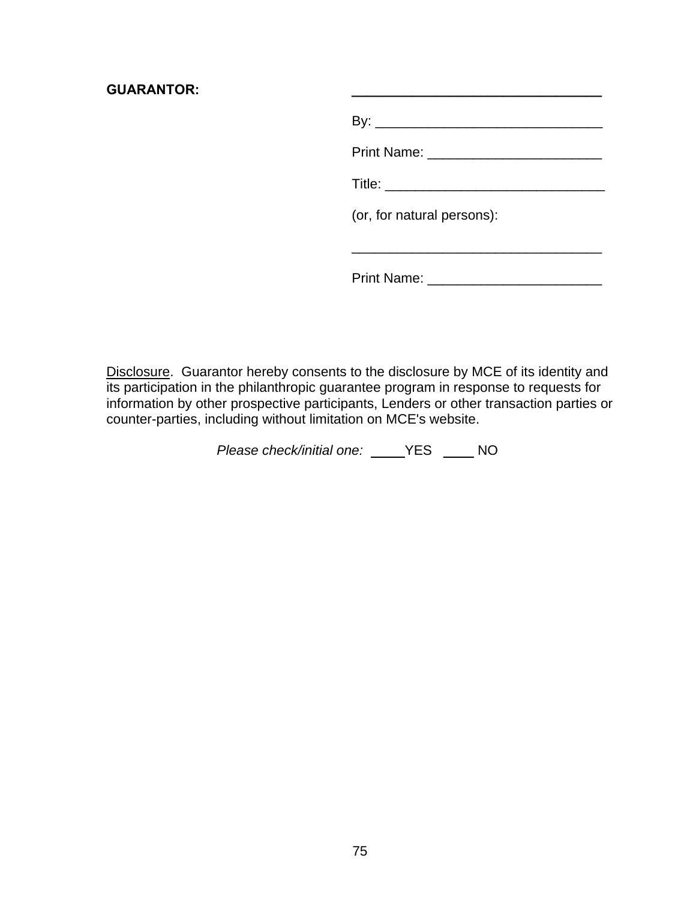**GUARANTOR:** ________________________________

By: ______________________________

Print Name: _______________________

Title: _____________________________

(or, for natural persons):

_________________________________

Print Name: _______________________

<u>Disclosure</u>. Guarantor hereby consents to the disclosure by MCE of its identity and its participation in the philanthropic guarantee program in response to requests for information by other prospective participants, Lenders or other transaction parties or counter-parties, including without limitation on MCE's website.

*Please check/initial one:* _____YES _____ NO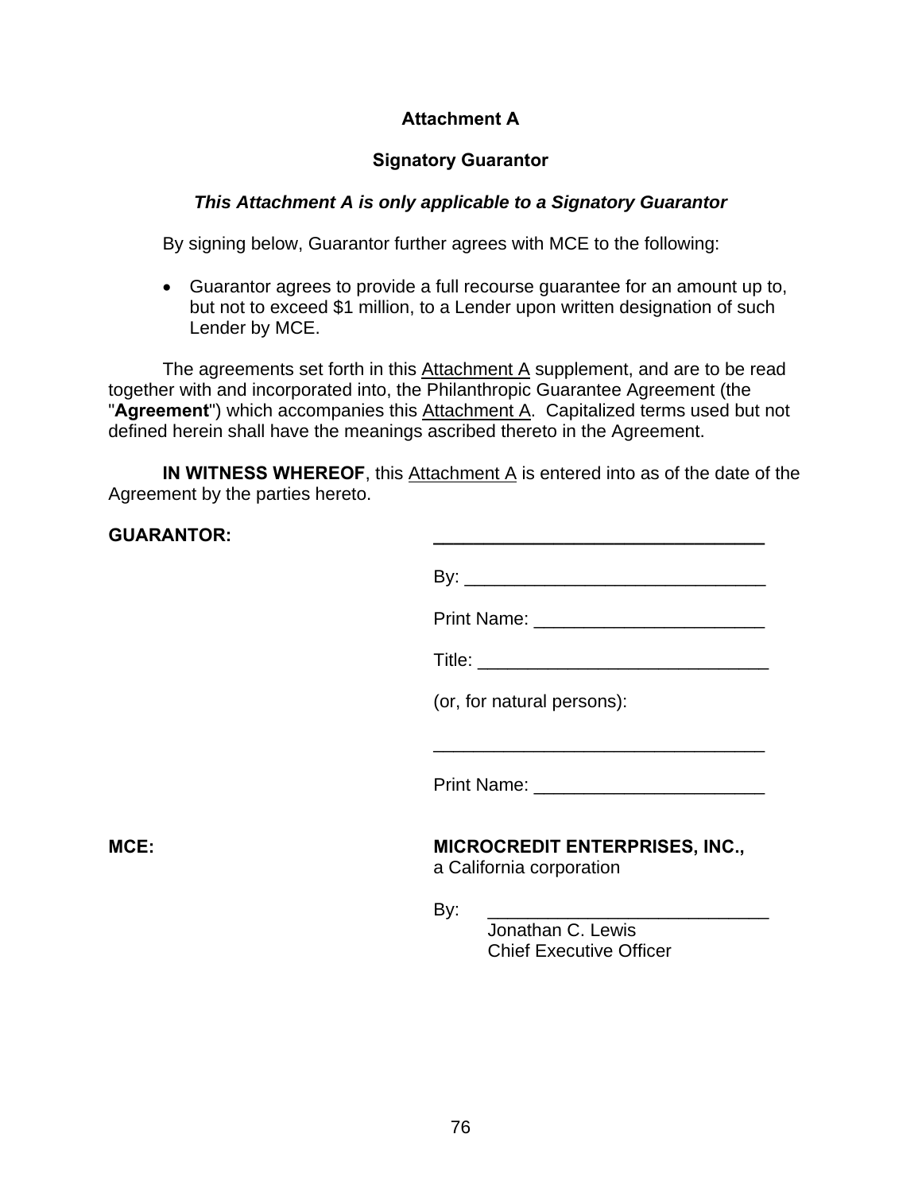# Attachment A

## Signatory Guarantor

***This Attachment A is only applicable to a Signatory Guarantor***

By signing below, Guarantor further agrees with MCE to the following:

- Guarantor agrees to provide a full recourse guarantee for an amount up to, but not to exceed $1 million, to a Lender upon written designation of such Lender by MCE.

The agreements set forth in this Attachment A supplement, and are to be read together with and incorporated into, the Philanthropic Guarantee Agreement (the "**Agreement**") which accompanies this Attachment A. Capitalized terms used but not defined herein shall have the meanings ascribed thereto in the Agreement.

**IN WITNESS WHEREOF**, this Attachment A is entered into as of the date of the Agreement by the parties hereto.

**GUARANTOR:** ______________________________

By: ______________________________

Print Name: ______________________________

Title: ______________________________

(or, for natural persons):

______________________________

Print Name: ______________________________

**MCE:** **MICROCREDIT ENTERPRISES, INC.,**
a California corporation

By: ______________________________
Jonathan C. Lewis
Chief Executive Officer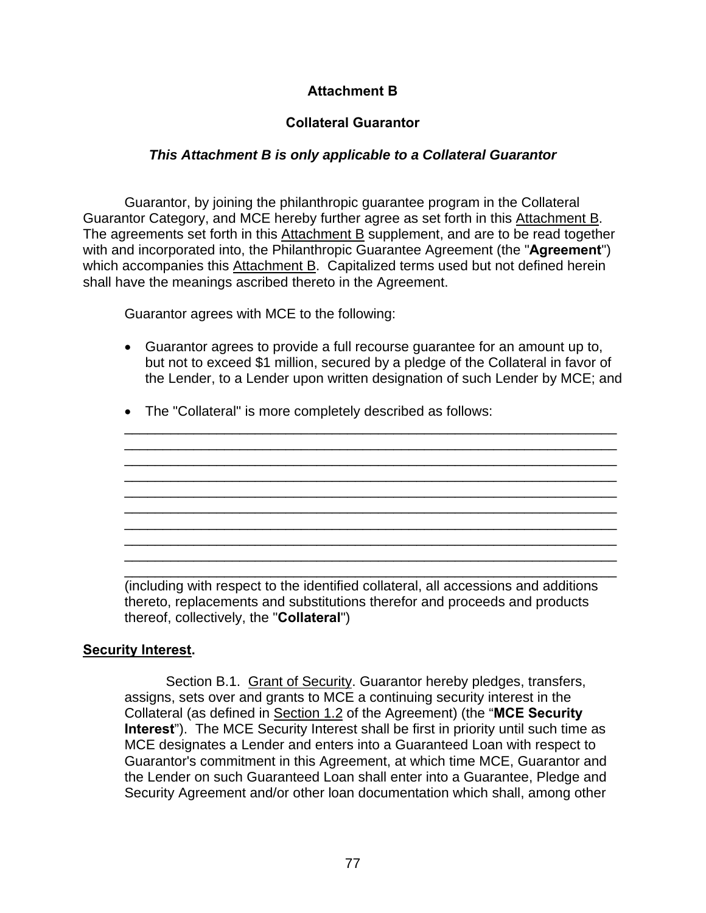**Attachment B**

**Collateral Guarantor**

***This Attachment B is only applicable to a Collateral Guarantor***

Guarantor, by joining the philanthropic guarantee program in the Collateral Guarantor Category, and MCE hereby further agree as set forth in this Attachment B. The agreements set forth in this Attachment B supplement, and are to be read together with and incorporated into, the Philanthropic Guarantee Agreement (the "**Agreement**") which accompanies this Attachment B. Capitalized terms used but not defined herein shall have the meanings ascribed thereto in the Agreement.

Guarantor agrees with MCE to the following:

- Guarantor agrees to provide a full recourse guarantee for an amount up to, but not to exceed $1 million, secured by a pledge of the Collateral in favor of the Lender, to a Lender upon written designation of such Lender by MCE; and

- The "Collateral" is more completely described as follows:
  ______________________________________________________________
  ______________________________________________________________
  ______________________________________________________________
  ______________________________________________________________
  ______________________________________________________________
  ______________________________________________________________
  ______________________________________________________________
  ______________________________________________________________
  ______________________________________________________________
  ______________________________________________________________
  (including with respect to the identified collateral, all accessions and additions thereto, replacements and substitutions therefor and proceeds and products thereof, collectively, the "**Collateral**")

**Security Interest.**

Section B.1. Grant of Security. Guarantor hereby pledges, transfers, assigns, sets over and grants to MCE a continuing security interest in the Collateral (as defined in Section 1.2 of the Agreement) (the "**MCE Security Interest**"). The MCE Security Interest shall be first in priority until such time as MCE designates a Lender and enters into a Guaranteed Loan with respect to Guarantor's commitment in this Agreement, at which time MCE, Guarantor and the Lender on such Guaranteed Loan shall enter into a Guarantee, Pledge and Security Agreement and/or other loan documentation which shall, among other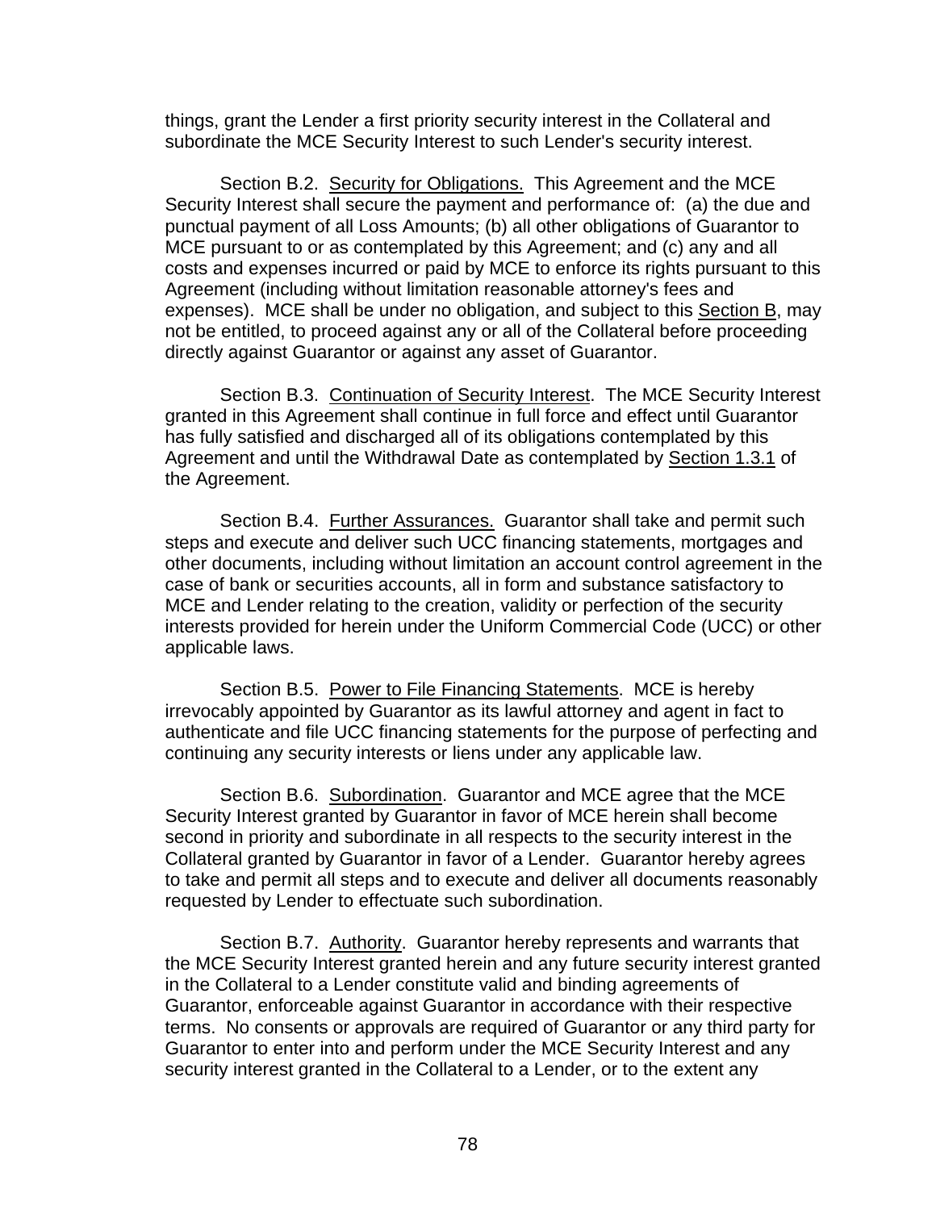things, grant the Lender a first priority security interest in the Collateral and subordinate the MCE Security Interest to such Lender's security interest.

Section B.2. Security for Obligations. This Agreement and the MCE Security Interest shall secure the payment and performance of: (a) the due and punctual payment of all Loss Amounts; (b) all other obligations of Guarantor to MCE pursuant to or as contemplated by this Agreement; and (c) any and all costs and expenses incurred or paid by MCE to enforce its rights pursuant to this Agreement (including without limitation reasonable attorney's fees and expenses). MCE shall be under no obligation, and subject to this Section B, may not be entitled, to proceed against any or all of the Collateral before proceeding directly against Guarantor or against any asset of Guarantor.

Section B.3. Continuation of Security Interest. The MCE Security Interest granted in this Agreement shall continue in full force and effect until Guarantor has fully satisfied and discharged all of its obligations contemplated by this Agreement and until the Withdrawal Date as contemplated by Section 1.3.1 of the Agreement.

Section B.4. Further Assurances. Guarantor shall take and permit such steps and execute and deliver such UCC financing statements, mortgages and other documents, including without limitation an account control agreement in the case of bank or securities accounts, all in form and substance satisfactory to MCE and Lender relating to the creation, validity or perfection of the security interests provided for herein under the Uniform Commercial Code (UCC) or other applicable laws.

Section B.5. Power to File Financing Statements. MCE is hereby irrevocably appointed by Guarantor as its lawful attorney and agent in fact to authenticate and file UCC financing statements for the purpose of perfecting and continuing any security interests or liens under any applicable law.

Section B.6. Subordination. Guarantor and MCE agree that the MCE Security Interest granted by Guarantor in favor of MCE herein shall become second in priority and subordinate in all respects to the security interest in the Collateral granted by Guarantor in favor of a Lender. Guarantor hereby agrees to take and permit all steps and to execute and deliver all documents reasonably requested by Lender to effectuate such subordination.

Section B.7. Authority. Guarantor hereby represents and warrants that the MCE Security Interest granted herein and any future security interest granted in the Collateral to a Lender constitute valid and binding agreements of Guarantor, enforceable against Guarantor in accordance with their respective terms. No consents or approvals are required of Guarantor or any third party for Guarantor to enter into and perform under the MCE Security Interest and any security interest granted in the Collateral to a Lender, or to the extent any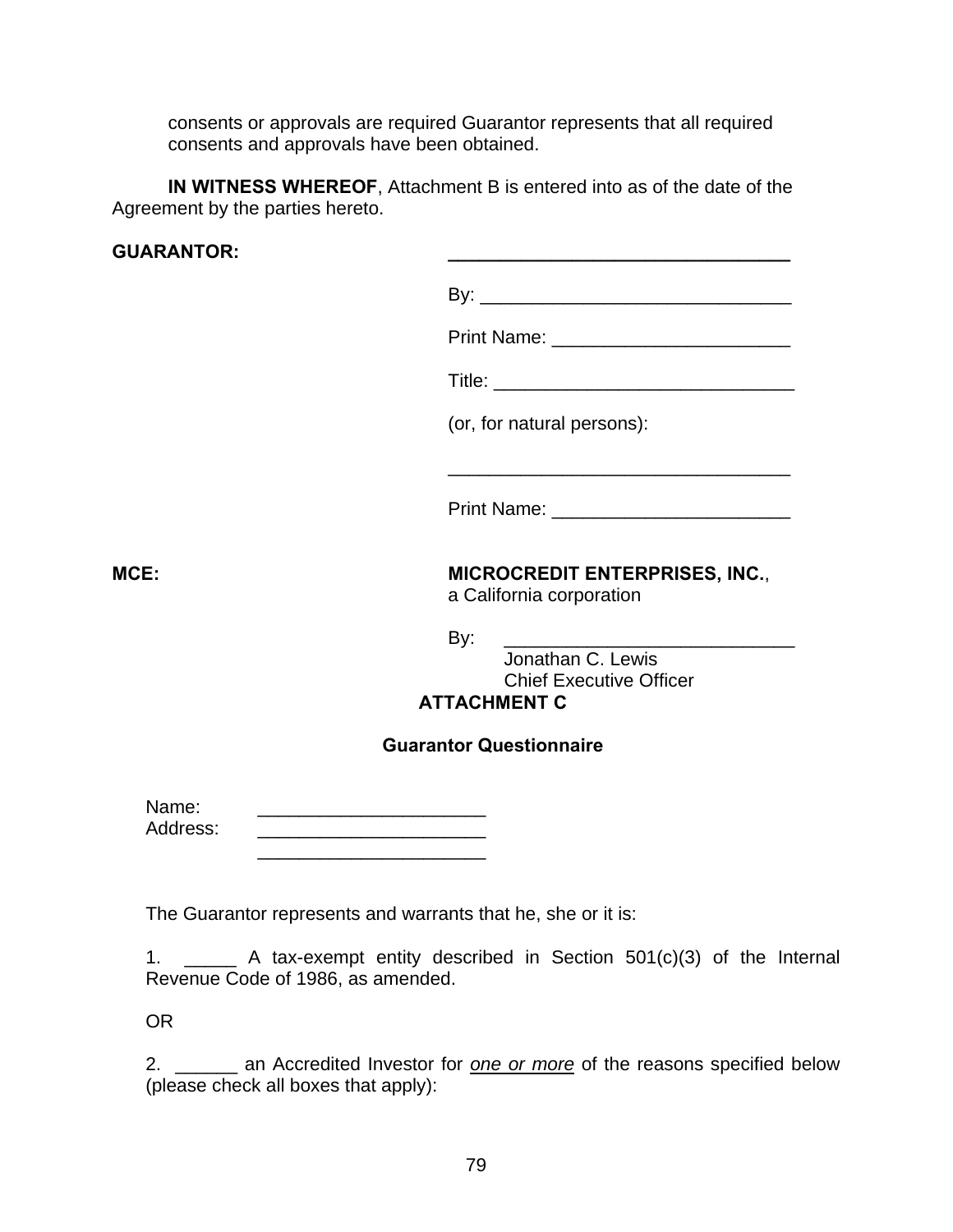consents or approvals are required Guarantor represents that all required consents and approvals have been obtained.

**IN WITNESS WHEREOF**, Attachment B is entered into as of the date of the Agreement by the parties hereto.

**GUARANTOR:** ___________________________________

By: _______________________________

Print Name: ________________________

Title: ______________________________

(or, for natural persons):

___________________________________

Print Name: ________________________

**MCE:** **MICROCREDIT ENTERPRISES, INC.**, a California corporation

By: _____________________________
Jonathan C. Lewis
Chief Executive Officer

## ATTACHMENT C

### Guarantor Questionnaire

Name: ______________________
Address: ______________________
______________________

The Guarantor represents and warrants that he, she or it is:

1. _____ A tax-exempt entity described in Section 501(c)(3) of the Internal Revenue Code of 1986, as amended.

OR

2. ______ an Accredited Investor for *one or more* of the reasons specified below (please check all boxes that apply):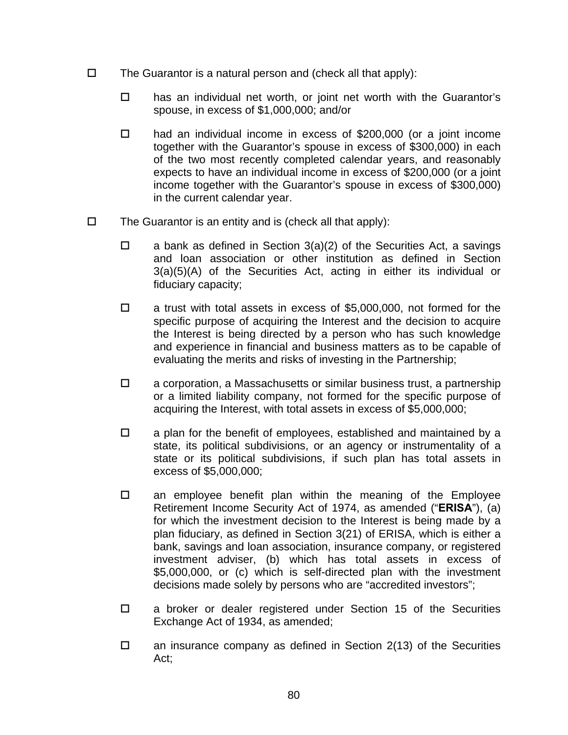- ☐ The Guarantor is a natural person and (check all that apply):

  - ☐ has an individual net worth, or joint net worth with the Guarantor's spouse, in excess of $1,000,000; and/or

  - ☐ had an individual income in excess of $200,000 (or a joint income together with the Guarantor's spouse in excess of $300,000) in each of the two most recently completed calendar years, and reasonably expects to have an individual income in excess of $200,000 (or a joint income together with the Guarantor's spouse in excess of $300,000) in the current calendar year.

- ☐ The Guarantor is an entity and is (check all that apply):

  - ☐ a bank as defined in Section 3(a)(2) of the Securities Act, a savings and loan association or other institution as defined in Section 3(a)(5)(A) of the Securities Act, acting in either its individual or fiduciary capacity;

  - ☐ a trust with total assets in excess of $5,000,000, not formed for the specific purpose of acquiring the Interest and the decision to acquire the Interest is being directed by a person who has such knowledge and experience in financial and business matters as to be capable of evaluating the merits and risks of investing in the Partnership;

  - ☐ a corporation, a Massachusetts or similar business trust, a partnership or a limited liability company, not formed for the specific purpose of acquiring the Interest, with total assets in excess of $5,000,000;

  - ☐ a plan for the benefit of employees, established and maintained by a state, its political subdivisions, or an agency or instrumentality of a state or its political subdivisions, if such plan has total assets in excess of $5,000,000;

  - ☐ an employee benefit plan within the meaning of the Employee Retirement Income Security Act of 1974, as amended ("**ERISA**"), (a) for which the investment decision to the Interest is being made by a plan fiduciary, as defined in Section 3(21) of ERISA, which is either a bank, savings and loan association, insurance company, or registered investment adviser, (b) which has total assets in excess of $5,000,000, or (c) which is self-directed plan with the investment decisions made solely by persons who are "accredited investors";

  - ☐ a broker or dealer registered under Section 15 of the Securities Exchange Act of 1934, as amended;

  - ☐ an insurance company as defined in Section 2(13) of the Securities Act;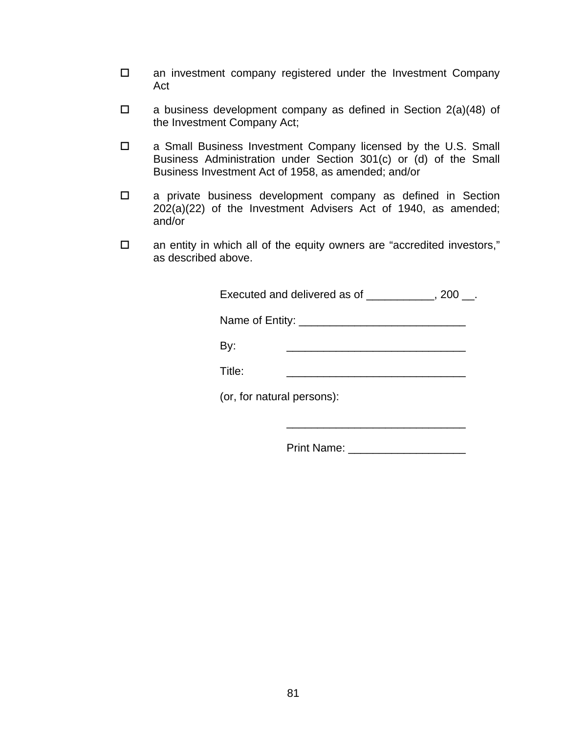- ☐ an investment company registered under the Investment Company Act

- ☐ a business development company as defined in Section 2(a)(48) of the Investment Company Act;

- ☐ a Small Business Investment Company licensed by the U.S. Small Business Administration under Section 301(c) or (d) of the Small Business Investment Act of 1958, as amended; and/or

- ☐ a private business development company as defined in Section 202(a)(22) of the Investment Advisers Act of 1940, as amended; and/or

- ☐ an entity in which all of the equity owners are “accredited investors,” as described above.

Executed and delivered as of ___________, 200 __.

Name of Entity: ___________________________

By: _____________________________

Title: _____________________________

(or, for natural persons):

_____________________________

Print Name: ___________________